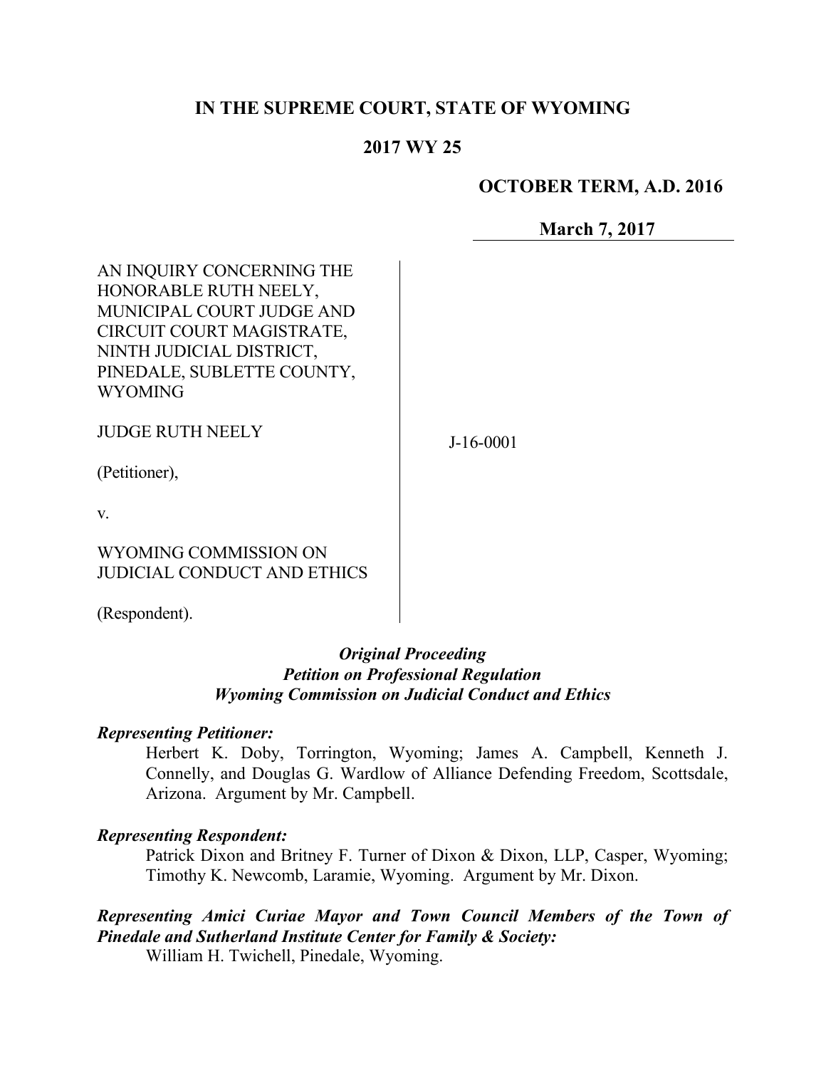# IN THE SUPREME COURT, STATE OF WYOMING

## 2017 WY 25

**OCTOBER TERM, A.D. 2016**

**March 7, 2017**

AN INQUIRY CONCERNING THE HONORABLE RUTH NEELY, MUNICIPAL COURT JUDGE AND CIRCUIT COURT MAGISTRATE, NINTH JUDICIAL DISTRICT, PINEDALE, SUBLETTE COUNTY, WYOMING

JUDGE RUTH NEELY

(Petitioner),

v.

WYOMING COMMISSION ON JUDICIAL CONDUCT AND ETHICS

(Respondent).

J-16-0001

***Original Proceeding***
***Petition on Professional Regulation***
***Wyoming Commission on Judicial Conduct and Ethics***

***Representing Petitioner:***

Herbert K. Doby, Torrington, Wyoming; James A. Campbell, Kenneth J. Connelly, and Douglas G. Wardlow of Alliance Defending Freedom, Scottsdale, Arizona. Argument by Mr. Campbell.

***Representing Respondent:***

Patrick Dixon and Britney F. Turner of Dixon & Dixon, LLP, Casper, Wyoming; Timothy K. Newcomb, Laramie, Wyoming. Argument by Mr. Dixon.

***Representing Amici Curiae Mayor and Town Council Members of the Town of Pinedale and Sutherland Institute Center for Family & Society:***

William H. Twichell, Pinedale, Wyoming.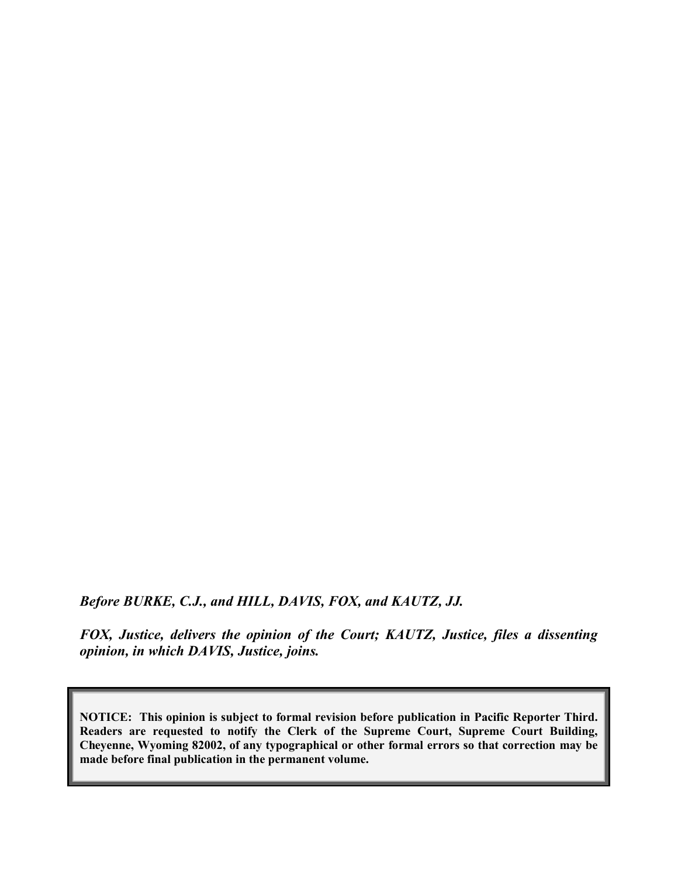*Before BURKE, C.J., and HILL, DAVIS, FOX, and KAUTZ, JJ.*

*FOX, Justice, delivers the opinion of the Court; KAUTZ, Justice, files a dissenting opinion, in which DAVIS, Justice, joins.*

**NOTICE: This opinion is subject to formal revision before publication in Pacific Reporter Third. Readers are requested to notify the Clerk of the Supreme Court, Supreme Court Building, Cheyenne, Wyoming 82002, of any typographical or other formal errors so that correction may be made before final publication in the permanent volume.**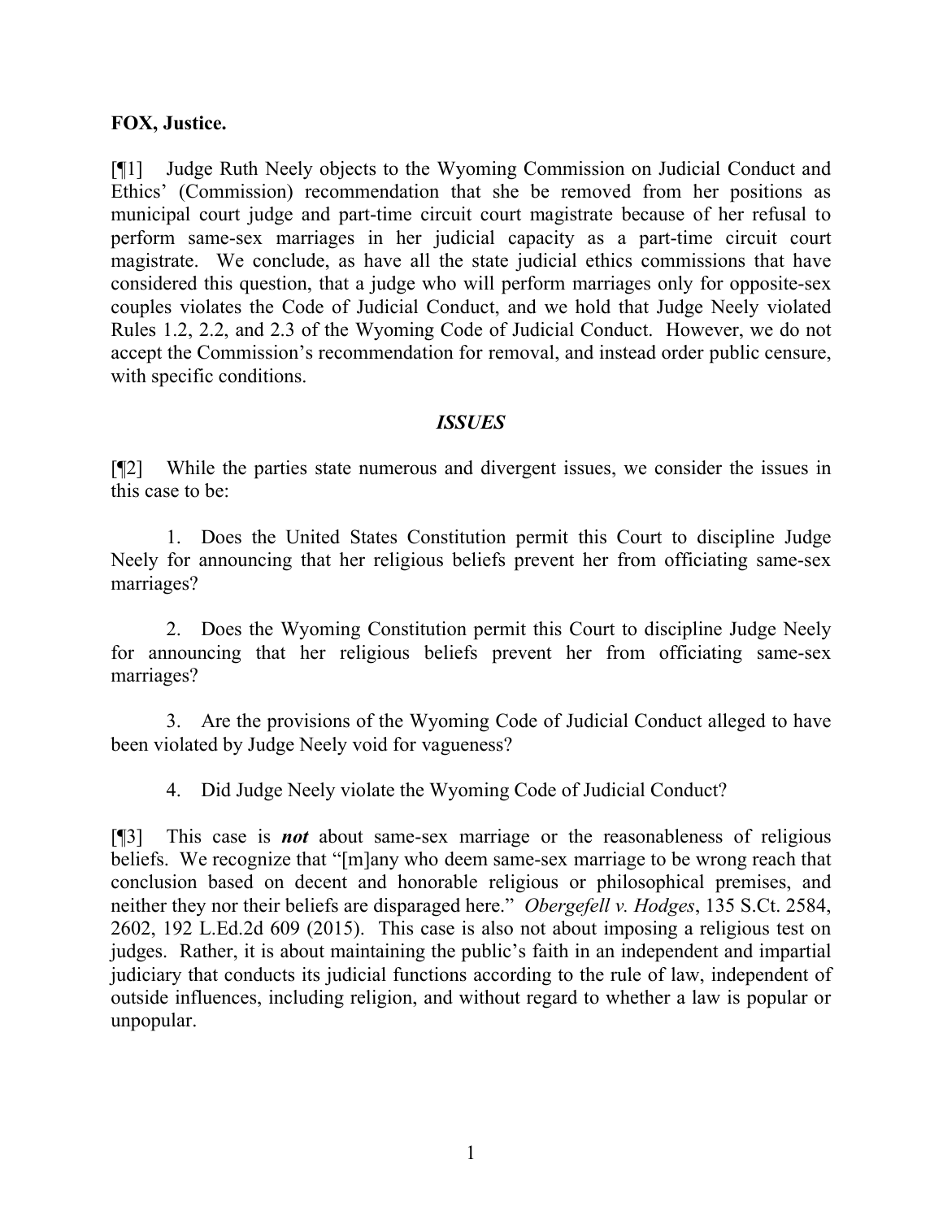**FOX, Justice.**

[¶1] Judge Ruth Neely objects to the Wyoming Commission on Judicial Conduct and Ethics' (Commission) recommendation that she be removed from her positions as municipal court judge and part-time circuit court magistrate because of her refusal to perform same-sex marriages in her judicial capacity as a part-time circuit court magistrate. We conclude, as have all the state judicial ethics commissions that have considered this question, that a judge who will perform marriages only for opposite-sex couples violates the Code of Judicial Conduct, and we hold that Judge Neely violated Rules 1.2, 2.2, and 2.3 of the Wyoming Code of Judicial Conduct. However, we do not accept the Commission's recommendation for removal, and instead order public censure, with specific conditions.

## *ISSUES*

[¶2] While the parties state numerous and divergent issues, we consider the issues in this case to be:

1. Does the United States Constitution permit this Court to discipline Judge Neely for announcing that her religious beliefs prevent her from officiating same-sex marriages?

2. Does the Wyoming Constitution permit this Court to discipline Judge Neely for announcing that her religious beliefs prevent her from officiating same-sex marriages?

3. Are the provisions of the Wyoming Code of Judicial Conduct alleged to have been violated by Judge Neely void for vagueness?

4. Did Judge Neely violate the Wyoming Code of Judicial Conduct?

[¶3] This case is ***not*** about same-sex marriage or the reasonableness of religious beliefs. We recognize that "[m]any who deem same-sex marriage to be wrong reach that conclusion based on decent and honorable religious or philosophical premises, and neither they nor their beliefs are disparaged here." *Obergefell v. Hodges*, 135 S.Ct. 2584, 2602, 192 L.Ed.2d 609 (2015). This case is also not about imposing a religious test on judges. Rather, it is about maintaining the public's faith in an independent and impartial judiciary that conducts its judicial functions according to the rule of law, independent of outside influences, including religion, and without regard to whether a law is popular or unpopular.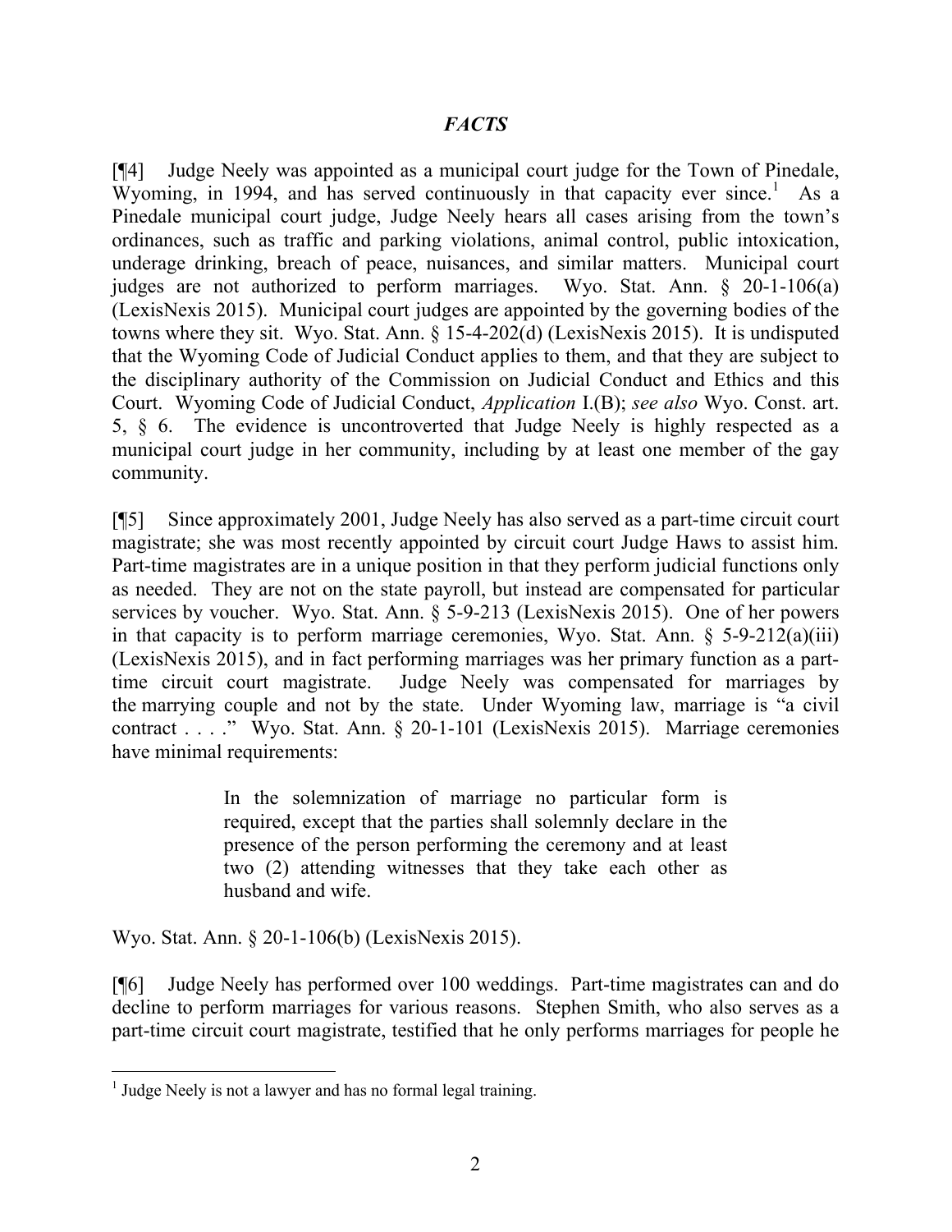## *FACTS*

[¶4] Judge Neely was appointed as a municipal court judge for the Town of Pinedale, Wyoming, in 1994, and has served continuously in that capacity ever since.[1] As a Pinedale municipal court judge, Judge Neely hears all cases arising from the town's ordinances, such as traffic and parking violations, animal control, public intoxication, underage drinking, breach of peace, nuisances, and similar matters. Municipal court judges are not authorized to perform marriages. Wyo. Stat. Ann. § 20-1-106(a) (LexisNexis 2015). Municipal court judges are appointed by the governing bodies of the towns where they sit. Wyo. Stat. Ann. § 15-4-202(d) (LexisNexis 2015). It is undisputed that the Wyoming Code of Judicial Conduct applies to them, and that they are subject to the disciplinary authority of the Commission on Judicial Conduct and Ethics and this Court. Wyoming Code of Judicial Conduct, *Application* I.(B); *see also* Wyo. Const. art. 5, § 6. The evidence is uncontroverted that Judge Neely is highly respected as a municipal court judge in her community, including by at least one member of the gay community.

[¶5] Since approximately 2001, Judge Neely has also served as a part-time circuit court magistrate; she was most recently appointed by circuit court Judge Haws to assist him. Part-time magistrates are in a unique position in that they perform judicial functions only as needed. They are not on the state payroll, but instead are compensated for particular services by voucher. Wyo. Stat. Ann. § 5-9-213 (LexisNexis 2015). One of her powers in that capacity is to perform marriage ceremonies, Wyo. Stat. Ann. § 5-9-212(a)(iii) (LexisNexis 2015), and in fact performing marriages was her primary function as a part-time circuit court magistrate. Judge Neely was compensated for marriages by the marrying couple and not by the state. Under Wyoming law, marriage is "a civil contract . . . ." Wyo. Stat. Ann. § 20-1-101 (LexisNexis 2015). Marriage ceremonies have minimal requirements:

> In the solemnization of marriage no particular form is required, except that the parties shall solemnly declare in the presence of the person performing the ceremony and at least two (2) attending witnesses that they take each other as husband and wife.

Wyo. Stat. Ann. § 20-1-106(b) (LexisNexis 2015).

[¶6] Judge Neely has performed over 100 weddings. Part-time magistrates can and do decline to perform marriages for various reasons. Stephen Smith, who also serves as a part-time circuit court magistrate, testified that he only performs marriages for people he

---

[1] Judge Neely is not a lawyer and has no formal legal training.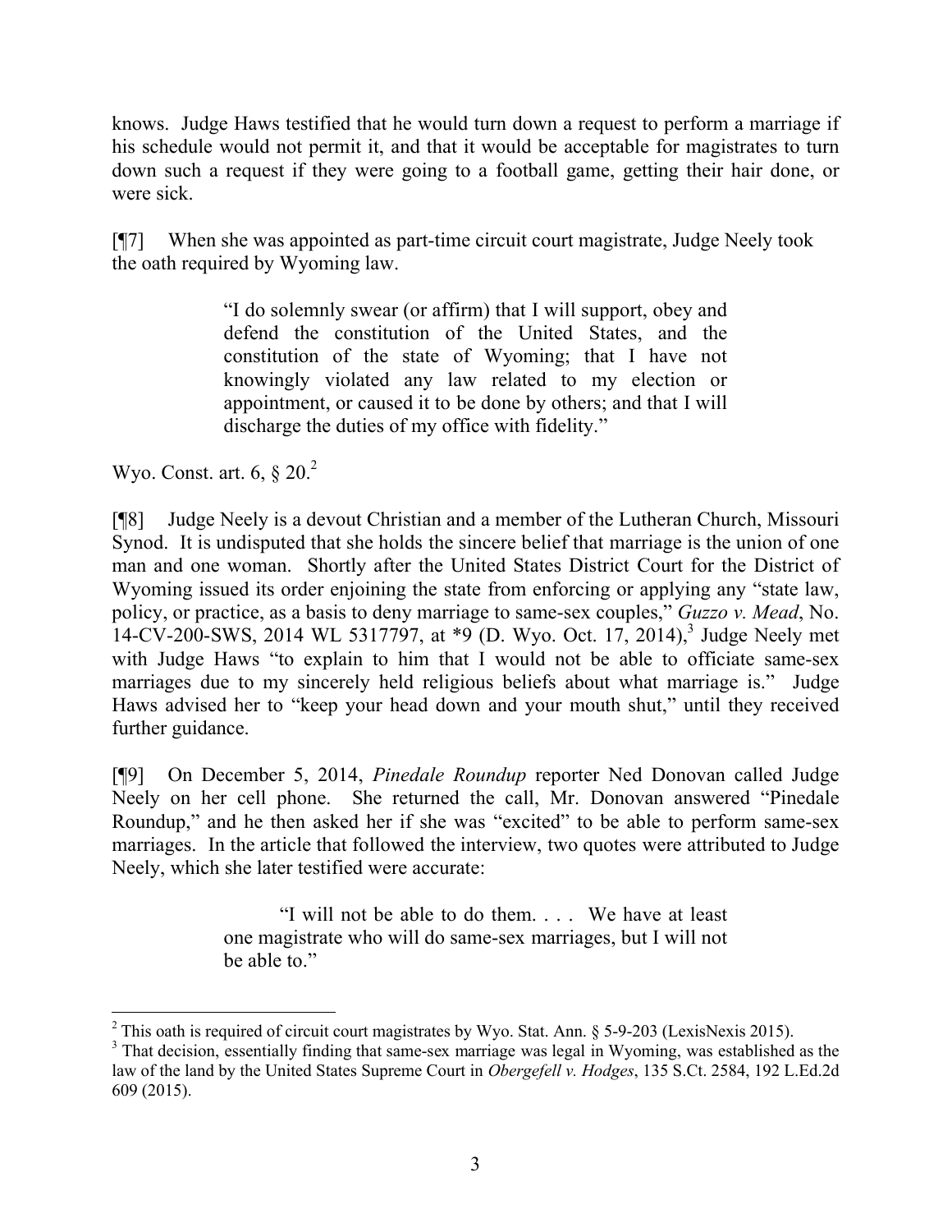knows. Judge Haws testified that he would turn down a request to perform a marriage if his schedule would not permit it, and that it would be acceptable for magistrates to turn down such a request if they were going to a football game, getting their hair done, or were sick.

[¶7] When she was appointed as part-time circuit court magistrate, Judge Neely took the oath required by Wyoming law.

> "I do solemnly swear (or affirm) that I will support, obey and defend the constitution of the United States, and the constitution of the state of Wyoming; that I have not knowingly violated any law related to my election or appointment, or caused it to be done by others; and that I will discharge the duties of my office with fidelity."

Wyo. Const. art. 6, § 20.[2]

[¶8] Judge Neely is a devout Christian and a member of the Lutheran Church, Missouri Synod. It is undisputed that she holds the sincere belief that marriage is the union of one man and one woman. Shortly after the United States District Court for the District of Wyoming issued its order enjoining the state from enforcing or applying any "state law, policy, or practice, as a basis to deny marriage to same-sex couples," *Guzzo v. Mead*, No. 14-CV-200-SWS, 2014 WL 5317797, at *9 (D. Wyo. Oct. 17, 2014),[3] Judge Neely met with Judge Haws "to explain to him that I would not be able to officiate same-sex marriages due to my sincerely held religious beliefs about what marriage is." Judge Haws advised her to "keep your head down and your mouth shut," until they received further guidance.

[¶9] On December 5, 2014, *Pinedale Roundup* reporter Ned Donovan called Judge Neely on her cell phone. She returned the call, Mr. Donovan answered "Pinedale Roundup," and he then asked her if she was "excited" to be able to perform same-sex marriages. In the article that followed the interview, two quotes were attributed to Judge Neely, which she later testified were accurate:

> "I will not be able to do them. . . . We have at least one magistrate who will do same-sex marriages, but I will not be able to."

---

[2] This oath is required of circuit court magistrates by Wyo. Stat. Ann. § 5-9-203 (LexisNexis 2015).

[3] That decision, essentially finding that same-sex marriage was legal in Wyoming, was established as the law of the land by the United States Supreme Court in *Obergefell v. Hodges*, 135 S.Ct. 2584, 192 L.Ed.2d 609 (2015).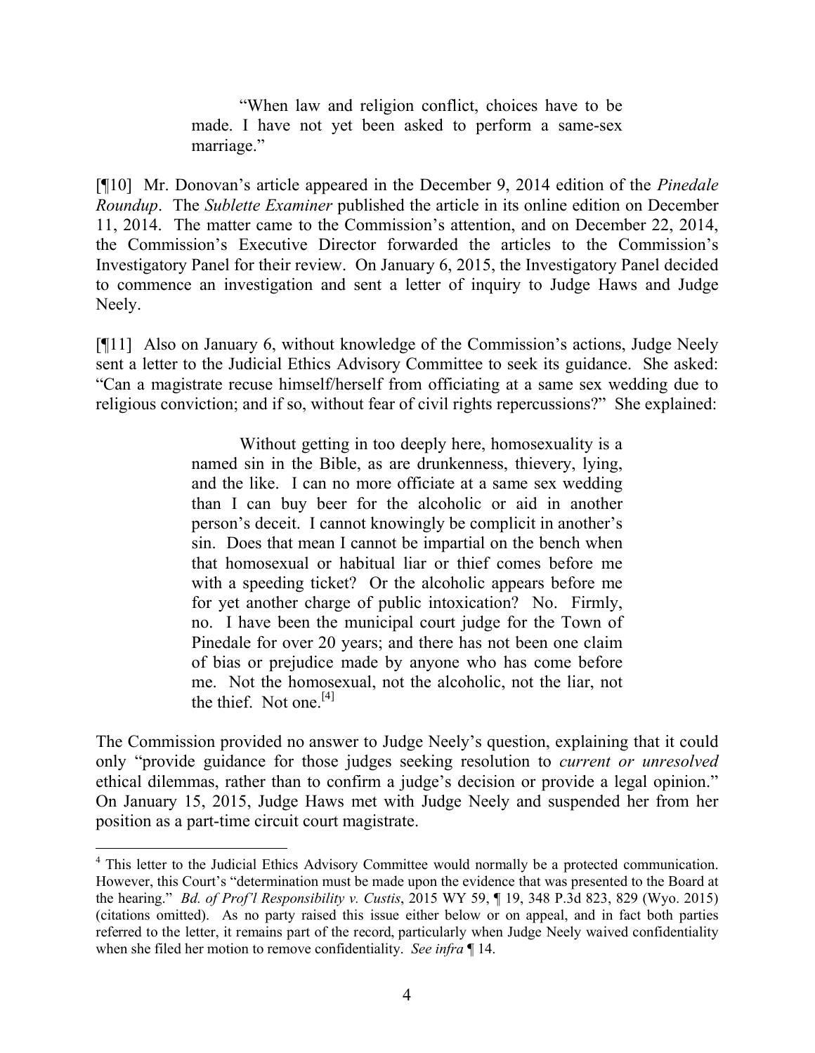> "When law and religion conflict, choices have to be made. I have not yet been asked to perform a same-sex marriage."

[¶10] Mr. Donovan's article appeared in the December 9, 2014 edition of the *Pinedale Roundup*. The *Sublette Examiner* published the article in its online edition on December 11, 2014. The matter came to the Commission's attention, and on December 22, 2014, the Commission's Executive Director forwarded the articles to the Commission's Investigatory Panel for their review. On January 6, 2015, the Investigatory Panel decided to commence an investigation and sent a letter of inquiry to Judge Haws and Judge Neely.

[¶11] Also on January 6, without knowledge of the Commission's actions, Judge Neely sent a letter to the Judicial Ethics Advisory Committee to seek its guidance. She asked: "Can a magistrate recuse himself/herself from officiating at a same sex wedding due to religious conviction; and if so, without fear of civil rights repercussions?" She explained:

> Without getting in too deeply here, homosexuality is a named sin in the Bible, as are drunkenness, thievery, lying, and the like. I can no more officiate at a same sex wedding than I can buy beer for the alcoholic or aid in another person's deceit. I cannot knowingly be complicit in another's sin. Does that mean I cannot be impartial on the bench when that homosexual or habitual liar or thief comes before me with a speeding ticket? Or the alcoholic appears before me for yet another charge of public intoxication? No. Firmly, no. I have been the municipal court judge for the Town of Pinedale for over 20 years; and there has not been one claim of bias or prejudice made by anyone who has come before me. Not the homosexual, not the alcoholic, not the liar, not the thief. Not one.[4]

The Commission provided no answer to Judge Neely's question, explaining that it could only "provide guidance for those judges seeking resolution to *current or unresolved* ethical dilemmas, rather than to confirm a judge's decision or provide a legal opinion." On January 15, 2015, Judge Haws met with Judge Neely and suspended her from her position as a part-time circuit court magistrate.

---

[4] This letter to the Judicial Ethics Advisory Committee would normally be a protected communication. However, this Court's "determination must be made upon the evidence that was presented to the Board at the hearing." *Bd. of Prof'l Responsibility v. Custis*, 2015 WY 59, ¶ 19, 348 P.3d 823, 829 (Wyo. 2015) (citations omitted). As no party raised this issue either below or on appeal, and in fact both parties referred to the letter, it remains part of the record, particularly when Judge Neely waived confidentiality when she filed her motion to remove confidentiality. *See infra* ¶ 14.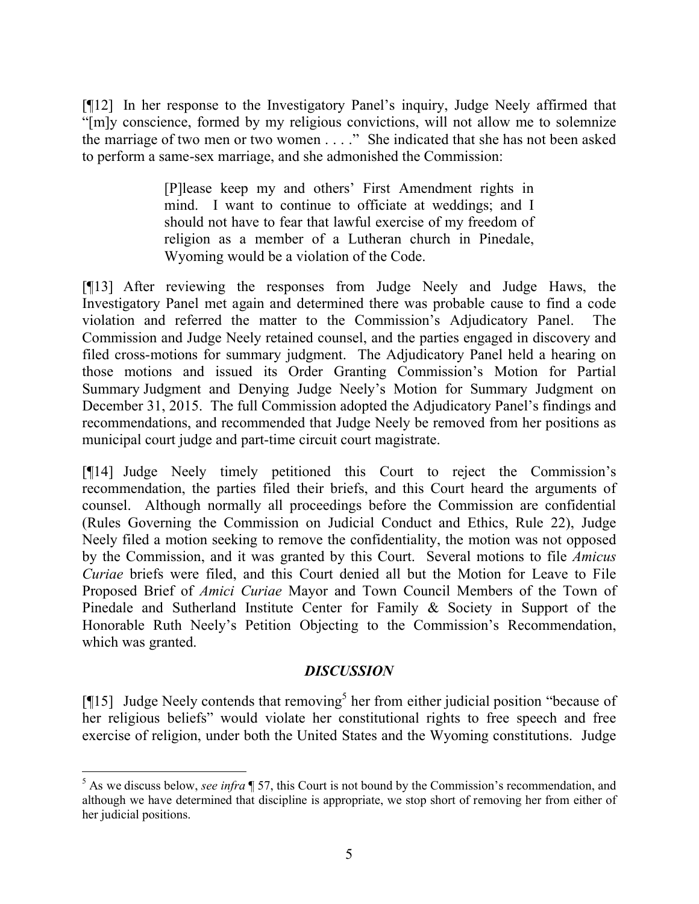[¶12] In her response to the Investigatory Panel's inquiry, Judge Neely affirmed that "[m]y conscience, formed by my religious convictions, will not allow me to solemnize the marriage of two men or two women . . . ." She indicated that she has not been asked to perform a same-sex marriage, and she admonished the Commission:

> [P]lease keep my and others' First Amendment rights in mind. I want to continue to officiate at weddings; and I should not have to fear that lawful exercise of my freedom of religion as a member of a Lutheran church in Pinedale, Wyoming would be a violation of the Code.

[¶13] After reviewing the responses from Judge Neely and Judge Haws, the Investigatory Panel met again and determined there was probable cause to find a code violation and referred the matter to the Commission's Adjudicatory Panel. The Commission and Judge Neely retained counsel, and the parties engaged in discovery and filed cross-motions for summary judgment. The Adjudicatory Panel held a hearing on those motions and issued its Order Granting Commission's Motion for Partial Summary Judgment and Denying Judge Neely's Motion for Summary Judgment on December 31, 2015. The full Commission adopted the Adjudicatory Panel's findings and recommendations, and recommended that Judge Neely be removed from her positions as municipal court judge and part-time circuit court magistrate.

[¶14] Judge Neely timely petitioned this Court to reject the Commission's recommendation, the parties filed their briefs, and this Court heard the arguments of counsel. Although normally all proceedings before the Commission are confidential (Rules Governing the Commission on Judicial Conduct and Ethics, Rule 22), Judge Neely filed a motion seeking to remove the confidentiality, the motion was not opposed by the Commission, and it was granted by this Court. Several motions to file *Amicus Curiae* briefs were filed, and this Court denied all but the Motion for Leave to File Proposed Brief of *Amici Curiae* Mayor and Town Council Members of the Town of Pinedale and Sutherland Institute Center for Family & Society in Support of the Honorable Ruth Neely's Petition Objecting to the Commission's Recommendation, which was granted.

## *DISCUSSION*

[¶15] Judge Neely contends that removing[5] her from either judicial position "because of her religious beliefs" would violate her constitutional rights to free speech and free exercise of religion, under both the United States and the Wyoming constitutions. Judge

---

[5] As we discuss below, *see infra* ¶ 57, this Court is not bound by the Commission's recommendation, and although we have determined that discipline is appropriate, we stop short of removing her from either of her judicial positions.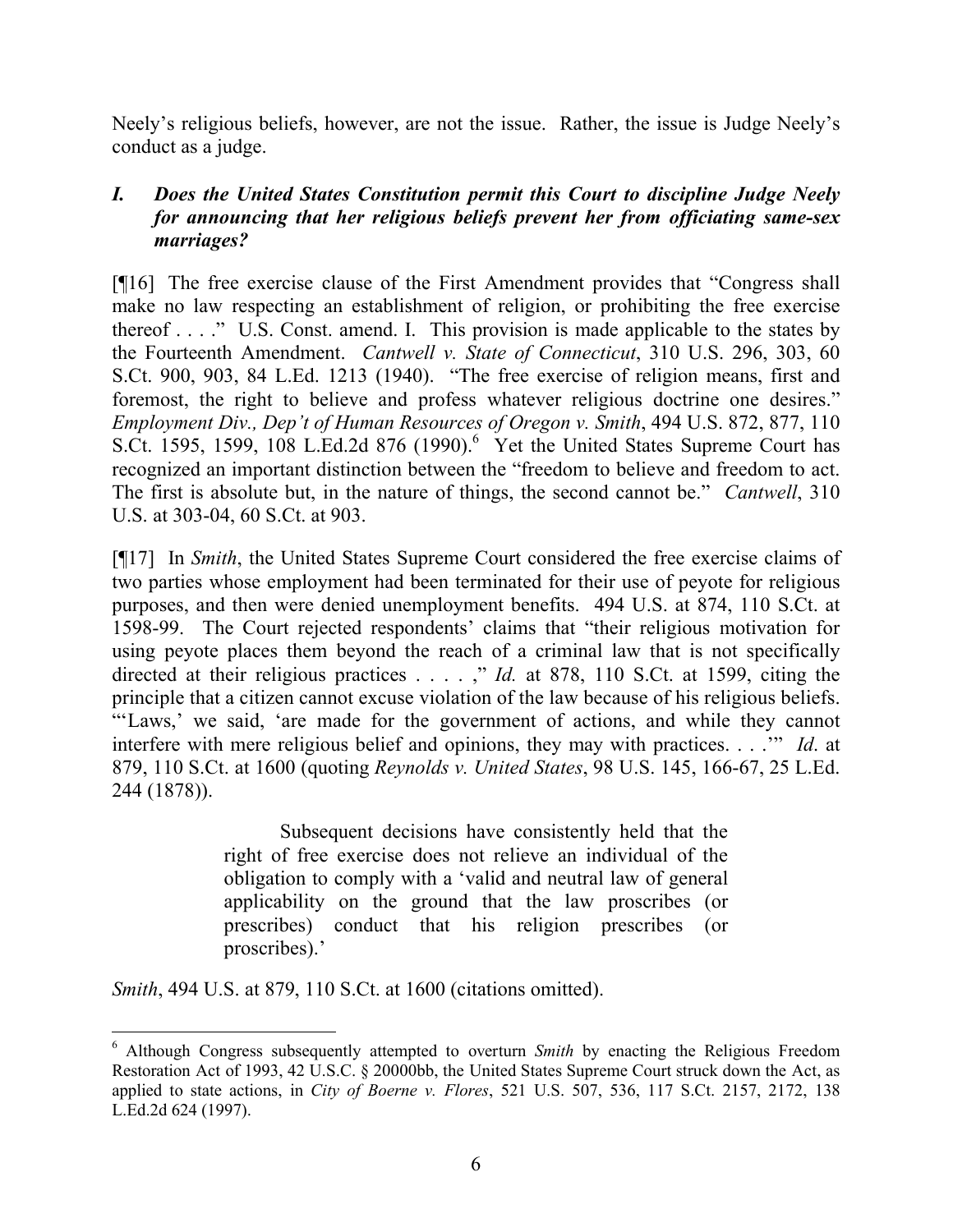Neely's religious beliefs, however, are not the issue. Rather, the issue is Judge Neely's conduct as a judge.

### *I. Does the United States Constitution permit this Court to discipline Judge Neely for announcing that her religious beliefs prevent her from officiating same-sex marriages?*

[¶16] The free exercise clause of the First Amendment provides that "Congress shall make no law respecting an establishment of religion, or prohibiting the free exercise thereof . . . ." U.S. Const. amend. I. This provision is made applicable to the states by the Fourteenth Amendment. *Cantwell v. State of Connecticut*, 310 U.S. 296, 303, 60 S.Ct. 900, 903, 84 L.Ed. 1213 (1940). "The free exercise of religion means, first and foremost, the right to believe and profess whatever religious doctrine one desires." *Employment Div., Dep't of Human Resources of Oregon v. Smith*, 494 U.S. 872, 877, 110 S.Ct. 1595, 1599, 108 L.Ed.2d 876 (1990).[6] Yet the United States Supreme Court has recognized an important distinction between the "freedom to believe and freedom to act. The first is absolute but, in the nature of things, the second cannot be." *Cantwell*, 310 U.S. at 303-04, 60 S.Ct. at 903.

[¶17] In *Smith*, the United States Supreme Court considered the free exercise claims of two parties whose employment had been terminated for their use of peyote for religious purposes, and then were denied unemployment benefits. 494 U.S. at 874, 110 S.Ct. at 1598-99. The Court rejected respondents' claims that "their religious motivation for using peyote places them beyond the reach of a criminal law that is not specifically directed at their religious practices . . . . ," *Id.* at 878, 110 S.Ct. at 1599, citing the principle that a citizen cannot excuse violation of the law because of his religious beliefs. "'Laws,' we said, 'are made for the government of actions, and while they cannot interfere with mere religious belief and opinions, they may with practices. . . .'" *Id*. at 879, 110 S.Ct. at 1600 (quoting *Reynolds v. United States*, 98 U.S. 145, 166-67, 25 L.Ed. 244 (1878)).

> Subsequent decisions have consistently held that the right of free exercise does not relieve an individual of the obligation to comply with a 'valid and neutral law of general applicability on the ground that the law proscribes (or prescribes) conduct that his religion prescribes (or proscribes).'

*Smith*, 494 U.S. at 879, 110 S.Ct. at 1600 (citations omitted).

---

[6] Although Congress subsequently attempted to overturn *Smith* by enacting the Religious Freedom Restoration Act of 1993, 42 U.S.C. § 20000bb, the United States Supreme Court struck down the Act, as applied to state actions, in *City of Boerne v. Flores*, 521 U.S. 507, 536, 117 S.Ct. 2157, 2172, 138 L.Ed.2d 624 (1997).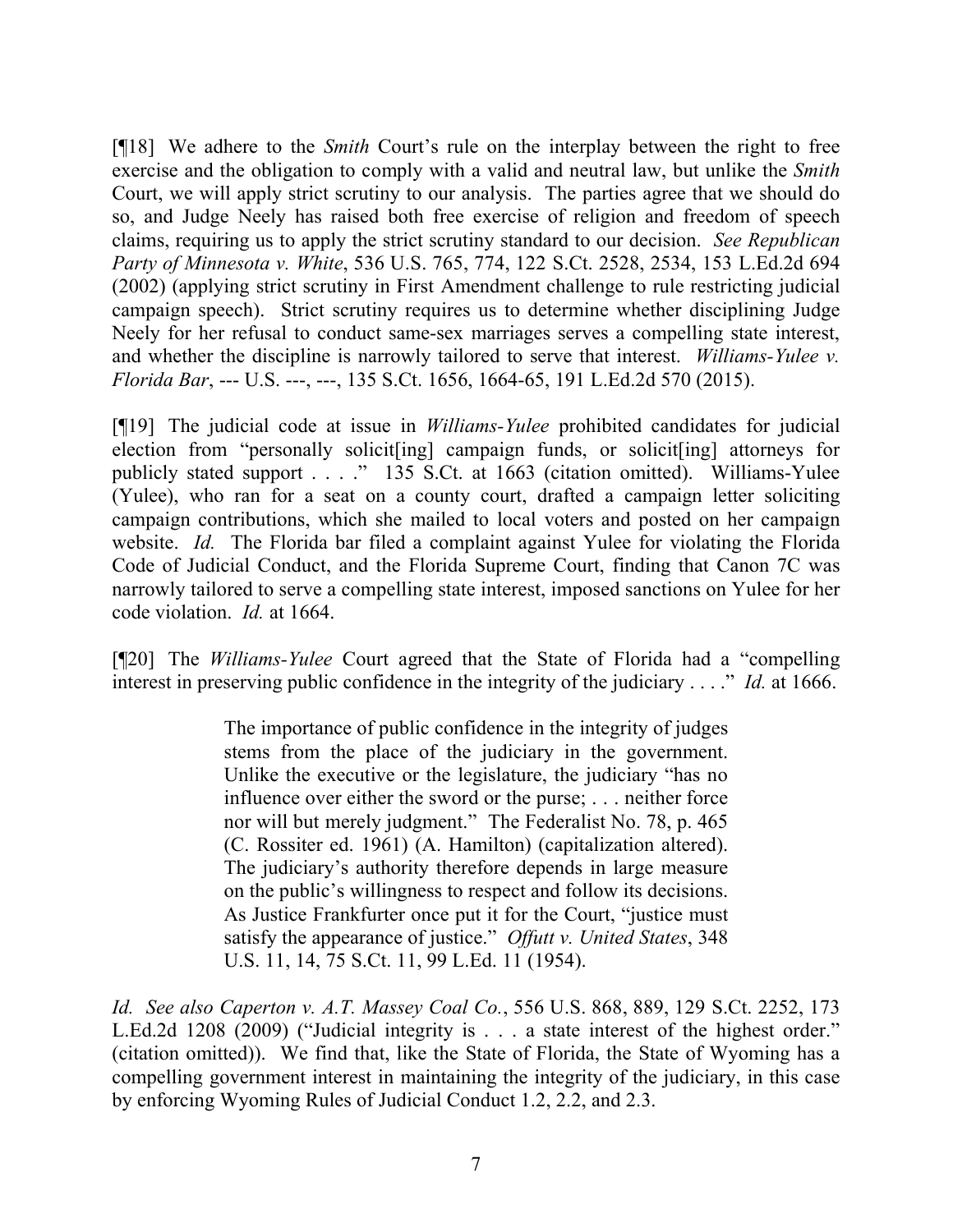[¶18] We adhere to the *Smith* Court's rule on the interplay between the right to free exercise and the obligation to comply with a valid and neutral law, but unlike the *Smith* Court, we will apply strict scrutiny to our analysis. The parties agree that we should do so, and Judge Neely has raised both free exercise of religion and freedom of speech claims, requiring us to apply the strict scrutiny standard to our decision. *See Republican Party of Minnesota v. White*, 536 U.S. 765, 774, 122 S.Ct. 2528, 2534, 153 L.Ed.2d 694 (2002) (applying strict scrutiny in First Amendment challenge to rule restricting judicial campaign speech). Strict scrutiny requires us to determine whether disciplining Judge Neely for her refusal to conduct same-sex marriages serves a compelling state interest, and whether the discipline is narrowly tailored to serve that interest. *Williams-Yulee v. Florida Bar*, --- U.S. ---, ---, 135 S.Ct. 1656, 1664-65, 191 L.Ed.2d 570 (2015).

[¶19] The judicial code at issue in *Williams-Yulee* prohibited candidates for judicial election from "personally solicit[ing] campaign funds, or solicit[ing] attorneys for publicly stated support . . . ." 135 S.Ct. at 1663 (citation omitted). Williams-Yulee (Yulee), who ran for a seat on a county court, drafted a campaign letter soliciting campaign contributions, which she mailed to local voters and posted on her campaign website. *Id.* The Florida bar filed a complaint against Yulee for violating the Florida Code of Judicial Conduct, and the Florida Supreme Court, finding that Canon 7C was narrowly tailored to serve a compelling state interest, imposed sanctions on Yulee for her code violation. *Id.* at 1664.

[¶20] The *Williams-Yulee* Court agreed that the State of Florida had a "compelling interest in preserving public confidence in the integrity of the judiciary . . . ." *Id.* at 1666.

> The importance of public confidence in the integrity of judges stems from the place of the judiciary in the government. Unlike the executive or the legislature, the judiciary "has no influence over either the sword or the purse; . . . neither force nor will but merely judgment." The Federalist No. 78, p. 465 (C. Rossiter ed. 1961) (A. Hamilton) (capitalization altered). The judiciary's authority therefore depends in large measure on the public's willingness to respect and follow its decisions. As Justice Frankfurter once put it for the Court, "justice must satisfy the appearance of justice." *Offutt v. United States*, 348 U.S. 11, 14, 75 S.Ct. 11, 99 L.Ed. 11 (1954).

*Id. See also Caperton v. A.T. Massey Coal Co.*, 556 U.S. 868, 889, 129 S.Ct. 2252, 173 L.Ed.2d 1208 (2009) ("Judicial integrity is . . . a state interest of the highest order." (citation omitted)). We find that, like the State of Florida, the State of Wyoming has a compelling government interest in maintaining the integrity of the judiciary, in this case by enforcing Wyoming Rules of Judicial Conduct 1.2, 2.2, and 2.3.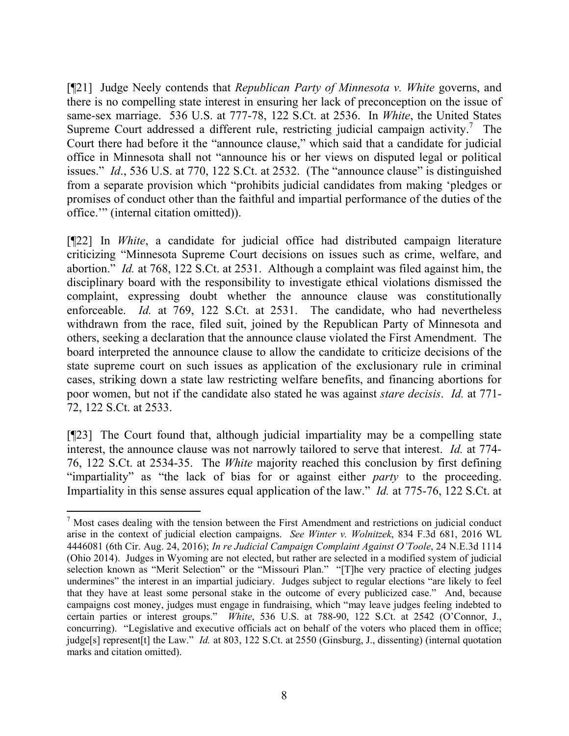[¶21] Judge Neely contends that *Republican Party of Minnesota v. White* governs, and there is no compelling state interest in ensuring her lack of preconception on the issue of same-sex marriage. 536 U.S. at 777-78, 122 S.Ct. at 2536. In *White*, the United States Supreme Court addressed a different rule, restricting judicial campaign activity.[7] The Court there had before it the "announce clause," which said that a candidate for judicial office in Minnesota shall not "announce his or her views on disputed legal or political issues." *Id*., 536 U.S. at 770, 122 S.Ct. at 2532. (The "announce clause" is distinguished from a separate provision which "prohibits judicial candidates from making 'pledges or promises of conduct other than the faithful and impartial performance of the duties of the office.'" (internal citation omitted)).

[¶22] In *White*, a candidate for judicial office had distributed campaign literature criticizing "Minnesota Supreme Court decisions on issues such as crime, welfare, and abortion." *Id.* at 768, 122 S.Ct. at 2531. Although a complaint was filed against him, the disciplinary board with the responsibility to investigate ethical violations dismissed the complaint, expressing doubt whether the announce clause was constitutionally enforceable. *Id.* at 769, 122 S.Ct. at 2531. The candidate, who had nevertheless withdrawn from the race, filed suit, joined by the Republican Party of Minnesota and others, seeking a declaration that the announce clause violated the First Amendment. The board interpreted the announce clause to allow the candidate to criticize decisions of the state supreme court on such issues as application of the exclusionary rule in criminal cases, striking down a state law restricting welfare benefits, and financing abortions for poor women, but not if the candidate also stated he was against *stare decisis*. *Id.* at 771-72, 122 S.Ct. at 2533.

[¶23] The Court found that, although judicial impartiality may be a compelling state interest, the announce clause was not narrowly tailored to serve that interest. *Id.* at 774-76, 122 S.Ct. at 2534-35. The *White* majority reached this conclusion by first defining "impartiality" as "the lack of bias for or against either *party* to the proceeding. Impartiality in this sense assures equal application of the law." *Id.* at 775-76, 122 S.Ct. at

---

[7] Most cases dealing with the tension between the First Amendment and restrictions on judicial conduct arise in the context of judicial election campaigns. *See Winter v. Wolnitzek*, 834 F.3d 681, 2016 WL 4446081 (6th Cir. Aug. 24, 2016); *In re Judicial Campaign Complaint Against O'Toole*, 24 N.E.3d 1114 (Ohio 2014). Judges in Wyoming are not elected, but rather are selected in a modified system of judicial selection known as "Merit Selection" or the "Missouri Plan." "[T]he very practice of electing judges undermines" the interest in an impartial judiciary. Judges subject to regular elections "are likely to feel that they have at least some personal stake in the outcome of every publicized case." And, because campaigns cost money, judges must engage in fundraising, which "may leave judges feeling indebted to certain parties or interest groups." *White*, 536 U.S. at 788-90, 122 S.Ct. at 2542 (O'Connor, J., concurring). "Legislative and executive officials act on behalf of the voters who placed them in office; judge[s] represent[t] the Law." *Id.* at 803, 122 S.Ct. at 2550 (Ginsburg, J., dissenting) (internal quotation marks and citation omitted).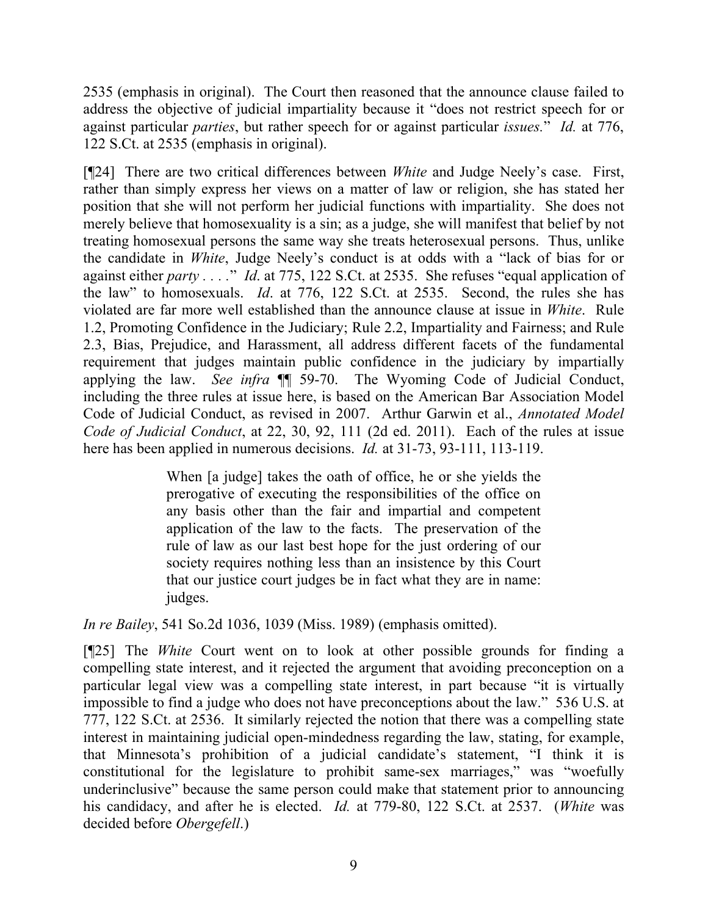2535 (emphasis in original). The Court then reasoned that the announce clause failed to address the objective of judicial impartiality because it "does not restrict speech for or against particular *parties*, but rather speech for or against particular *issues*." *Id.* at 776, 122 S.Ct. at 2535 (emphasis in original).

[¶24] There are two critical differences between *White* and Judge Neely's case. First, rather than simply express her views on a matter of law or religion, she has stated her position that she will not perform her judicial functions with impartiality. She does not merely believe that homosexuality is a sin; as a judge, she will manifest that belief by not treating homosexual persons the same way she treats heterosexual persons. Thus, unlike the candidate in *White*, Judge Neely's conduct is at odds with a "lack of bias for or against either *party* . . . ." *Id*. at 775, 122 S.Ct. at 2535. She refuses "equal application of the law" to homosexuals. *Id*. at 776, 122 S.Ct. at 2535. Second, the rules she has violated are far more well established than the announce clause at issue in *White*. Rule 1.2, Promoting Confidence in the Judiciary; Rule 2.2, Impartiality and Fairness; and Rule 2.3, Bias, Prejudice, and Harassment, all address different facets of the fundamental requirement that judges maintain public confidence in the judiciary by impartially applying the law. *See infra* ¶¶ 59-70. The Wyoming Code of Judicial Conduct, including the three rules at issue here, is based on the American Bar Association Model Code of Judicial Conduct, as revised in 2007. Arthur Garwin et al., *Annotated Model Code of Judicial Conduct*, at 22, 30, 92, 111 (2d ed. 2011). Each of the rules at issue here has been applied in numerous decisions. *Id.* at 31-73, 93-111, 113-119.

> When [a judge] takes the oath of office, he or she yields the prerogative of executing the responsibilities of the office on any basis other than the fair and impartial and competent application of the law to the facts. The preservation of the rule of law as our last best hope for the just ordering of our society requires nothing less than an insistence by this Court that our justice court judges be in fact what they are in name: judges.

*In re Bailey*, 541 So.2d 1036, 1039 (Miss. 1989) (emphasis omitted).

[¶25] The *White* Court went on to look at other possible grounds for finding a compelling state interest, and it rejected the argument that avoiding preconception on a particular legal view was a compelling state interest, in part because "it is virtually impossible to find a judge who does not have preconceptions about the law." 536 U.S. at 777, 122 S.Ct. at 2536. It similarly rejected the notion that there was a compelling state interest in maintaining judicial open-mindedness regarding the law, stating, for example, that Minnesota's prohibition of a judicial candidate's statement, "I think it is constitutional for the legislature to prohibit same-sex marriages," was "woefully underinclusive" because the same person could make that statement prior to announcing his candidacy, and after he is elected. *Id.* at 779-80, 122 S.Ct. at 2537. (*White* was decided before *Obergefell*.)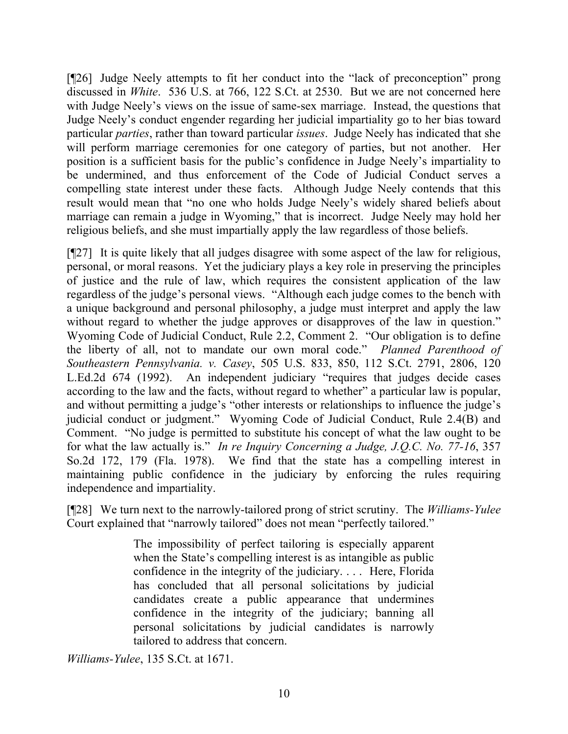[¶26] Judge Neely attempts to fit her conduct into the "lack of preconception" prong discussed in *White*. 536 U.S. at 766, 122 S.Ct. at 2530. But we are not concerned here with Judge Neely's views on the issue of same-sex marriage. Instead, the questions that Judge Neely's conduct engender regarding her judicial impartiality go to her bias toward particular *parties*, rather than toward particular *issues*. Judge Neely has indicated that she will perform marriage ceremonies for one category of parties, but not another. Her position is a sufficient basis for the public's confidence in Judge Neely's impartiality to be undermined, and thus enforcement of the Code of Judicial Conduct serves a compelling state interest under these facts. Although Judge Neely contends that this result would mean that "no one who holds Judge Neely's widely shared beliefs about marriage can remain a judge in Wyoming," that is incorrect. Judge Neely may hold her religious beliefs, and she must impartially apply the law regardless of those beliefs.

[¶27] It is quite likely that all judges disagree with some aspect of the law for religious, personal, or moral reasons. Yet the judiciary plays a key role in preserving the principles of justice and the rule of law, which requires the consistent application of the law regardless of the judge's personal views. "Although each judge comes to the bench with a unique background and personal philosophy, a judge must interpret and apply the law without regard to whether the judge approves or disapproves of the law in question." Wyoming Code of Judicial Conduct, Rule 2.2, Comment 2. "Our obligation is to define the liberty of all, not to mandate our own moral code." *Planned Parenthood of Southeastern Pennsylvania. v. Casey*, 505 U.S. 833, 850, 112 S.Ct. 2791, 2806, 120 L.Ed.2d 674 (1992). An independent judiciary "requires that judges decide cases according to the law and the facts, without regard to whether" a particular law is popular, and without permitting a judge's "other interests or relationships to influence the judge's judicial conduct or judgment." Wyoming Code of Judicial Conduct, Rule 2.4(B) and Comment. "No judge is permitted to substitute his concept of what the law ought to be for what the law actually is." *In re Inquiry Concerning a Judge, J.Q.C. No. 77-16*, 357 So.2d 172, 179 (Fla. 1978). We find that the state has a compelling interest in maintaining public confidence in the judiciary by enforcing the rules requiring independence and impartiality.

[¶28] We turn next to the narrowly-tailored prong of strict scrutiny. The *Williams-Yulee* Court explained that "narrowly tailored" does not mean "perfectly tailored."

> The impossibility of perfect tailoring is especially apparent when the State's compelling interest is as intangible as public confidence in the integrity of the judiciary. . . . Here, Florida has concluded that all personal solicitations by judicial candidates create a public appearance that undermines confidence in the integrity of the judiciary; banning all personal solicitations by judicial candidates is narrowly tailored to address that concern.

*Williams-Yulee*, 135 S.Ct. at 1671.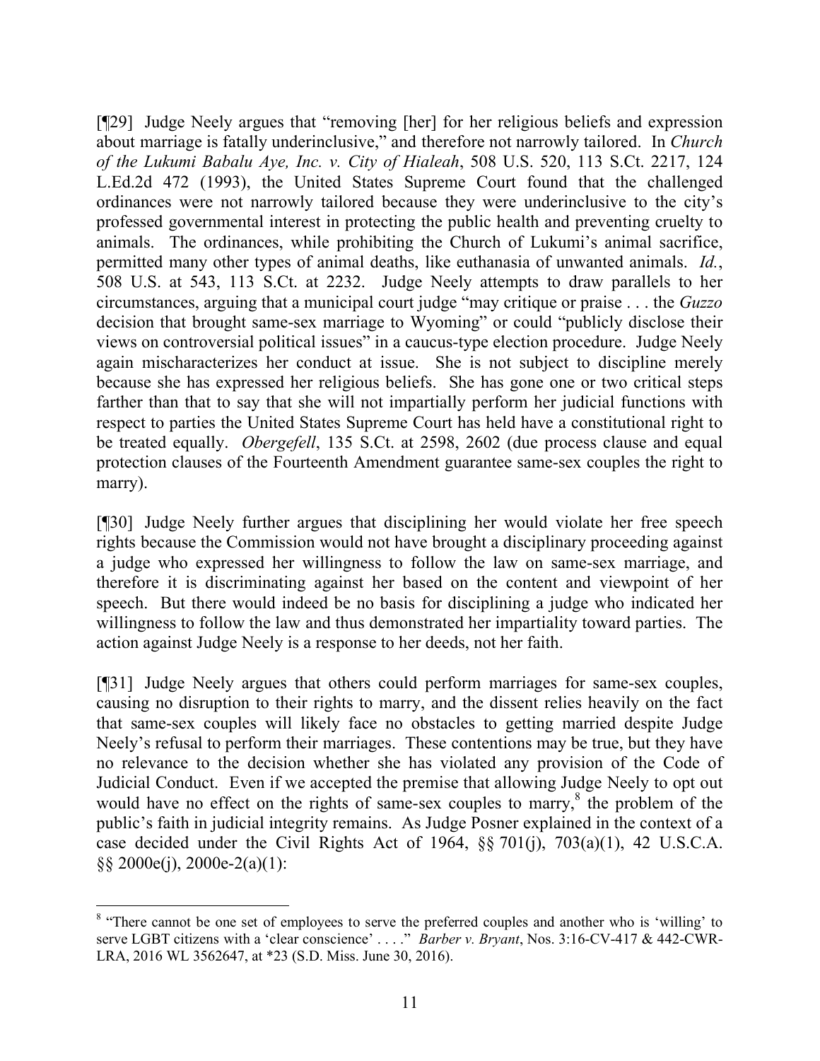[¶29] Judge Neely argues that "removing [her] for her religious beliefs and expression about marriage is fatally underinclusive," and therefore not narrowly tailored. In *Church of the Lukumi Babalu Aye, Inc. v. City of Hialeah*, 508 U.S. 520, 113 S.Ct. 2217, 124 L.Ed.2d 472 (1993), the United States Supreme Court found that the challenged ordinances were not narrowly tailored because they were underinclusive to the city's professed governmental interest in protecting the public health and preventing cruelty to animals. The ordinances, while prohibiting the Church of Lukumi's animal sacrifice, permitted many other types of animal deaths, like euthanasia of unwanted animals. *Id.*, 508 U.S. at 543, 113 S.Ct. at 2232. Judge Neely attempts to draw parallels to her circumstances, arguing that a municipal court judge "may critique or praise . . . the *Guzzo* decision that brought same-sex marriage to Wyoming" or could "publicly disclose their views on controversial political issues" in a caucus-type election procedure. Judge Neely again mischaracterizes her conduct at issue. She is not subject to discipline merely because she has expressed her religious beliefs. She has gone one or two critical steps farther than that to say that she will not impartially perform her judicial functions with respect to parties the United States Supreme Court has held have a constitutional right to be treated equally. *Obergefell*, 135 S.Ct. at 2598, 2602 (due process clause and equal protection clauses of the Fourteenth Amendment guarantee same-sex couples the right to marry).

[¶30] Judge Neely further argues that disciplining her would violate her free speech rights because the Commission would not have brought a disciplinary proceeding against a judge who expressed her willingness to follow the law on same-sex marriage, and therefore it is discriminating against her based on the content and viewpoint of her speech. But there would indeed be no basis for disciplining a judge who indicated her willingness to follow the law and thus demonstrated her impartiality toward parties. The action against Judge Neely is a response to her deeds, not her faith.

[¶31] Judge Neely argues that others could perform marriages for same-sex couples, causing no disruption to their rights to marry, and the dissent relies heavily on the fact that same-sex couples will likely face no obstacles to getting married despite Judge Neely's refusal to perform their marriages. These contentions may be true, but they have no relevance to the decision whether she has violated any provision of the Code of Judicial Conduct. Even if we accepted the premise that allowing Judge Neely to opt out would have no effect on the rights of same-sex couples to marry,[8] the problem of the public's faith in judicial integrity remains. As Judge Posner explained in the context of a case decided under the Civil Rights Act of 1964, §§ 701(j), 703(a)(1), 42 U.S.C.A. §§ 2000e(j), 2000e-2(a)(1):

---

[8] "There cannot be one set of employees to serve the preferred couples and another who is 'willing' to serve LGBT citizens with a 'clear conscience' . . . ." *Barber v. Bryant*, Nos. 3:16-CV-417 & 442-CWR-LRA, 2016 WL 3562647, at *23 (S.D. Miss. June 30, 2016).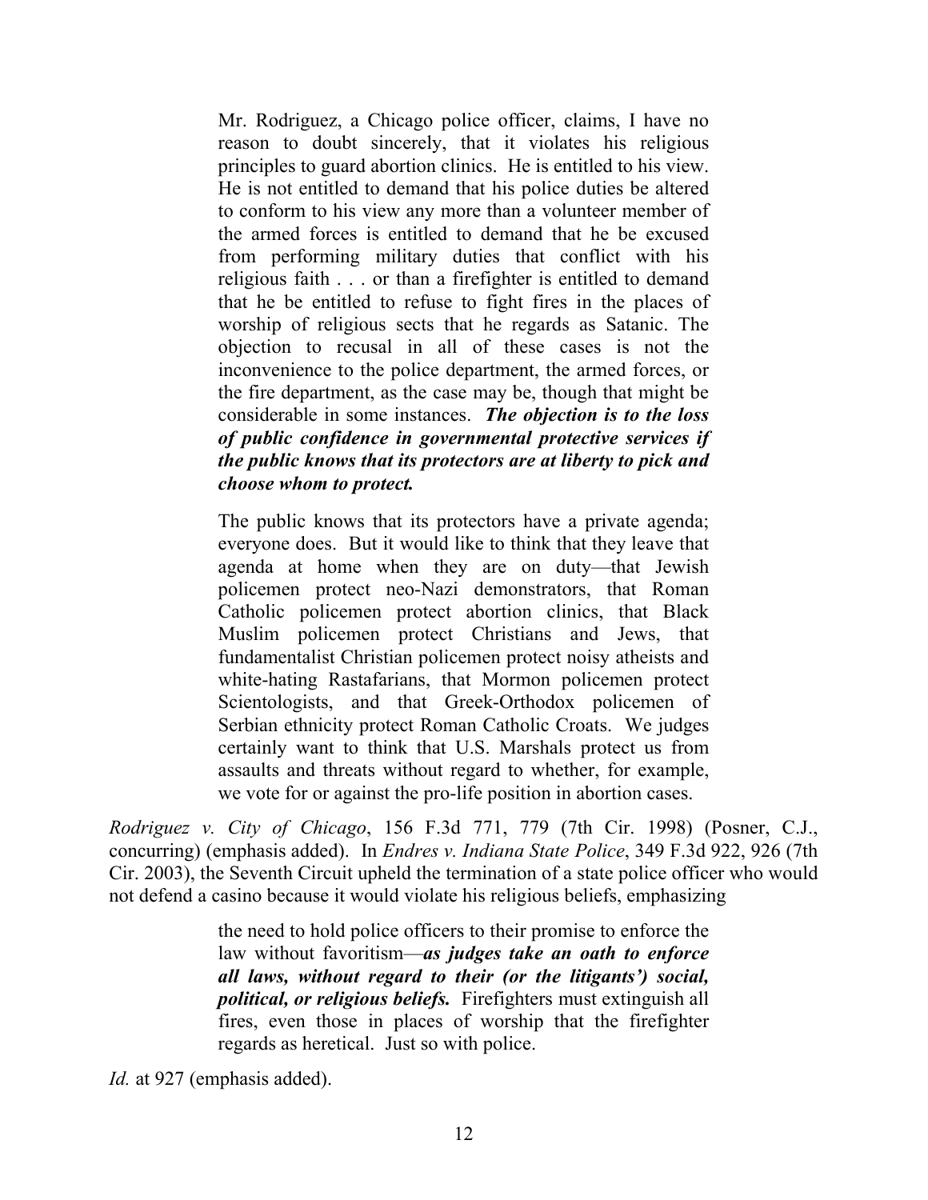> Mr. Rodriguez, a Chicago police officer, claims, I have no reason to doubt sincerely, that it violates his religious principles to guard abortion clinics. He is entitled to his view. He is not entitled to demand that his police duties be altered to conform to his view any more than a volunteer member of the armed forces is entitled to demand that he be excused from performing military duties that conflict with his religious faith . . . or than a firefighter is entitled to demand that he be entitled to refuse to fight fires in the places of worship of religious sects that he regards as Satanic. The objection to recusal in all of these cases is not the inconvenience to the police department, the armed forces, or the fire department, as the case may be, though that might be considerable in some instances. ***The objection is to the loss of public confidence in governmental protective services if the public knows that its protectors are at liberty to pick and choose whom to protect.***
>
> The public knows that its protectors have a private agenda; everyone does. But it would like to think that they leave that agenda at home when they are on duty—that Jewish policemen protect neo-Nazi demonstrators, that Roman Catholic policemen protect abortion clinics, that Black Muslim policemen protect Christians and Jews, that fundamentalist Christian policemen protect noisy atheists and white-hating Rastafarians, that Mormon policemen protect Scientologists, and that Greek-Orthodox policemen of Serbian ethnicity protect Roman Catholic Croats. We judges certainly want to think that U.S. Marshals protect us from assaults and threats without regard to whether, for example, we vote for or against the pro-life position in abortion cases.

*Rodriguez v. City of Chicago*, 156 F.3d 771, 779 (7th Cir. 1998) (Posner, C.J., concurring) (emphasis added). In *Endres v. Indiana State Police*, 349 F.3d 922, 926 (7th Cir. 2003), the Seventh Circuit upheld the termination of a state police officer who would not defend a casino because it would violate his religious beliefs, emphasizing

> the need to hold police officers to their promise to enforce the law without favoritism—***as judges take an oath to enforce all laws, without regard to their (or the litigants') social, political, or religious beliefs.*** Firefighters must extinguish all fires, even those in places of worship that the firefighter regards as heretical. Just so with police.

*Id.* at 927 (emphasis added).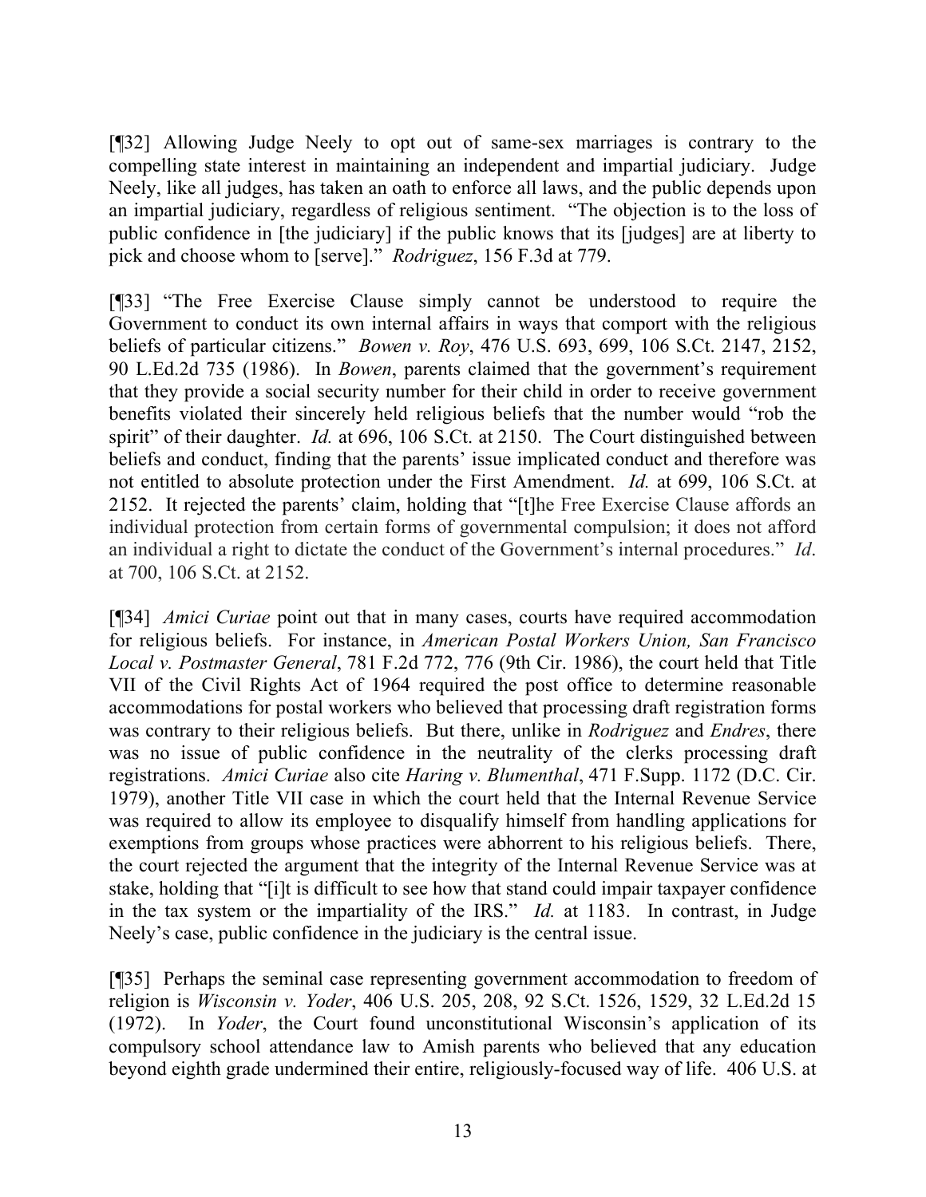[¶32] Allowing Judge Neely to opt out of same-sex marriages is contrary to the compelling state interest in maintaining an independent and impartial judiciary. Judge Neely, like all judges, has taken an oath to enforce all laws, and the public depends upon an impartial judiciary, regardless of religious sentiment. "The objection is to the loss of public confidence in [the judiciary] if the public knows that its [judges] are at liberty to pick and choose whom to [serve]." *Rodriguez*, 156 F.3d at 779.

[¶33] "The Free Exercise Clause simply cannot be understood to require the Government to conduct its own internal affairs in ways that comport with the religious beliefs of particular citizens." *Bowen v. Roy*, 476 U.S. 693, 699, 106 S.Ct. 2147, 2152, 90 L.Ed.2d 735 (1986). In *Bowen*, parents claimed that the government's requirement that they provide a social security number for their child in order to receive government benefits violated their sincerely held religious beliefs that the number would "rob the spirit" of their daughter. *Id.* at 696, 106 S.Ct. at 2150. The Court distinguished between beliefs and conduct, finding that the parents' issue implicated conduct and therefore was not entitled to absolute protection under the First Amendment. *Id.* at 699, 106 S.Ct. at 2152. It rejected the parents' claim, holding that "[t]he Free Exercise Clause affords an individual protection from certain forms of governmental compulsion; it does not afford an individual a right to dictate the conduct of the Government's internal procedures." *Id*. at 700, 106 S.Ct. at 2152.

[¶34] *Amici Curiae* point out that in many cases, courts have required accommodation for religious beliefs. For instance, in *American Postal Workers Union, San Francisco Local v. Postmaster General*, 781 F.2d 772, 776 (9th Cir. 1986), the court held that Title VII of the Civil Rights Act of 1964 required the post office to determine reasonable accommodations for postal workers who believed that processing draft registration forms was contrary to their religious beliefs. But there, unlike in *Rodriguez* and *Endres*, there was no issue of public confidence in the neutrality of the clerks processing draft registrations. *Amici Curiae* also cite *Haring v. Blumenthal*, 471 F.Supp. 1172 (D.C. Cir. 1979), another Title VII case in which the court held that the Internal Revenue Service was required to allow its employee to disqualify himself from handling applications for exemptions from groups whose practices were abhorrent to his religious beliefs. There, the court rejected the argument that the integrity of the Internal Revenue Service was at stake, holding that "[i]t is difficult to see how that stand could impair taxpayer confidence in the tax system or the impartiality of the IRS." *Id.* at 1183. In contrast, in Judge Neely's case, public confidence in the judiciary is the central issue.

[¶35] Perhaps the seminal case representing government accommodation to freedom of religion is *Wisconsin v. Yoder*, 406 U.S. 205, 208, 92 S.Ct. 1526, 1529, 32 L.Ed.2d 15 (1972). In *Yoder*, the Court found unconstitutional Wisconsin's application of its compulsory school attendance law to Amish parents who believed that any education beyond eighth grade undermined their entire, religiously-focused way of life. 406 U.S. at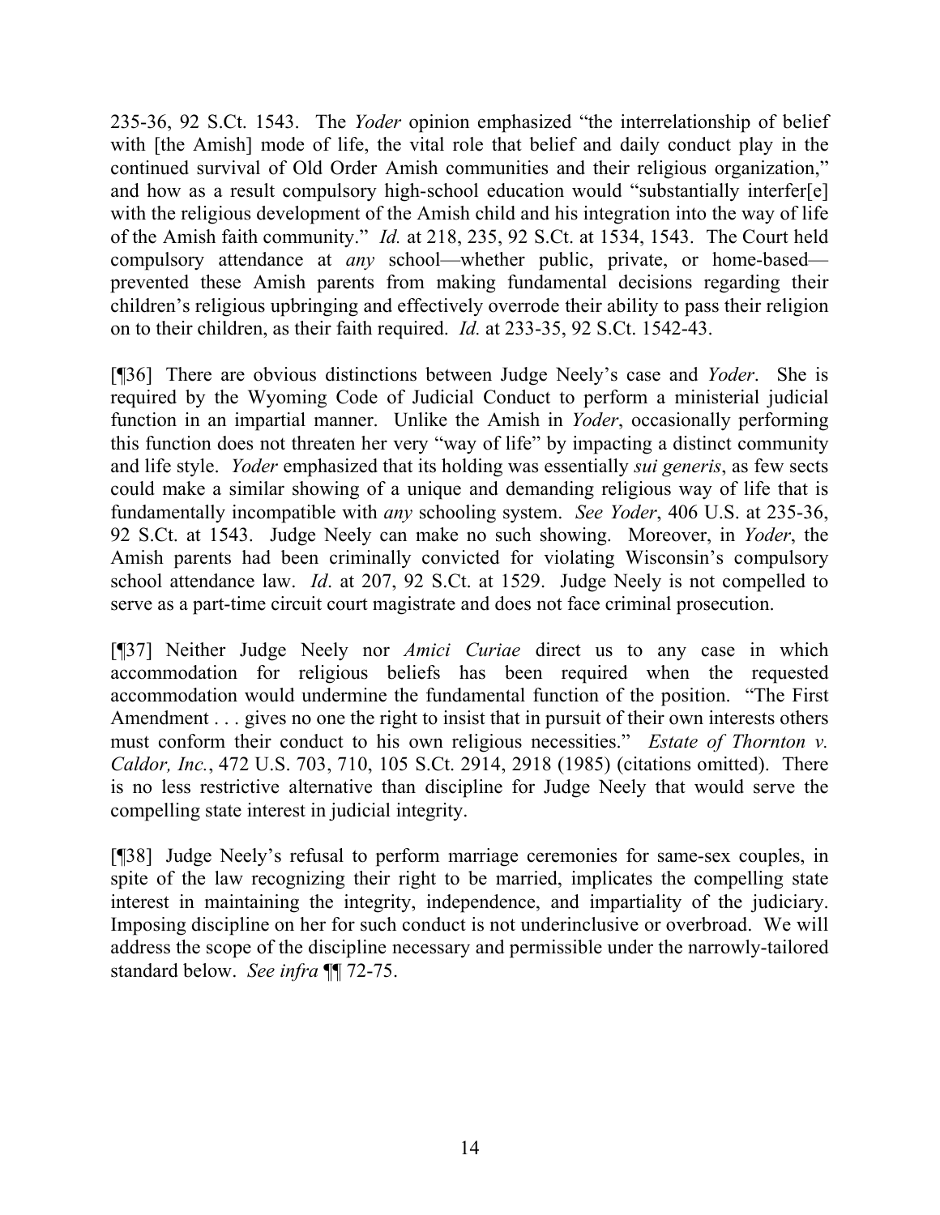235-36, 92 S.Ct. 1543. The *Yoder* opinion emphasized "the interrelationship of belief with [the Amish] mode of life, the vital role that belief and daily conduct play in the continued survival of Old Order Amish communities and their religious organization," and how as a result compulsory high-school education would "substantially interfer[e] with the religious development of the Amish child and his integration into the way of life of the Amish faith community." *Id.* at 218, 235, 92 S.Ct. at 1534, 1543. The Court held compulsory attendance at *any* school—whether public, private, or home-based—prevented these Amish parents from making fundamental decisions regarding their children's religious upbringing and effectively overrode their ability to pass their religion on to their children, as their faith required. *Id.* at 233-35, 92 S.Ct. 1542-43.

[¶36] There are obvious distinctions between Judge Neely's case and *Yoder*. She is required by the Wyoming Code of Judicial Conduct to perform a ministerial judicial function in an impartial manner. Unlike the Amish in *Yoder*, occasionally performing this function does not threaten her very "way of life" by impacting a distinct community and life style. *Yoder* emphasized that its holding was essentially *sui generis*, as few sects could make a similar showing of a unique and demanding religious way of life that is fundamentally incompatible with *any* schooling system. *See Yoder*, 406 U.S. at 235-36, 92 S.Ct. at 1543. Judge Neely can make no such showing. Moreover, in *Yoder*, the Amish parents had been criminally convicted for violating Wisconsin's compulsory school attendance law. *Id*. at 207, 92 S.Ct. at 1529. Judge Neely is not compelled to serve as a part-time circuit court magistrate and does not face criminal prosecution.

[¶37] Neither Judge Neely nor *Amici Curiae* direct us to any case in which accommodation for religious beliefs has been required when the requested accommodation would undermine the fundamental function of the position. "The First Amendment . . . gives no one the right to insist that in pursuit of their own interests others must conform their conduct to his own religious necessities." *Estate of Thornton v. Caldor, Inc.*, 472 U.S. 703, 710, 105 S.Ct. 2914, 2918 (1985) (citations omitted). There is no less restrictive alternative than discipline for Judge Neely that would serve the compelling state interest in judicial integrity.

[¶38] Judge Neely's refusal to perform marriage ceremonies for same-sex couples, in spite of the law recognizing their right to be married, implicates the compelling state interest in maintaining the integrity, independence, and impartiality of the judiciary. Imposing discipline on her for such conduct is not underinclusive or overbroad. We will address the scope of the discipline necessary and permissible under the narrowly-tailored standard below. *See infra* ¶¶ 72-75.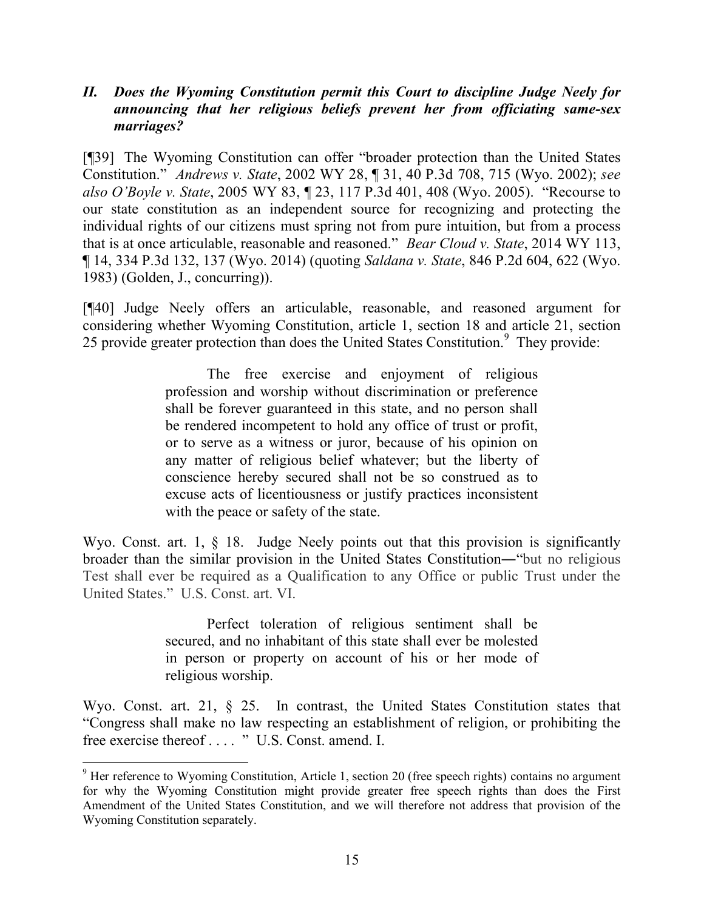## *II. Does the Wyoming Constitution permit this Court to discipline Judge Neely for announcing that her religious beliefs prevent her from officiating same-sex marriages?*

[¶39] The Wyoming Constitution can offer "broader protection than the United States Constitution." *Andrews v. State*, 2002 WY 28, ¶ 31, 40 P.3d 708, 715 (Wyo. 2002); *see also O'Boyle v. State*, 2005 WY 83, ¶ 23, 117 P.3d 401, 408 (Wyo. 2005). "Recourse to our state constitution as an independent source for recognizing and protecting the individual rights of our citizens must spring not from pure intuition, but from a process that is at once articulable, reasonable and reasoned." *Bear Cloud v. State*, 2014 WY 113, ¶ 14, 334 P.3d 132, 137 (Wyo. 2014) (quoting *Saldana v. State*, 846 P.2d 604, 622 (Wyo. 1983) (Golden, J., concurring)).

[¶40] Judge Neely offers an articulable, reasonable, and reasoned argument for considering whether Wyoming Constitution, article 1, section 18 and article 21, section 25 provide greater protection than does the United States Constitution.[9] They provide:

> The free exercise and enjoyment of religious profession and worship without discrimination or preference shall be forever guaranteed in this state, and no person shall be rendered incompetent to hold any office of trust or profit, or to serve as a witness or juror, because of his opinion on any matter of religious belief whatever; but the liberty of conscience hereby secured shall not be so construed as to excuse acts of licentiousness or justify practices inconsistent with the peace or safety of the state.

Wyo. Const. art. 1, § 18. Judge Neely points out that this provision is significantly broader than the similar provision in the United States Constitution―"but no religious Test shall ever be required as a Qualification to any Office or public Trust under the United States." U.S. Const. art. VI.

> Perfect toleration of religious sentiment shall be secured, and no inhabitant of this state shall ever be molested in person or property on account of his or her mode of religious worship.

Wyo. Const. art. 21, § 25. In contrast, the United States Constitution states that "Congress shall make no law respecting an establishment of religion, or prohibiting the free exercise thereof . . . . " U.S. Const. amend. I.

---

[9] Her reference to Wyoming Constitution, Article 1, section 20 (free speech rights) contains no argument for why the Wyoming Constitution might provide greater free speech rights than does the First Amendment of the United States Constitution, and we will therefore not address that provision of the Wyoming Constitution separately.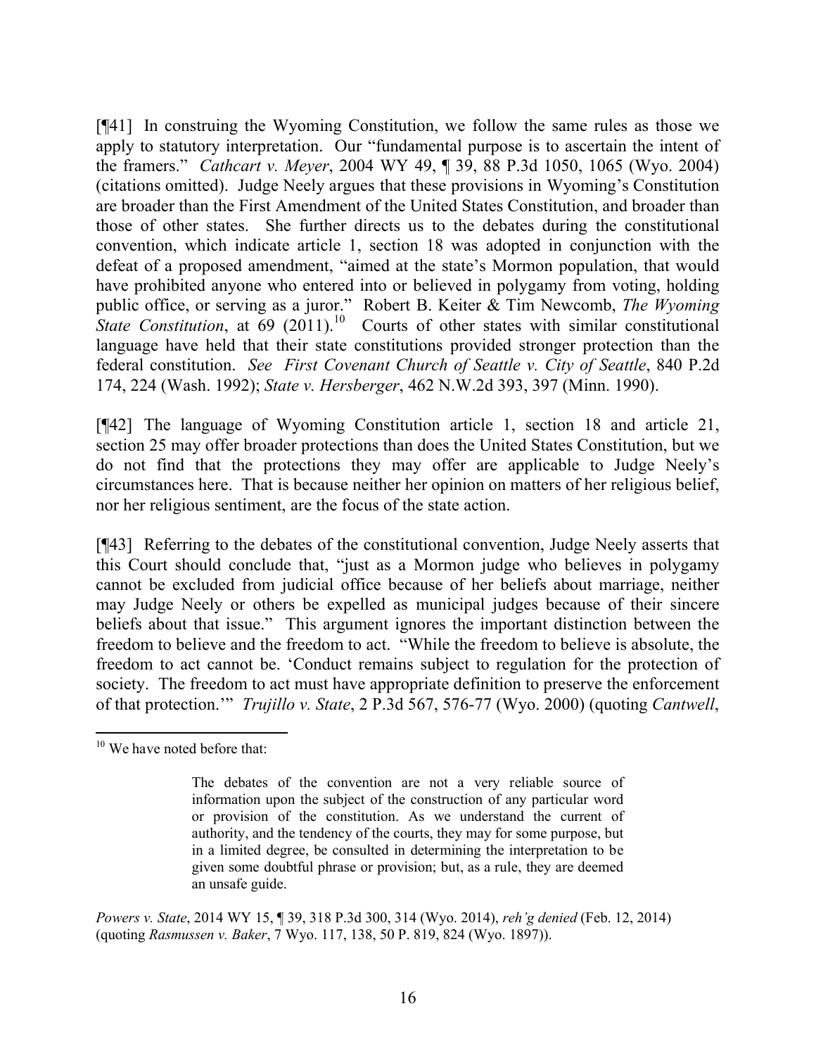[¶41] In construing the Wyoming Constitution, we follow the same rules as those we apply to statutory interpretation. Our "fundamental purpose is to ascertain the intent of the framers." *Cathcart v. Meyer*, 2004 WY 49, ¶ 39, 88 P.3d 1050, 1065 (Wyo. 2004) (citations omitted). Judge Neely argues that these provisions in Wyoming's Constitution are broader than the First Amendment of the United States Constitution, and broader than those of other states. She further directs us to the debates during the constitutional convention, which indicate article 1, section 18 was adopted in conjunction with the defeat of a proposed amendment, "aimed at the state's Mormon population, that would have prohibited anyone who entered into or believed in polygamy from voting, holding public office, or serving as a juror." Robert B. Keiter & Tim Newcomb, *The Wyoming State Constitution*, at 69 (2011).[10] Courts of other states with similar constitutional language have held that their state constitutions provided stronger protection than the federal constitution. *See First Covenant Church of Seattle v. City of Seattle*, 840 P.2d 174, 224 (Wash. 1992); *State v. Hersberger*, 462 N.W.2d 393, 397 (Minn. 1990).

[¶42] The language of Wyoming Constitution article 1, section 18 and article 21, section 25 may offer broader protections than does the United States Constitution, but we do not find that the protections they may offer are applicable to Judge Neely's circumstances here. That is because neither her opinion on matters of her religious belief, nor her religious sentiment, are the focus of the state action.

[¶43] Referring to the debates of the constitutional convention, Judge Neely asserts that this Court should conclude that, "just as a Mormon judge who believes in polygamy cannot be excluded from judicial office because of her beliefs about marriage, neither may Judge Neely or others be expelled as municipal judges because of their sincere beliefs about that issue." This argument ignores the important distinction between the freedom to believe and the freedom to act. "While the freedom to believe is absolute, the freedom to act cannot be. 'Conduct remains subject to regulation for the protection of society. The freedom to act must have appropriate definition to preserve the enforcement of that protection.'" *Trujillo v. State*, 2 P.3d 567, 576-77 (Wyo. 2000) (quoting *Cantwell*,

---

[10] We have noted before that:

> The debates of the convention are not a very reliable source of information upon the subject of the construction of any particular word or provision of the constitution. As we understand the current of authority, and the tendency of the courts, they may for some purpose, but in a limited degree, be consulted in determining the interpretation to be given some doubtful phrase or provision; but, as a rule, they are deemed an unsafe guide.

*Powers v. State*, 2014 WY 15, ¶ 39, 318 P.3d 300, 314 (Wyo. 2014), *reh'g denied* (Feb. 12, 2014) (quoting *Rasmussen v. Baker*, 7 Wyo. 117, 138, 50 P. 819, 824 (Wyo. 1897)).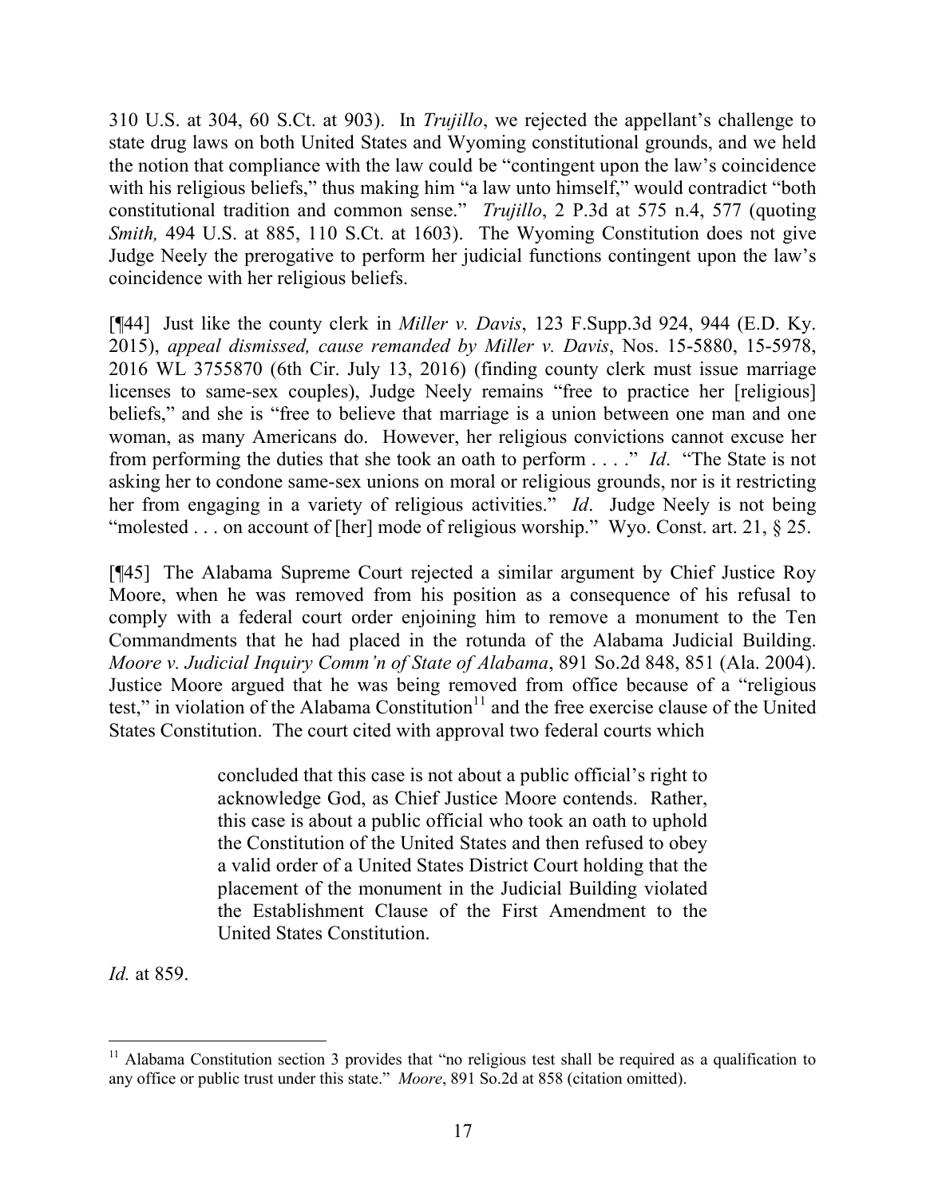310 U.S. at 304, 60 S.Ct. at 903). In *Trujillo*, we rejected the appellant's challenge to state drug laws on both United States and Wyoming constitutional grounds, and we held the notion that compliance with the law could be "contingent upon the law's coincidence with his religious beliefs," thus making him "a law unto himself," would contradict "both constitutional tradition and common sense." *Trujillo*, 2 P.3d at 575 n.4, 577 (quoting *Smith,* 494 U.S. at 885, 110 S.Ct. at 1603). The Wyoming Constitution does not give Judge Neely the prerogative to perform her judicial functions contingent upon the law's coincidence with her religious beliefs.

[¶44] Just like the county clerk in *Miller v. Davis*, 123 F.Supp.3d 924, 944 (E.D. Ky. 2015), *appeal dismissed, cause remanded by Miller v. Davis*, Nos. 15-5880, 15-5978, 2016 WL 3755870 (6th Cir. July 13, 2016) (finding county clerk must issue marriage licenses to same-sex couples), Judge Neely remains "free to practice her [religious] beliefs," and she is "free to believe that marriage is a union between one man and one woman, as many Americans do. However, her religious convictions cannot excuse her from performing the duties that she took an oath to perform . . . ." *Id*. "The State is not asking her to condone same-sex unions on moral or religious grounds, nor is it restricting her from engaging in a variety of religious activities." *Id*. Judge Neely is not being "molested . . . on account of [her] mode of religious worship." Wyo. Const. art. 21, § 25.

[¶45] The Alabama Supreme Court rejected a similar argument by Chief Justice Roy Moore, when he was removed from his position as a consequence of his refusal to comply with a federal court order enjoining him to remove a monument to the Ten Commandments that he had placed in the rotunda of the Alabama Judicial Building. *Moore v. Judicial Inquiry Comm'n of State of Alabama*, 891 So.2d 848, 851 (Ala. 2004). Justice Moore argued that he was being removed from office because of a "religious test," in violation of the Alabama Constitution[11] and the free exercise clause of the United States Constitution. The court cited with approval two federal courts which

> concluded that this case is not about a public official's right to acknowledge God, as Chief Justice Moore contends. Rather, this case is about a public official who took an oath to uphold the Constitution of the United States and then refused to obey a valid order of a United States District Court holding that the placement of the monument in the Judicial Building violated the Establishment Clause of the First Amendment to the United States Constitution.

*Id.* at 859.

---

[11] Alabama Constitution section 3 provides that "no religious test shall be required as a qualification to any office or public trust under this state." *Moore*, 891 So.2d at 858 (citation omitted).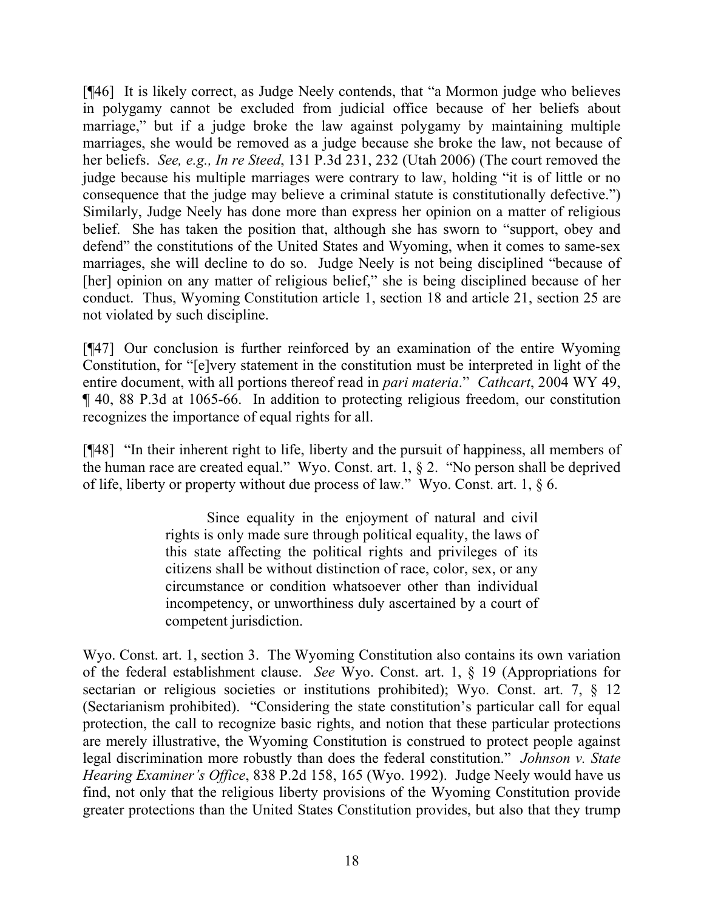[¶46] It is likely correct, as Judge Neely contends, that "a Mormon judge who believes in polygamy cannot be excluded from judicial office because of her beliefs about marriage," but if a judge broke the law against polygamy by maintaining multiple marriages, she would be removed as a judge because she broke the law, not because of her beliefs. *See, e.g., In re Steed*, 131 P.3d 231, 232 (Utah 2006) (The court removed the judge because his multiple marriages were contrary to law, holding "it is of little or no consequence that the judge may believe a criminal statute is constitutionally defective.") Similarly, Judge Neely has done more than express her opinion on a matter of religious belief. She has taken the position that, although she has sworn to "support, obey and defend" the constitutions of the United States and Wyoming, when it comes to same-sex marriages, she will decline to do so. Judge Neely is not being disciplined "because of [her] opinion on any matter of religious belief," she is being disciplined because of her conduct. Thus, Wyoming Constitution article 1, section 18 and article 21, section 25 are not violated by such discipline.

[¶47] Our conclusion is further reinforced by an examination of the entire Wyoming Constitution, for "[e]very statement in the constitution must be interpreted in light of the entire document, with all portions thereof read in *pari materia*." *Cathcart*, 2004 WY 49, ¶ 40, 88 P.3d at 1065-66. In addition to protecting religious freedom, our constitution recognizes the importance of equal rights for all.

[¶48] "In their inherent right to life, liberty and the pursuit of happiness, all members of the human race are created equal." Wyo. Const. art. 1, § 2. "No person shall be deprived of life, liberty or property without due process of law." Wyo. Const. art. 1, § 6.

> Since equality in the enjoyment of natural and civil rights is only made sure through political equality, the laws of this state affecting the political rights and privileges of its citizens shall be without distinction of race, color, sex, or any circumstance or condition whatsoever other than individual incompetency, or unworthiness duly ascertained by a court of competent jurisdiction.

Wyo. Const. art. 1, section 3. The Wyoming Constitution also contains its own variation of the federal establishment clause. *See* Wyo. Const. art. 1, § 19 (Appropriations for sectarian or religious societies or institutions prohibited); Wyo. Const. art. 7, § 12 (Sectarianism prohibited). "Considering the state constitution's particular call for equal protection, the call to recognize basic rights, and notion that these particular protections are merely illustrative, the Wyoming Constitution is construed to protect people against legal discrimination more robustly than does the federal constitution." *Johnson v. State Hearing Examiner's Office*, 838 P.2d 158, 165 (Wyo. 1992). Judge Neely would have us find, not only that the religious liberty provisions of the Wyoming Constitution provide greater protections than the United States Constitution provides, but also that they trump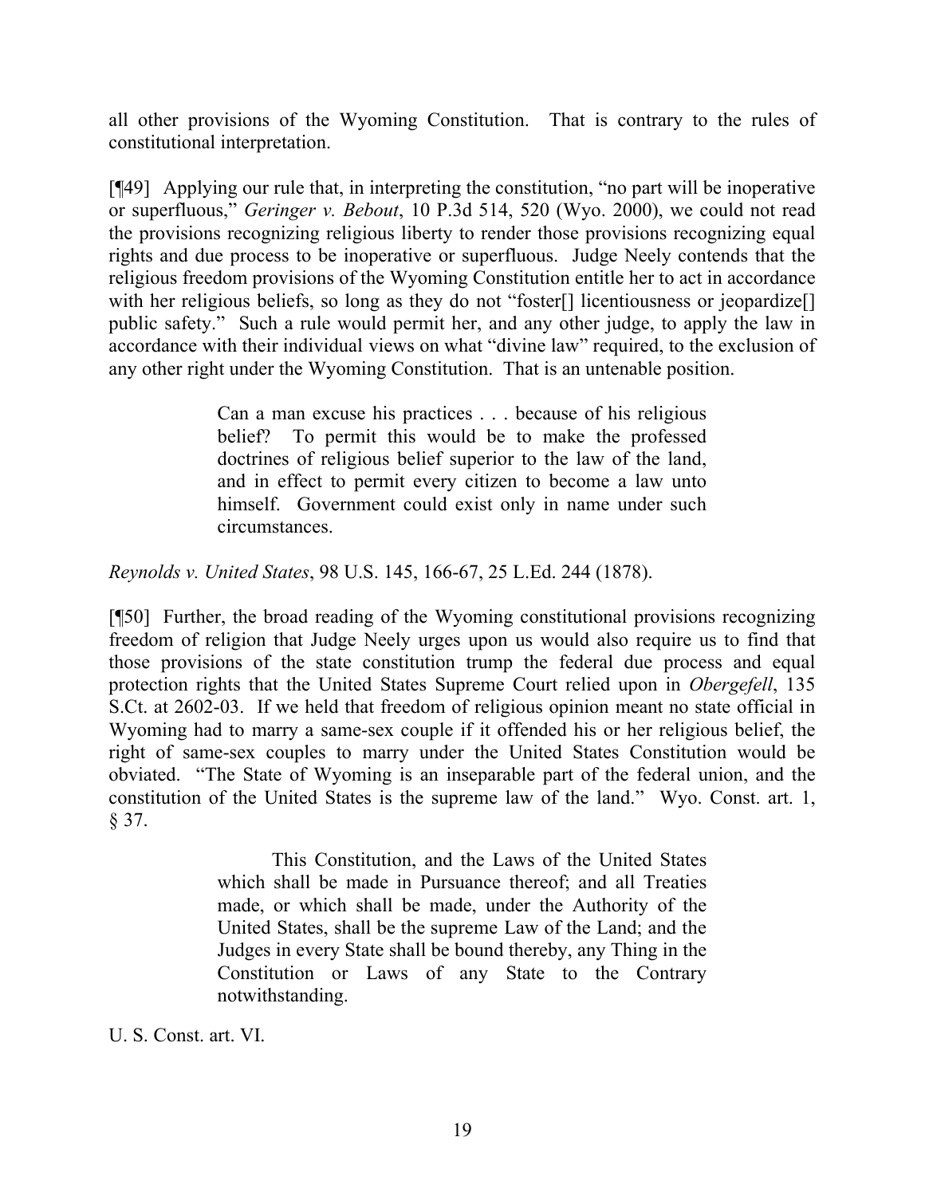all other provisions of the Wyoming Constitution. That is contrary to the rules of constitutional interpretation.

[¶49] Applying our rule that, in interpreting the constitution, "no part will be inoperative or superfluous," *Geringer v. Bebout*, 10 P.3d 514, 520 (Wyo. 2000), we could not read the provisions recognizing religious liberty to render those provisions recognizing equal rights and due process to be inoperative or superfluous. Judge Neely contends that the religious freedom provisions of the Wyoming Constitution entitle her to act in accordance with her religious beliefs, so long as they do not "foster[] licentiousness or jeopardize[] public safety." Such a rule would permit her, and any other judge, to apply the law in accordance with their individual views on what "divine law" required, to the exclusion of any other right under the Wyoming Constitution. That is an untenable position.

> Can a man excuse his practices . . . because of his religious belief? To permit this would be to make the professed doctrines of religious belief superior to the law of the land, and in effect to permit every citizen to become a law unto himself. Government could exist only in name under such circumstances.

*Reynolds v. United States*, 98 U.S. 145, 166-67, 25 L.Ed. 244 (1878).

[¶50] Further, the broad reading of the Wyoming constitutional provisions recognizing freedom of religion that Judge Neely urges upon us would also require us to find that those provisions of the state constitution trump the federal due process and equal protection rights that the United States Supreme Court relied upon in *Obergefell*, 135 S.Ct. at 2602-03. If we held that freedom of religious opinion meant no state official in Wyoming had to marry a same-sex couple if it offended his or her religious belief, the right of same-sex couples to marry under the United States Constitution would be obviated. "The State of Wyoming is an inseparable part of the federal union, and the constitution of the United States is the supreme law of the land." Wyo. Const. art. 1, § 37.

> This Constitution, and the Laws of the United States which shall be made in Pursuance thereof; and all Treaties made, or which shall be made, under the Authority of the United States, shall be the supreme Law of the Land; and the Judges in every State shall be bound thereby, any Thing in the Constitution or Laws of any State to the Contrary notwithstanding.

U. S. Const. art. VI.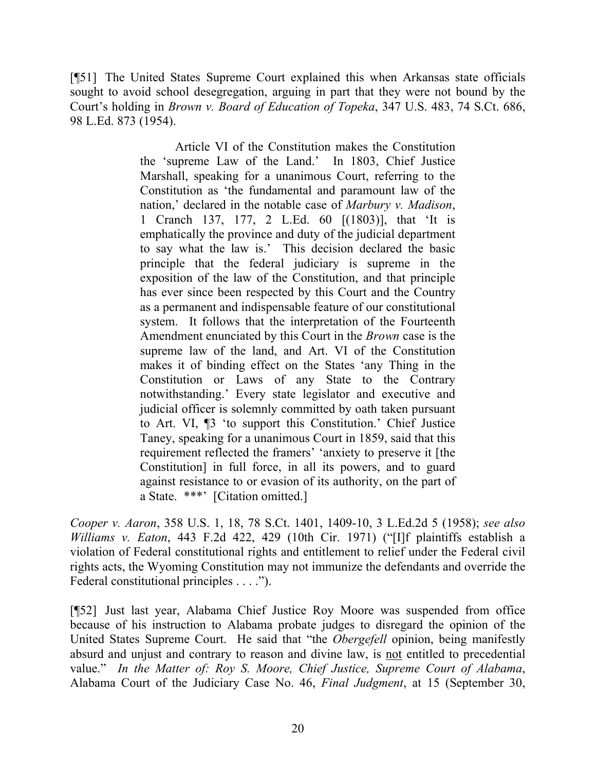[¶51] The United States Supreme Court explained this when Arkansas state officials sought to avoid school desegregation, arguing in part that they were not bound by the Court's holding in *Brown v. Board of Education of Topeka*, 347 U.S. 483, 74 S.Ct. 686, 98 L.Ed. 873 (1954).

> Article VI of the Constitution makes the Constitution the 'supreme Law of the Land.' In 1803, Chief Justice Marshall, speaking for a unanimous Court, referring to the Constitution as 'the fundamental and paramount law of the nation,' declared in the notable case of *Marbury v. Madison*, 1 Cranch 137, 177, 2 L.Ed. 60 [(1803)], that 'It is emphatically the province and duty of the judicial department to say what the law is.' This decision declared the basic principle that the federal judiciary is supreme in the exposition of the law of the Constitution, and that principle has ever since been respected by this Court and the Country as a permanent and indispensable feature of our constitutional system. It follows that the interpretation of the Fourteenth Amendment enunciated by this Court in the *Brown* case is the supreme law of the land, and Art. VI of the Constitution makes it of binding effect on the States 'any Thing in the Constitution or Laws of any State to the Contrary notwithstanding.' Every state legislator and executive and judicial officer is solemnly committed by oath taken pursuant to Art. VI, ¶3 'to support this Constitution.' Chief Justice Taney, speaking for a unanimous Court in 1859, said that this requirement reflected the framers' 'anxiety to preserve it [the Constitution] in full force, in all its powers, and to guard against resistance to or evasion of its authority, on the part of a State. \*\*\*' [Citation omitted.]

*Cooper v. Aaron*, 358 U.S. 1, 18, 78 S.Ct. 1401, 1409-10, 3 L.Ed.2d 5 (1958); *see also Williams v. Eaton*, 443 F.2d 422, 429 (10th Cir. 1971) ("[I]f plaintiffs establish a violation of Federal constitutional rights and entitlement to relief under the Federal civil rights acts, the Wyoming Constitution may not immunize the defendants and override the Federal constitutional principles . . . .").

[¶52] Just last year, Alabama Chief Justice Roy Moore was suspended from office because of his instruction to Alabama probate judges to disregard the opinion of the United States Supreme Court. He said that "the *Obergefell* opinion, being manifestly absurd and unjust and contrary to reason and divine law, is <u>not</u> entitled to precedential value." *In the Matter of: Roy S. Moore, Chief Justice, Supreme Court of Alabama*, Alabama Court of the Judiciary Case No. 46, *Final Judgment*, at 15 (September 30,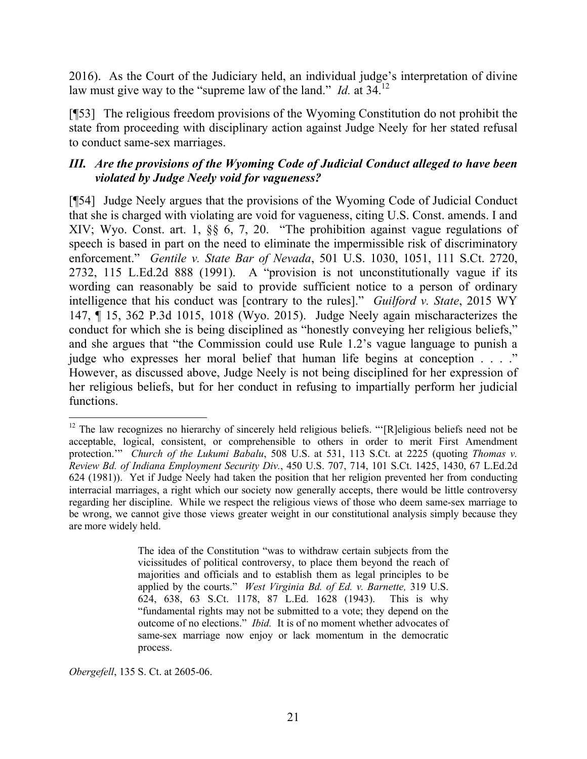2016). As the Court of the Judiciary held, an individual judge's interpretation of divine law must give way to the "supreme law of the land." *Id.* at 34.[12]

[¶53] The religious freedom provisions of the Wyoming Constitution do not prohibit the state from proceeding with disciplinary action against Judge Neely for her stated refusal to conduct same-sex marriages.

### *III. Are the provisions of the Wyoming Code of Judicial Conduct alleged to have been violated by Judge Neely void for vagueness?*

[¶54] Judge Neely argues that the provisions of the Wyoming Code of Judicial Conduct that she is charged with violating are void for vagueness, citing U.S. Const. amends. I and XIV; Wyo. Const. art. 1, §§ 6, 7, 20. "The prohibition against vague regulations of speech is based in part on the need to eliminate the impermissible risk of discriminatory enforcement." *Gentile v. State Bar of Nevada*, 501 U.S. 1030, 1051, 111 S.Ct. 2720, 2732, 115 L.Ed.2d 888 (1991). A "provision is not unconstitutionally vague if its wording can reasonably be said to provide sufficient notice to a person of ordinary intelligence that his conduct was [contrary to the rules]." *Guilford v. State*, 2015 WY 147, ¶ 15, 362 P.3d 1015, 1018 (Wyo. 2015). Judge Neely again mischaracterizes the conduct for which she is being disciplined as "honestly conveying her religious beliefs," and she argues that "the Commission could use Rule 1.2's vague language to punish a judge who expresses her moral belief that human life begins at conception . . . ." However, as discussed above, Judge Neely is not being disciplined for her expression of her religious beliefs, but for her conduct in refusing to impartially perform her judicial functions.

---

[12] The law recognizes no hierarchy of sincerely held religious beliefs. "'[R]eligious beliefs need not be acceptable, logical, consistent, or comprehensible to others in order to merit First Amendment protection.'" *Church of the Lukumi Babalu*, 508 U.S. at 531, 113 S.Ct. at 2225 (quoting *Thomas v. Review Bd. of Indiana Employment Security Div.*, 450 U.S. 707, 714, 101 S.Ct. 1425, 1430, 67 L.Ed.2d 624 (1981)). Yet if Judge Neely had taken the position that her religion prevented her from conducting interracial marriages, a right which our society now generally accepts, there would be little controversy regarding her discipline. While we respect the religious views of those who deem same-sex marriage to be wrong, we cannot give those views greater weight in our constitutional analysis simply because they are more widely held.

> The idea of the Constitution "was to withdraw certain subjects from the vicissitudes of political controversy, to place them beyond the reach of majorities and officials and to establish them as legal principles to be applied by the courts." *West Virginia Bd. of Ed. v. Barnette,* 319 U.S. 624, 638, 63 S.Ct. 1178, 87 L.Ed. 1628 (1943). This is why "fundamental rights may not be submitted to a vote; they depend on the outcome of no elections." *Ibid.* It is of no moment whether advocates of same-sex marriage now enjoy or lack momentum in the democratic process.

*Obergefell*, 135 S. Ct. at 2605-06.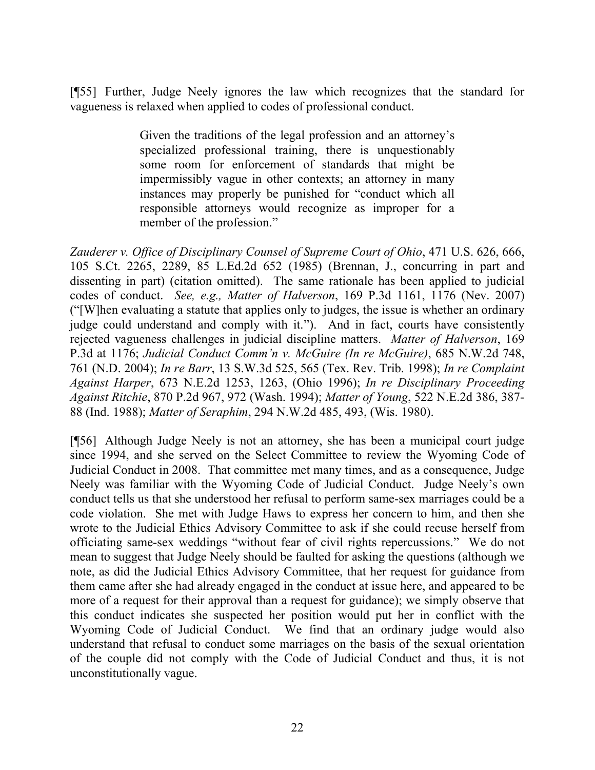[¶55] Further, Judge Neely ignores the law which recognizes that the standard for vagueness is relaxed when applied to codes of professional conduct.

> Given the traditions of the legal profession and an attorney's specialized professional training, there is unquestionably some room for enforcement of standards that might be impermissibly vague in other contexts; an attorney in many instances may properly be punished for "conduct which all responsible attorneys would recognize as improper for a member of the profession."

*Zauderer v. Office of Disciplinary Counsel of Supreme Court of Ohio*, 471 U.S. 626, 666, 105 S.Ct. 2265, 2289, 85 L.Ed.2d 652 (1985) (Brennan, J., concurring in part and dissenting in part) (citation omitted). The same rationale has been applied to judicial codes of conduct. *See, e.g., Matter of Halverson*, 169 P.3d 1161, 1176 (Nev. 2007) ("[W]hen evaluating a statute that applies only to judges, the issue is whether an ordinary judge could understand and comply with it."). And in fact, courts have consistently rejected vagueness challenges in judicial discipline matters. *Matter of Halverson*, 169 P.3d at 1176; *Judicial Conduct Comm'n v. McGuire (In re McGuire)*, 685 N.W.2d 748, 761 (N.D. 2004); *In re Barr*, 13 S.W.3d 525, 565 (Tex. Rev. Trib. 1998); *In re Complaint Against Harper*, 673 N.E.2d 1253, 1263, (Ohio 1996); *In re Disciplinary Proceeding Against Ritchie*, 870 P.2d 967, 972 (Wash. 1994); *Matter of Young*, 522 N.E.2d 386, 387-88 (Ind. 1988); *Matter of Seraphim*, 294 N.W.2d 485, 493, (Wis. 1980).

[¶56] Although Judge Neely is not an attorney, she has been a municipal court judge since 1994, and she served on the Select Committee to review the Wyoming Code of Judicial Conduct in 2008. That committee met many times, and as a consequence, Judge Neely was familiar with the Wyoming Code of Judicial Conduct. Judge Neely's own conduct tells us that she understood her refusal to perform same-sex marriages could be a code violation. She met with Judge Haws to express her concern to him, and then she wrote to the Judicial Ethics Advisory Committee to ask if she could recuse herself from officiating same-sex weddings "without fear of civil rights repercussions." We do not mean to suggest that Judge Neely should be faulted for asking the questions (although we note, as did the Judicial Ethics Advisory Committee, that her request for guidance from them came after she had already engaged in the conduct at issue here, and appeared to be more of a request for their approval than a request for guidance); we simply observe that this conduct indicates she suspected her position would put her in conflict with the Wyoming Code of Judicial Conduct. We find that an ordinary judge would also understand that refusal to conduct some marriages on the basis of the sexual orientation of the couple did not comply with the Code of Judicial Conduct and thus, it is not unconstitutionally vague.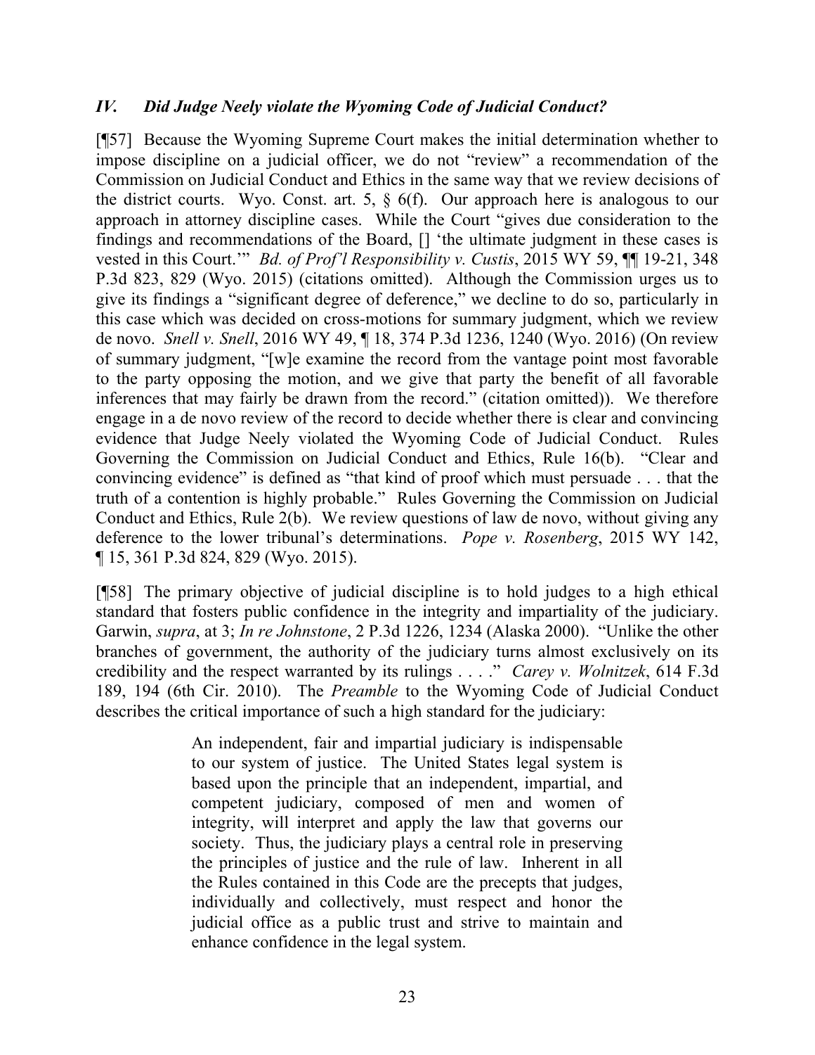### *IV. Did Judge Neely violate the Wyoming Code of Judicial Conduct?*

[¶57] Because the Wyoming Supreme Court makes the initial determination whether to impose discipline on a judicial officer, we do not "review" a recommendation of the Commission on Judicial Conduct and Ethics in the same way that we review decisions of the district courts. Wyo. Const. art. 5, § 6(f). Our approach here is analogous to our approach in attorney discipline cases. While the Court "gives due consideration to the findings and recommendations of the Board, [] 'the ultimate judgment in these cases is vested in this Court.'" *Bd. of Prof'l Responsibility v. Custis*, 2015 WY 59, ¶¶ 19-21, 348 P.3d 823, 829 (Wyo. 2015) (citations omitted). Although the Commission urges us to give its findings a "significant degree of deference," we decline to do so, particularly in this case which was decided on cross-motions for summary judgment, which we review de novo. *Snell v. Snell*, 2016 WY 49, ¶ 18, 374 P.3d 1236, 1240 (Wyo. 2016) (On review of summary judgment, "[w]e examine the record from the vantage point most favorable to the party opposing the motion, and we give that party the benefit of all favorable inferences that may fairly be drawn from the record." (citation omitted)). We therefore engage in a de novo review of the record to decide whether there is clear and convincing evidence that Judge Neely violated the Wyoming Code of Judicial Conduct. Rules Governing the Commission on Judicial Conduct and Ethics, Rule 16(b). "Clear and convincing evidence" is defined as "that kind of proof which must persuade . . . that the truth of a contention is highly probable." Rules Governing the Commission on Judicial Conduct and Ethics, Rule 2(b). We review questions of law de novo, without giving any deference to the lower tribunal's determinations. *Pope v. Rosenberg*, 2015 WY 142, ¶ 15, 361 P.3d 824, 829 (Wyo. 2015).

[¶58] The primary objective of judicial discipline is to hold judges to a high ethical standard that fosters public confidence in the integrity and impartiality of the judiciary. Garwin, *supra*, at 3; *In re Johnstone*, 2 P.3d 1226, 1234 (Alaska 2000). "Unlike the other branches of government, the authority of the judiciary turns almost exclusively on its credibility and the respect warranted by its rulings . . . ." *Carey v. Wolnitzek*, 614 F.3d 189, 194 (6th Cir. 2010). The *Preamble* to the Wyoming Code of Judicial Conduct describes the critical importance of such a high standard for the judiciary:

> An independent, fair and impartial judiciary is indispensable to our system of justice. The United States legal system is based upon the principle that an independent, impartial, and competent judiciary, composed of men and women of integrity, will interpret and apply the law that governs our society. Thus, the judiciary plays a central role in preserving the principles of justice and the rule of law. Inherent in all the Rules contained in this Code are the precepts that judges, individually and collectively, must respect and honor the judicial office as a public trust and strive to maintain and enhance confidence in the legal system.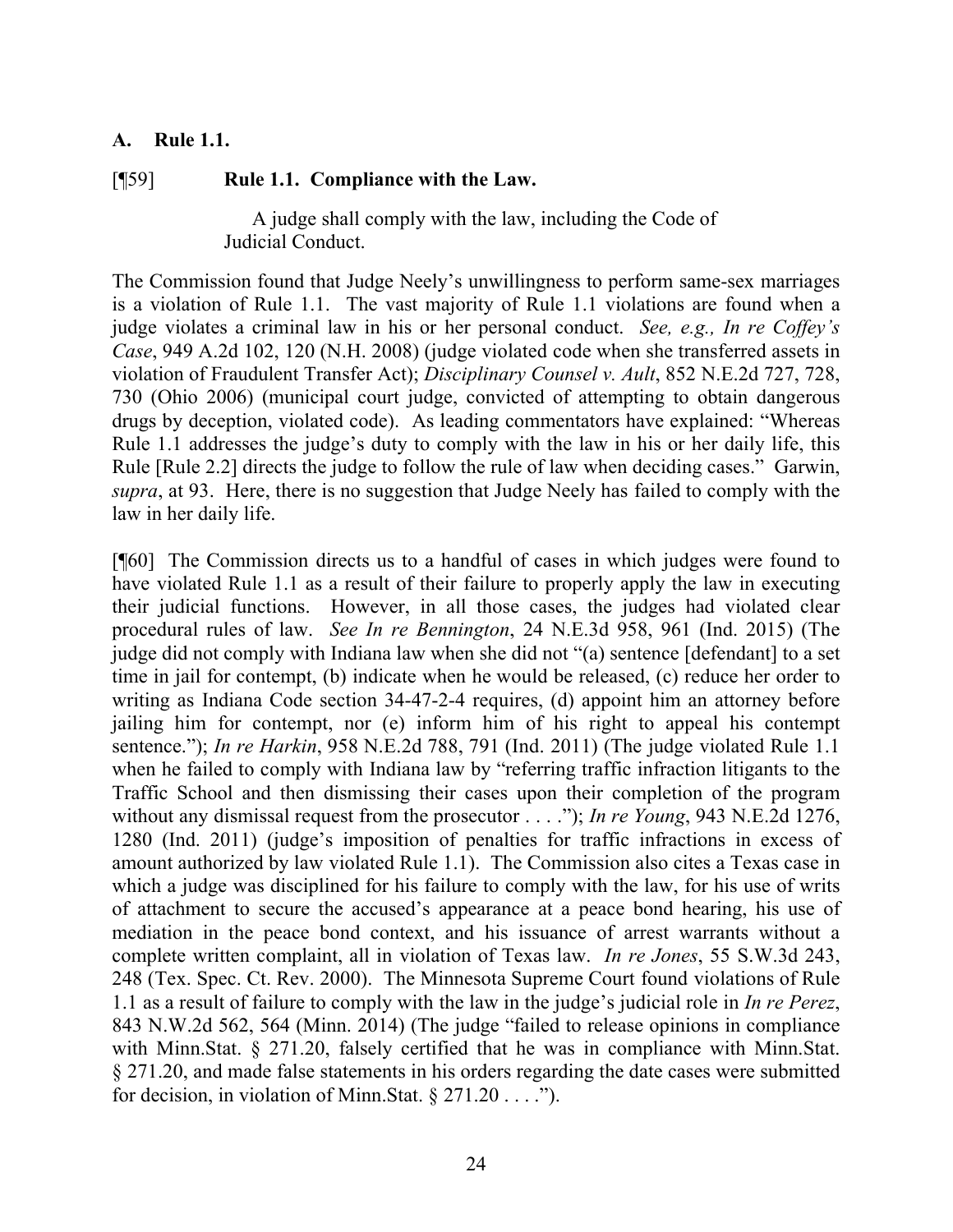### A. Rule 1.1.

[¶59] **Rule 1.1. Compliance with the Law.**

> A judge shall comply with the law, including the Code of Judicial Conduct.

The Commission found that Judge Neely's unwillingness to perform same-sex marriages is a violation of Rule 1.1. The vast majority of Rule 1.1 violations are found when a judge violates a criminal law in his or her personal conduct. *See, e.g., In re Coffey's Case*, 949 A.2d 102, 120 (N.H. 2008) (judge violated code when she transferred assets in violation of Fraudulent Transfer Act); *Disciplinary Counsel v. Ault*, 852 N.E.2d 727, 728, 730 (Ohio 2006) (municipal court judge, convicted of attempting to obtain dangerous drugs by deception, violated code). As leading commentators have explained: "Whereas Rule 1.1 addresses the judge's duty to comply with the law in his or her daily life, this Rule [Rule 2.2] directs the judge to follow the rule of law when deciding cases." Garwin, *supra*, at 93. Here, there is no suggestion that Judge Neely has failed to comply with the law in her daily life.

[¶60] The Commission directs us to a handful of cases in which judges were found to have violated Rule 1.1 as a result of their failure to properly apply the law in executing their judicial functions. However, in all those cases, the judges had violated clear procedural rules of law. *See In re Bennington*, 24 N.E.3d 958, 961 (Ind. 2015) (The judge did not comply with Indiana law when she did not "(a) sentence [defendant] to a set time in jail for contempt, (b) indicate when he would be released, (c) reduce her order to writing as Indiana Code section 34-47-2-4 requires, (d) appoint him an attorney before jailing him for contempt, nor (e) inform him of his right to appeal his contempt sentence."); *In re Harkin*, 958 N.E.2d 788, 791 (Ind. 2011) (The judge violated Rule 1.1 when he failed to comply with Indiana law by "referring traffic infraction litigants to the Traffic School and then dismissing their cases upon their completion of the program without any dismissal request from the prosecutor . . . ."); *In re Young*, 943 N.E.2d 1276, 1280 (Ind. 2011) (judge's imposition of penalties for traffic infractions in excess of amount authorized by law violated Rule 1.1). The Commission also cites a Texas case in which a judge was disciplined for his failure to comply with the law, for his use of writs of attachment to secure the accused's appearance at a peace bond hearing, his use of mediation in the peace bond context, and his issuance of arrest warrants without a complete written complaint, all in violation of Texas law. *In re Jones*, 55 S.W.3d 243, 248 (Tex. Spec. Ct. Rev. 2000). The Minnesota Supreme Court found violations of Rule 1.1 as a result of failure to comply with the law in the judge's judicial role in *In re Perez*, 843 N.W.2d 562, 564 (Minn. 2014) (The judge "failed to release opinions in compliance with Minn.Stat. § 271.20, falsely certified that he was in compliance with Minn.Stat. § 271.20, and made false statements in his orders regarding the date cases were submitted for decision, in violation of Minn.Stat. § 271.20 . . . .").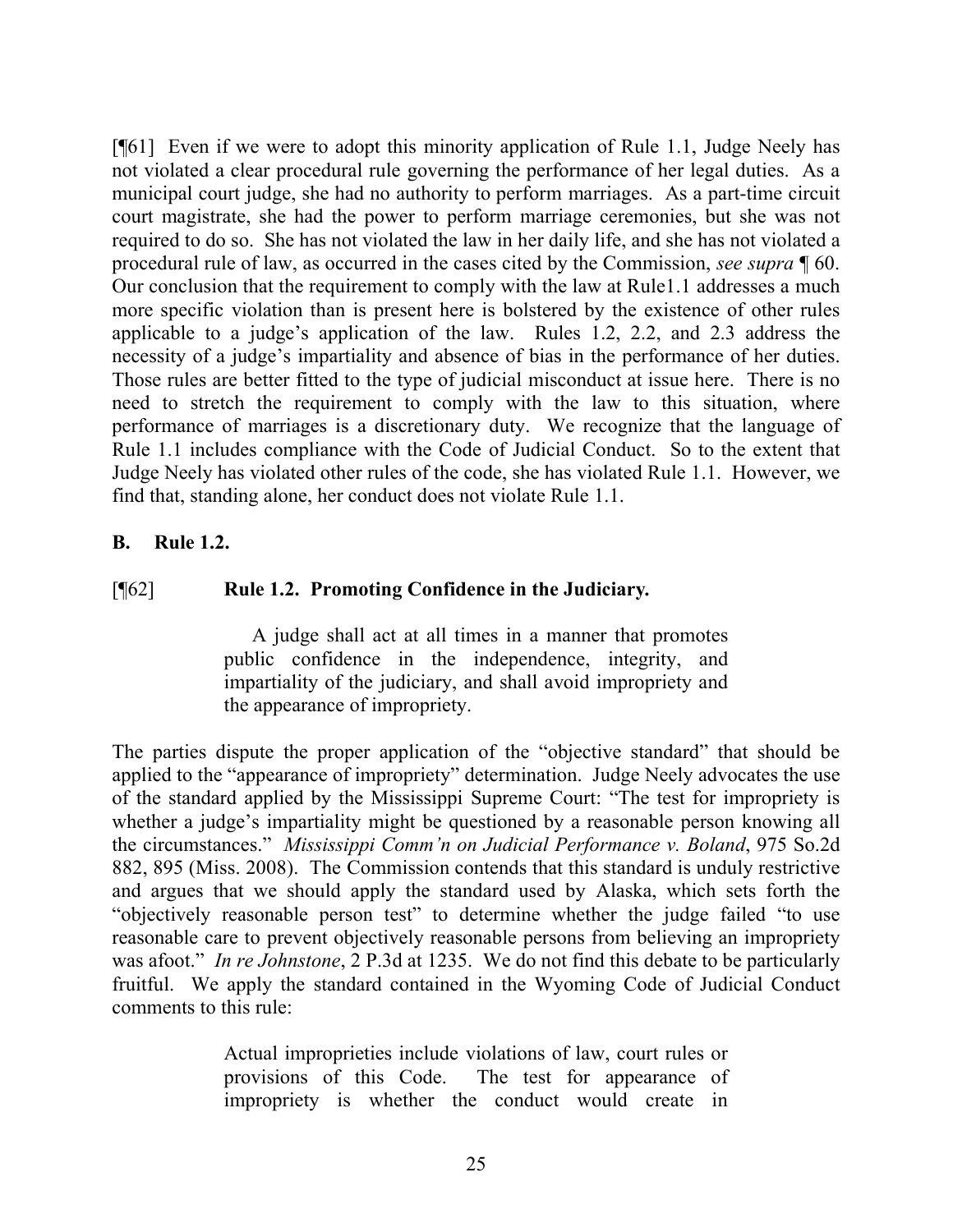[¶61] Even if we were to adopt this minority application of Rule 1.1, Judge Neely has not violated a clear procedural rule governing the performance of her legal duties. As a municipal court judge, she had no authority to perform marriages. As a part-time circuit court magistrate, she had the power to perform marriage ceremonies, but she was not required to do so. She has not violated the law in her daily life, and she has not violated a procedural rule of law, as occurred in the cases cited by the Commission, *see supra* ¶ 60. Our conclusion that the requirement to comply with the law at Rule1.1 addresses a much more specific violation than is present here is bolstered by the existence of other rules applicable to a judge's application of the law. Rules 1.2, 2.2, and 2.3 address the necessity of a judge's impartiality and absence of bias in the performance of her duties. Those rules are better fitted to the type of judicial misconduct at issue here. There is no need to stretch the requirement to comply with the law to this situation, where performance of marriages is a discretionary duty. We recognize that the language of Rule 1.1 includes compliance with the Code of Judicial Conduct. So to the extent that Judge Neely has violated other rules of the code, she has violated Rule 1.1. However, we find that, standing alone, her conduct does not violate Rule 1.1.

**B. Rule 1.2.**

[¶62] **Rule 1.2. Promoting Confidence in the Judiciary.**

> A judge shall act at all times in a manner that promotes public confidence in the independence, integrity, and impartiality of the judiciary, and shall avoid impropriety and the appearance of impropriety.

The parties dispute the proper application of the "objective standard" that should be applied to the "appearance of impropriety" determination. Judge Neely advocates the use of the standard applied by the Mississippi Supreme Court: "The test for impropriety is whether a judge's impartiality might be questioned by a reasonable person knowing all the circumstances." *Mississippi Comm'n on Judicial Performance v. Boland*, 975 So.2d 882, 895 (Miss. 2008). The Commission contends that this standard is unduly restrictive and argues that we should apply the standard used by Alaska, which sets forth the "objectively reasonable person test" to determine whether the judge failed "to use reasonable care to prevent objectively reasonable persons from believing an impropriety was afoot." *In re Johnstone*, 2 P.3d at 1235. We do not find this debate to be particularly fruitful. We apply the standard contained in the Wyoming Code of Judicial Conduct comments to this rule:

> Actual improprieties include violations of law, court rules or provisions of this Code. The test for appearance of impropriety is whether the conduct would create in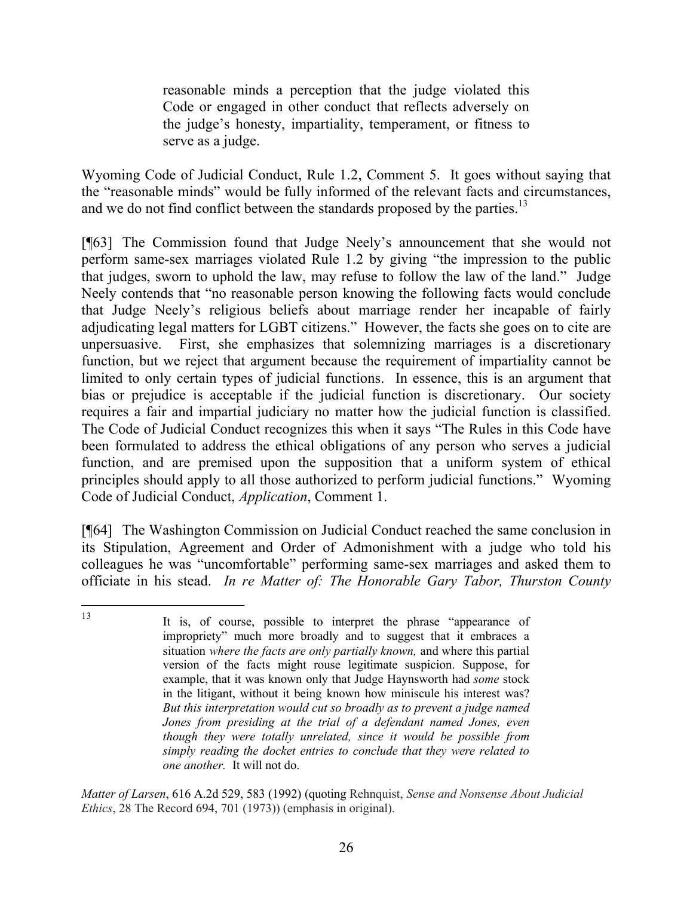> reasonable minds a perception that the judge violated this Code or engaged in other conduct that reflects adversely on the judge's honesty, impartiality, temperament, or fitness to serve as a judge.

Wyoming Code of Judicial Conduct, Rule 1.2, Comment 5. It goes without saying that the "reasonable minds" would be fully informed of the relevant facts and circumstances, and we do not find conflict between the standards proposed by the parties.[13]

[¶63] The Commission found that Judge Neely's announcement that she would not perform same-sex marriages violated Rule 1.2 by giving "the impression to the public that judges, sworn to uphold the law, may refuse to follow the law of the land." Judge Neely contends that "no reasonable person knowing the following facts would conclude that Judge Neely's religious beliefs about marriage render her incapable of fairly adjudicating legal matters for LGBT citizens." However, the facts she goes on to cite are unpersuasive. First, she emphasizes that solemnizing marriages is a discretionary function, but we reject that argument because the requirement of impartiality cannot be limited to only certain types of judicial functions. In essence, this is an argument that bias or prejudice is acceptable if the judicial function is discretionary. Our society requires a fair and impartial judiciary no matter how the judicial function is classified. The Code of Judicial Conduct recognizes this when it says "The Rules in this Code have been formulated to address the ethical obligations of any person who serves a judicial function, and are premised upon the supposition that a uniform system of ethical principles should apply to all those authorized to perform judicial functions." Wyoming Code of Judicial Conduct, *Application*, Comment 1.

[¶64] The Washington Commission on Judicial Conduct reached the same conclusion in its Stipulation, Agreement and Order of Admonishment with a judge who told his colleagues he was "uncomfortable" performing same-sex marriages and asked them to officiate in his stead. *In re Matter of: The Honorable Gary Tabor, Thurston County*

---

[13]

> It is, of course, possible to interpret the phrase "appearance of impropriety" much more broadly and to suggest that it embraces a situation *where the facts are only partially known,* and where this partial version of the facts might rouse legitimate suspicion. Suppose, for example, that it was known only that Judge Haynsworth had *some* stock in the litigant, without it being known how miniscule his interest was? *But this interpretation would cut so broadly as to prevent a judge named Jones from presiding at the trial of a defendant named Jones, even though they were totally unrelated, since it would be possible from simply reading the docket entries to conclude that they were related to one another.* It will not do.

*Matter of Larsen*, 616 A.2d 529, 583 (1992) (quoting Rehnquist, *Sense and Nonsense About Judicial Ethics*, 28 The Record 694, 701 (1973)) (emphasis in original).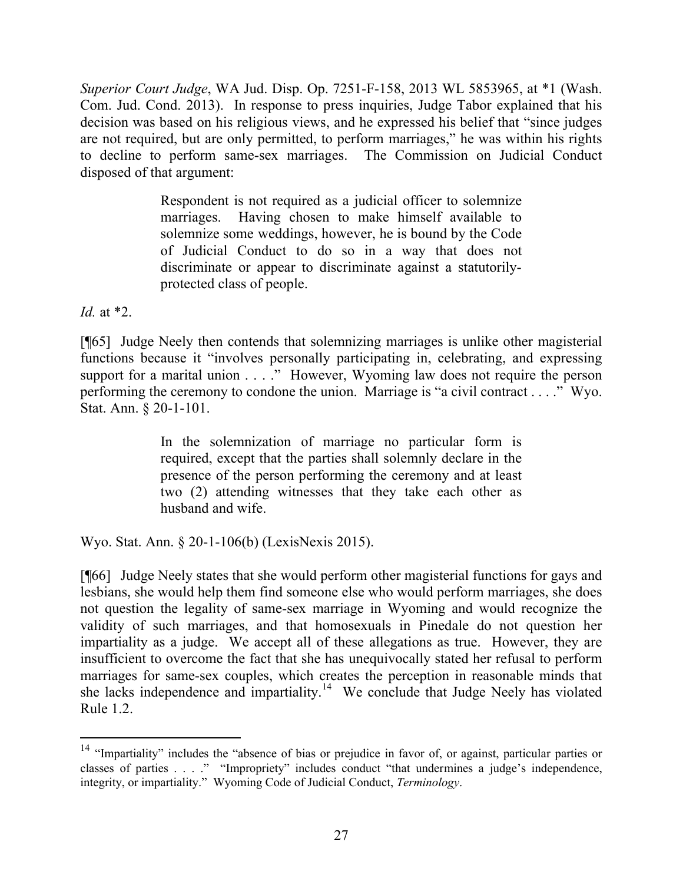*Superior Court Judge*, WA Jud. Disp. Op. 7251-F-158, 2013 WL 5853965, at *1 (Wash. Com. Jud. Cond. 2013). In response to press inquiries, Judge Tabor explained that his decision was based on his religious views, and he expressed his belief that "since judges are not required, but are only permitted, to perform marriages," he was within his rights to decline to perform same-sex marriages. The Commission on Judicial Conduct disposed of that argument:

> Respondent is not required as a judicial officer to solemnize marriages. Having chosen to make himself available to solemnize some weddings, however, he is bound by the Code of Judicial Conduct to do so in a way that does not discriminate or appear to discriminate against a statutorily-protected class of people.

*Id.* at *2.

[¶65] Judge Neely then contends that solemnizing marriages is unlike other magisterial functions because it "involves personally participating in, celebrating, and expressing support for a marital union . . . ." However, Wyoming law does not require the person performing the ceremony to condone the union. Marriage is "a civil contract . . . ." Wyo. Stat. Ann. § 20-1-101.

> In the solemnization of marriage no particular form is required, except that the parties shall solemnly declare in the presence of the person performing the ceremony and at least two (2) attending witnesses that they take each other as husband and wife.

Wyo. Stat. Ann. § 20-1-106(b) (LexisNexis 2015).

[¶66] Judge Neely states that she would perform other magisterial functions for gays and lesbians, she would help them find someone else who would perform marriages, she does not question the legality of same-sex marriage in Wyoming and would recognize the validity of such marriages, and that homosexuals in Pinedale do not question her impartiality as a judge. We accept all of these allegations as true. However, they are insufficient to overcome the fact that she has unequivocally stated her refusal to perform marriages for same-sex couples, which creates the perception in reasonable minds that she lacks independence and impartiality.[14] We conclude that Judge Neely has violated Rule 1.2.

---

[14] "Impartiality" includes the "absence of bias or prejudice in favor of, or against, particular parties or classes of parties . . . ." "Impropriety" includes conduct "that undermines a judge's independence, integrity, or impartiality." Wyoming Code of Judicial Conduct, *Terminology*.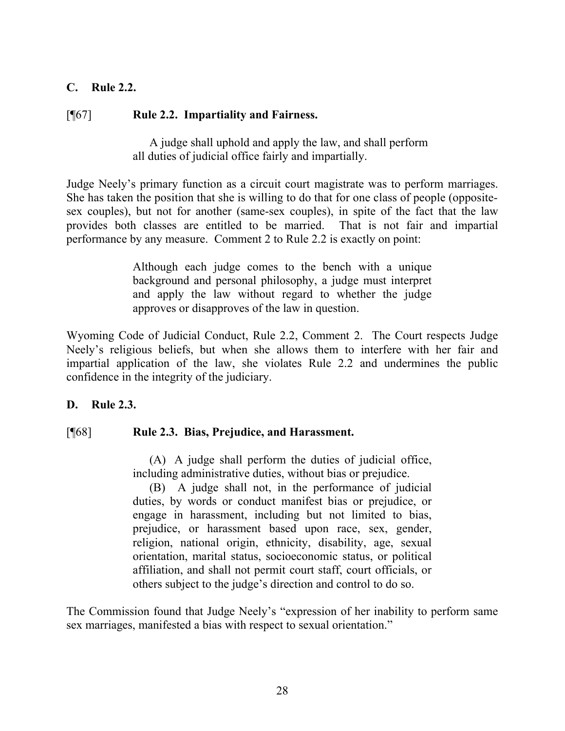### C. Rule 2.2.

[¶67] **Rule 2.2. Impartiality and Fairness.**

> A judge shall uphold and apply the law, and shall perform all duties of judicial office fairly and impartially.

Judge Neely's primary function as a circuit court magistrate was to perform marriages. She has taken the position that she is willing to do that for one class of people (opposite-sex couples), but not for another (same-sex couples), in spite of the fact that the law provides both classes are entitled to be married. That is not fair and impartial performance by any measure. Comment 2 to Rule 2.2 is exactly on point:

> Although each judge comes to the bench with a unique background and personal philosophy, a judge must interpret and apply the law without regard to whether the judge approves or disapproves of the law in question.

Wyoming Code of Judicial Conduct, Rule 2.2, Comment 2. The Court respects Judge Neely's religious beliefs, but when she allows them to interfere with her fair and impartial application of the law, she violates Rule 2.2 and undermines the public confidence in the integrity of the judiciary.

### D. Rule 2.3.

[¶68] **Rule 2.3. Bias, Prejudice, and Harassment.**

> (A) A judge shall perform the duties of judicial office, including administrative duties, without bias or prejudice.
>
> (B) A judge shall not, in the performance of judicial duties, by words or conduct manifest bias or prejudice, or engage in harassment, including but not limited to bias, prejudice, or harassment based upon race, sex, gender, religion, national origin, ethnicity, disability, age, sexual orientation, marital status, socioeconomic status, or political affiliation, and shall not permit court staff, court officials, or others subject to the judge's direction and control to do so.

The Commission found that Judge Neely's "expression of her inability to perform same sex marriages, manifested a bias with respect to sexual orientation."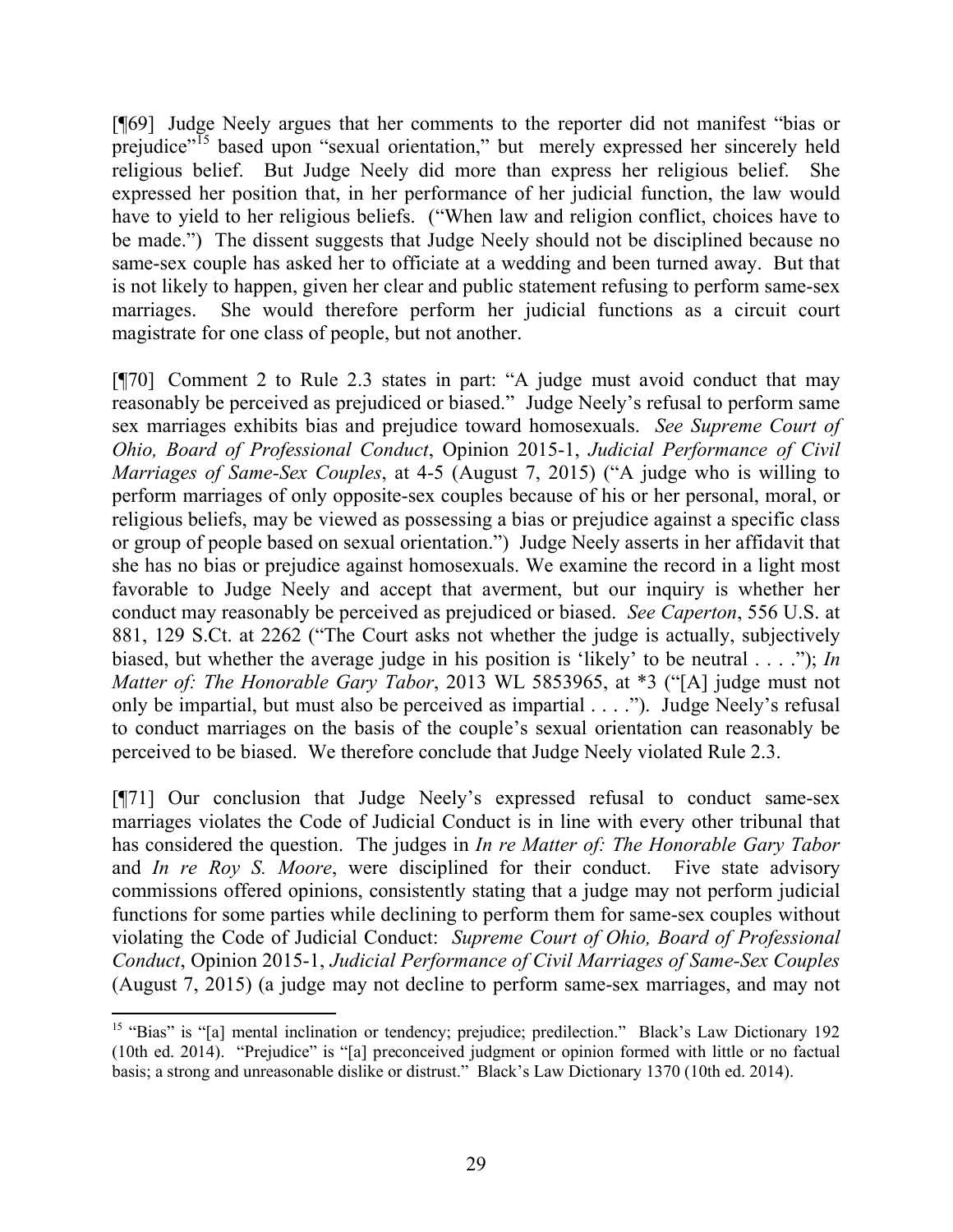[¶69] Judge Neely argues that her comments to the reporter did not manifest "bias or prejudice"[15] based upon "sexual orientation," but merely expressed her sincerely held religious belief. But Judge Neely did more than express her religious belief. She expressed her position that, in her performance of her judicial function, the law would have to yield to her religious beliefs. ("When law and religion conflict, choices have to be made.") The dissent suggests that Judge Neely should not be disciplined because no same-sex couple has asked her to officiate at a wedding and been turned away. But that is not likely to happen, given her clear and public statement refusing to perform same-sex marriages. She would therefore perform her judicial functions as a circuit court magistrate for one class of people, but not another.

[¶70] Comment 2 to Rule 2.3 states in part: "A judge must avoid conduct that may reasonably be perceived as prejudiced or biased." Judge Neely's refusal to perform same sex marriages exhibits bias and prejudice toward homosexuals. *See Supreme Court of Ohio, Board of Professional Conduct*, Opinion 2015-1, *Judicial Performance of Civil Marriages of Same-Sex Couples*, at 4-5 (August 7, 2015) ("A judge who is willing to perform marriages of only opposite-sex couples because of his or her personal, moral, or religious beliefs, may be viewed as possessing a bias or prejudice against a specific class or group of people based on sexual orientation.") Judge Neely asserts in her affidavit that she has no bias or prejudice against homosexuals. We examine the record in a light most favorable to Judge Neely and accept that averment, but our inquiry is whether her conduct may reasonably be perceived as prejudiced or biased. *See Caperton*, 556 U.S. at 881, 129 S.Ct. at 2262 ("The Court asks not whether the judge is actually, subjectively biased, but whether the average judge in his position is 'likely' to be neutral . . . ."); *In Matter of: The Honorable Gary Tabor*, 2013 WL 5853965, at *3 ("[A] judge must not only be impartial, but must also be perceived as impartial . . . ."). Judge Neely's refusal to conduct marriages on the basis of the couple's sexual orientation can reasonably be perceived to be biased. We therefore conclude that Judge Neely violated Rule 2.3.

[¶71] Our conclusion that Judge Neely's expressed refusal to conduct same-sex marriages violates the Code of Judicial Conduct is in line with every other tribunal that has considered the question. The judges in *In re Matter of: The Honorable Gary Tabor* and *In re Roy S. Moore*, were disciplined for their conduct. Five state advisory commissions offered opinions, consistently stating that a judge may not perform judicial functions for some parties while declining to perform them for same-sex couples without violating the Code of Judicial Conduct: *Supreme Court of Ohio, Board of Professional Conduct*, Opinion 2015-1, *Judicial Performance of Civil Marriages of Same-Sex Couples* (August 7, 2015) (a judge may not decline to perform same-sex marriages, and may not

---

[15] "Bias" is "[a] mental inclination or tendency; prejudice; predilection." Black's Law Dictionary 192 (10th ed. 2014). "Prejudice" is "[a] preconceived judgment or opinion formed with little or no factual basis; a strong and unreasonable dislike or distrust." Black's Law Dictionary 1370 (10th ed. 2014).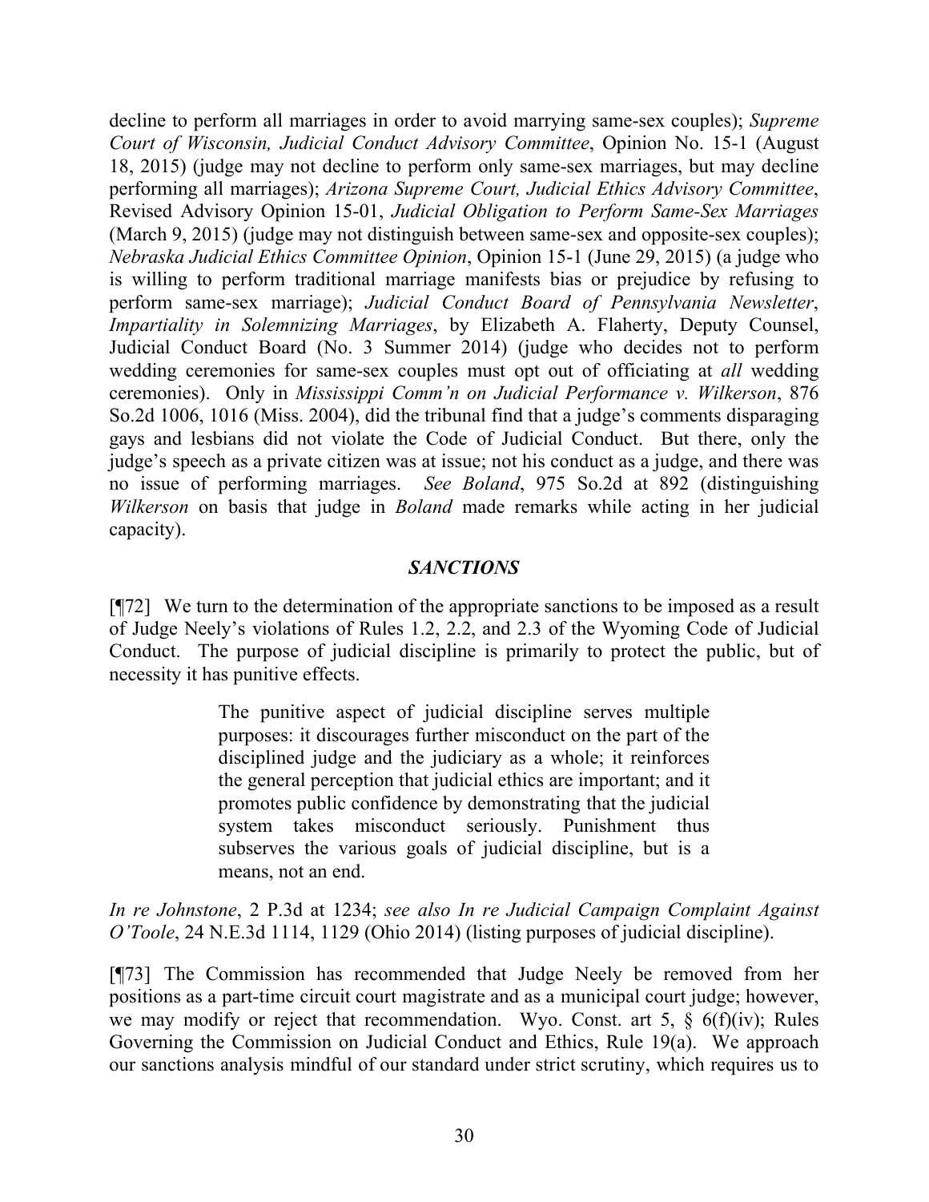decline to perform all marriages in order to avoid marrying same-sex couples); *Supreme Court of Wisconsin, Judicial Conduct Advisory Committee*, Opinion No. 15-1 (August 18, 2015) (judge may not decline to perform only same-sex marriages, but may decline performing all marriages); *Arizona Supreme Court, Judicial Ethics Advisory Committee*, Revised Advisory Opinion 15-01, *Judicial Obligation to Perform Same-Sex Marriages* (March 9, 2015) (judge may not distinguish between same-sex and opposite-sex couples); *Nebraska Judicial Ethics Committee Opinion*, Opinion 15-1 (June 29, 2015) (a judge who is willing to perform traditional marriage manifests bias or prejudice by refusing to perform same-sex marriage); *Judicial Conduct Board of Pennsylvania Newsletter*, *Impartiality in Solemnizing Marriages*, by Elizabeth A. Flaherty, Deputy Counsel, Judicial Conduct Board (No. 3 Summer 2014) (judge who decides not to perform wedding ceremonies for same-sex couples must opt out of officiating at *all* wedding ceremonies). Only in *Mississippi Comm'n on Judicial Performance v. Wilkerson*, 876 So.2d 1006, 1016 (Miss. 2004), did the tribunal find that a judge's comments disparaging gays and lesbians did not violate the Code of Judicial Conduct. But there, only the judge's speech as a private citizen was at issue; not his conduct as a judge, and there was no issue of performing marriages. *See Boland*, 975 So.2d at 892 (distinguishing *Wilkerson* on basis that judge in *Boland* made remarks while acting in her judicial capacity).

### *SANCTIONS*

[¶72] We turn to the determination of the appropriate sanctions to be imposed as a result of Judge Neely's violations of Rules 1.2, 2.2, and 2.3 of the Wyoming Code of Judicial Conduct. The purpose of judicial discipline is primarily to protect the public, but of necessity it has punitive effects.

> The punitive aspect of judicial discipline serves multiple purposes: it discourages further misconduct on the part of the disciplined judge and the judiciary as a whole; it reinforces the general perception that judicial ethics are important; and it promotes public confidence by demonstrating that the judicial system takes misconduct seriously. Punishment thus subserves the various goals of judicial discipline, but is a means, not an end.

*In re Johnstone*, 2 P.3d at 1234; *see also In re Judicial Campaign Complaint Against O'Toole*, 24 N.E.3d 1114, 1129 (Ohio 2014) (listing purposes of judicial discipline).

[¶73] The Commission has recommended that Judge Neely be removed from her positions as a part-time circuit court magistrate and as a municipal court judge; however, we may modify or reject that recommendation. Wyo. Const. art 5, § 6(f)(iv); Rules Governing the Commission on Judicial Conduct and Ethics, Rule 19(a). We approach our sanctions analysis mindful of our standard under strict scrutiny, which requires us to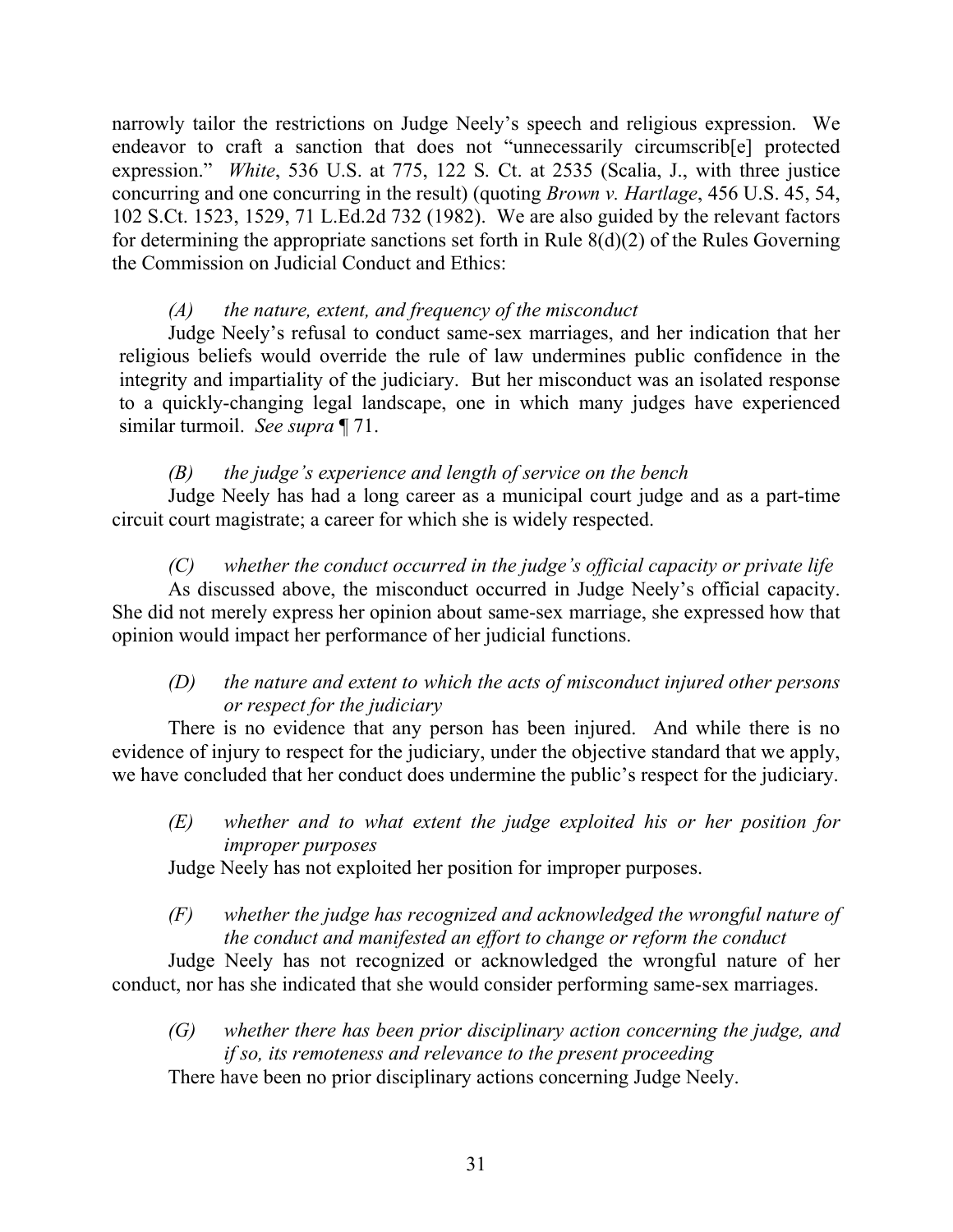narrowly tailor the restrictions on Judge Neely's speech and religious expression. We endeavor to craft a sanction that does not "unnecessarily circumscrib[e] protected expression." *White*, 536 U.S. at 775, 122 S. Ct. at 2535 (Scalia, J., with three justice concurring and one concurring in the result) (quoting *Brown v. Hartlage*, 456 U.S. 45, 54, 102 S.Ct. 1523, 1529, 71 L.Ed.2d 732 (1982). We are also guided by the relevant factors for determining the appropriate sanctions set forth in Rule 8(d)(2) of the Rules Governing the Commission on Judicial Conduct and Ethics:

> *(A) the nature, extent, and frequency of the misconduct*
>
> Judge Neely's refusal to conduct same-sex marriages, and her indication that her religious beliefs would override the rule of law undermines public confidence in the integrity and impartiality of the judiciary. But her misconduct was an isolated response to a quickly-changing legal landscape, one in which many judges have experienced similar turmoil. *See supra* ¶ 71.

*(B) the judge's experience and length of service on the bench*

Judge Neely has had a long career as a municipal court judge and as a part-time circuit court magistrate; a career for which she is widely respected.

*(C) whether the conduct occurred in the judge's official capacity or private life*

As discussed above, the misconduct occurred in Judge Neely's official capacity. She did not merely express her opinion about same-sex marriage, she expressed how that opinion would impact her performance of her judicial functions.

*(D) the nature and extent to which the acts of misconduct injured other persons or respect for the judiciary*

There is no evidence that any person has been injured. And while there is no evidence of injury to respect for the judiciary, under the objective standard that we apply, we have concluded that her conduct does undermine the public's respect for the judiciary.

*(E) whether and to what extent the judge exploited his or her position for improper purposes*

Judge Neely has not exploited her position for improper purposes.

*(F) whether the judge has recognized and acknowledged the wrongful nature of the conduct and manifested an effort to change or reform the conduct*

Judge Neely has not recognized or acknowledged the wrongful nature of her conduct, nor has she indicated that she would consider performing same-sex marriages.

*(G) whether there has been prior disciplinary action concerning the judge, and if so, its remoteness and relevance to the present proceeding*

There have been no prior disciplinary actions concerning Judge Neely.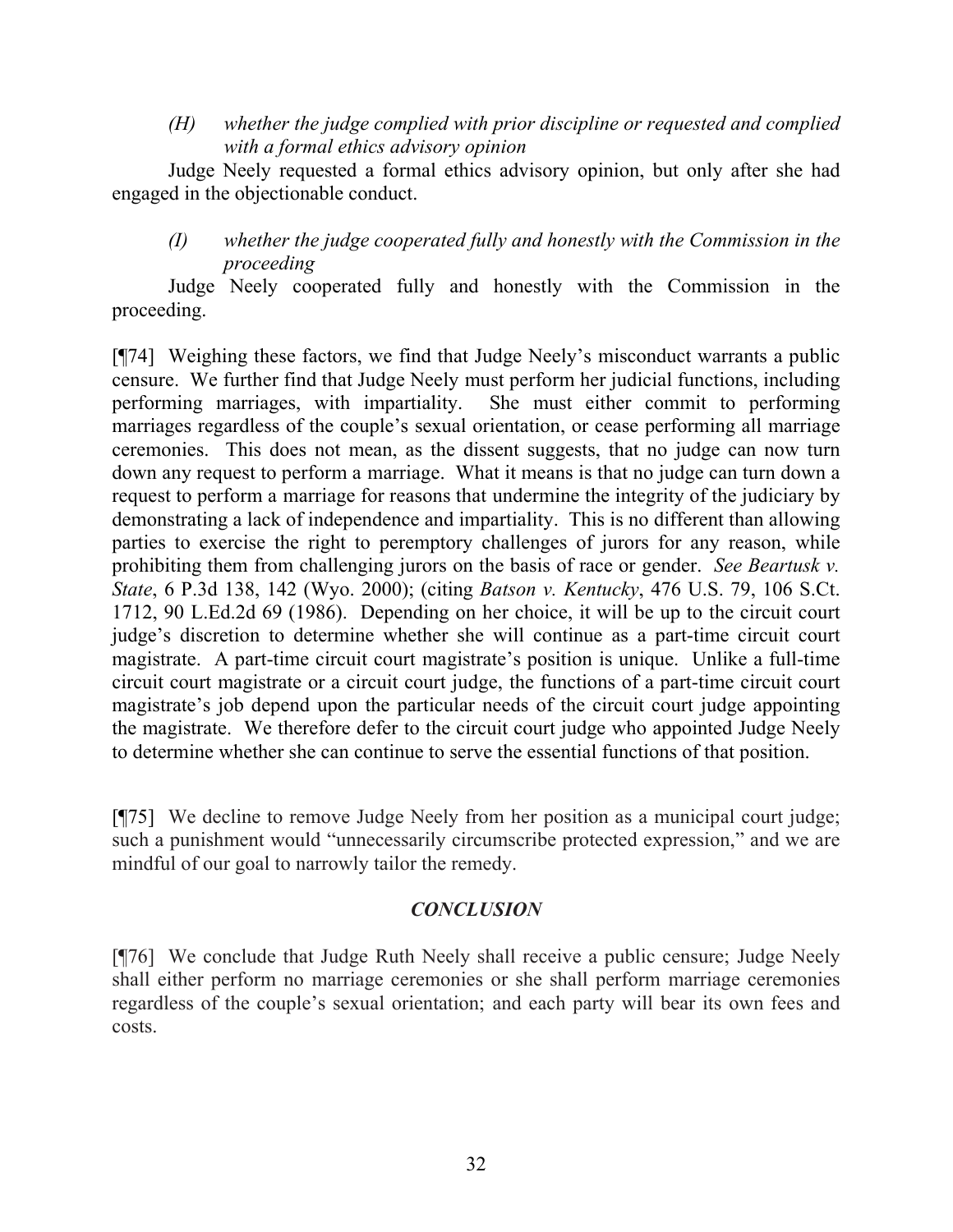*(H) whether the judge complied with prior discipline or requested and complied with a formal ethics advisory opinion*

Judge Neely requested a formal ethics advisory opinion, but only after she had engaged in the objectionable conduct.

*(I) whether the judge cooperated fully and honestly with the Commission in the proceeding*

Judge Neely cooperated fully and honestly with the Commission in the proceeding.

[¶74] Weighing these factors, we find that Judge Neely's misconduct warrants a public censure. We further find that Judge Neely must perform her judicial functions, including performing marriages, with impartiality. She must either commit to performing marriages regardless of the couple's sexual orientation, or cease performing all marriage ceremonies. This does not mean, as the dissent suggests, that no judge can now turn down any request to perform a marriage. What it means is that no judge can turn down a request to perform a marriage for reasons that undermine the integrity of the judiciary by demonstrating a lack of independence and impartiality. This is no different than allowing parties to exercise the right to peremptory challenges of jurors for any reason, while prohibiting them from challenging jurors on the basis of race or gender. *See Beartusk v. State*, 6 P.3d 138, 142 (Wyo. 2000); (citing *Batson v. Kentucky*, 476 U.S. 79, 106 S.Ct. 1712, 90 L.Ed.2d 69 (1986). Depending on her choice, it will be up to the circuit court judge's discretion to determine whether she will continue as a part-time circuit court magistrate. A part-time circuit court magistrate's position is unique. Unlike a full-time circuit court magistrate or a circuit court judge, the functions of a part-time circuit court magistrate's job depend upon the particular needs of the circuit court judge appointing the magistrate. We therefore defer to the circuit court judge who appointed Judge Neely to determine whether she can continue to serve the essential functions of that position.

[¶75] We decline to remove Judge Neely from her position as a municipal court judge; such a punishment would "unnecessarily circumscribe protected expression," and we are mindful of our goal to narrowly tailor the remedy.

## *CONCLUSION*

[¶76] We conclude that Judge Ruth Neely shall receive a public censure; Judge Neely shall either perform no marriage ceremonies or she shall perform marriage ceremonies regardless of the couple's sexual orientation; and each party will bear its own fees and costs.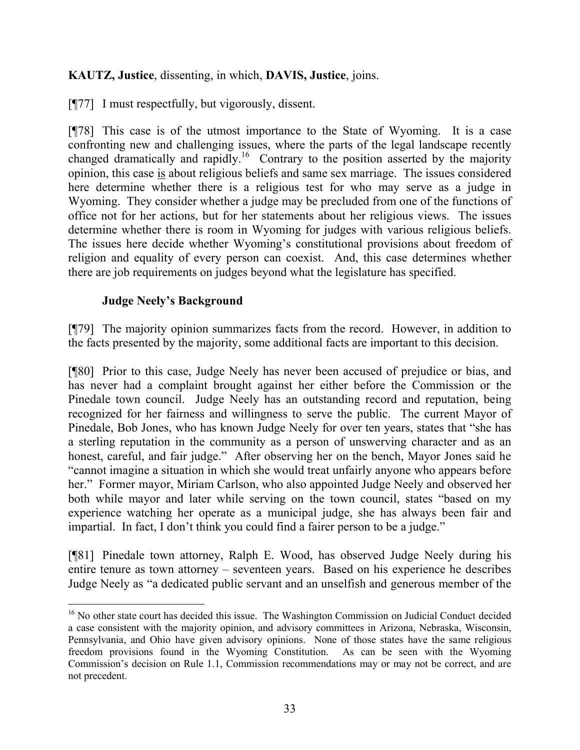**KAUTZ, Justice**, dissenting, in which, **DAVIS, Justice**, joins.

[¶77] I must respectfully, but vigorously, dissent.

[¶78] This case is of the utmost importance to the State of Wyoming. It is a case confronting new and challenging issues, where the parts of the legal landscape recently changed dramatically and rapidly.[16] Contrary to the position asserted by the majority opinion, this case is about religious beliefs and same sex marriage. The issues considered here determine whether there is a religious test for who may serve as a judge in Wyoming. They consider whether a judge may be precluded from one of the functions of office not for her actions, but for her statements about her religious views. The issues determine whether there is room in Wyoming for judges with various religious beliefs. The issues here decide whether Wyoming's constitutional provisions about freedom of religion and equality of every person can coexist. And, this case determines whether there are job requirements on judges beyond what the legislature has specified.

### Judge Neely's Background

[¶79] The majority opinion summarizes facts from the record. However, in addition to the facts presented by the majority, some additional facts are important to this decision.

[¶80] Prior to this case, Judge Neely has never been accused of prejudice or bias, and has never had a complaint brought against her either before the Commission or the Pinedale town council. Judge Neely has an outstanding record and reputation, being recognized for her fairness and willingness to serve the public. The current Mayor of Pinedale, Bob Jones, who has known Judge Neely for over ten years, states that "she has a sterling reputation in the community as a person of unswerving character and as an honest, careful, and fair judge." After observing her on the bench, Mayor Jones said he "cannot imagine a situation in which she would treat unfairly anyone who appears before her." Former mayor, Miriam Carlson, who also appointed Judge Neely and observed her both while mayor and later while serving on the town council, states "based on my experience watching her operate as a municipal judge, she has always been fair and impartial. In fact, I don't think you could find a fairer person to be a judge."

[¶81] Pinedale town attorney, Ralph E. Wood, has observed Judge Neely during his entire tenure as town attorney – seventeen years. Based on his experience he describes Judge Neely as "a dedicated public servant and an unselfish and generous member of the

---

[16] No other state court has decided this issue. The Washington Commission on Judicial Conduct decided a case consistent with the majority opinion, and advisory committees in Arizona, Nebraska, Wisconsin, Pennsylvania, and Ohio have given advisory opinions. None of those states have the same religious freedom provisions found in the Wyoming Constitution. As can be seen with the Wyoming Commission's decision on Rule 1.1, Commission recommendations may or may not be correct, and are not precedent.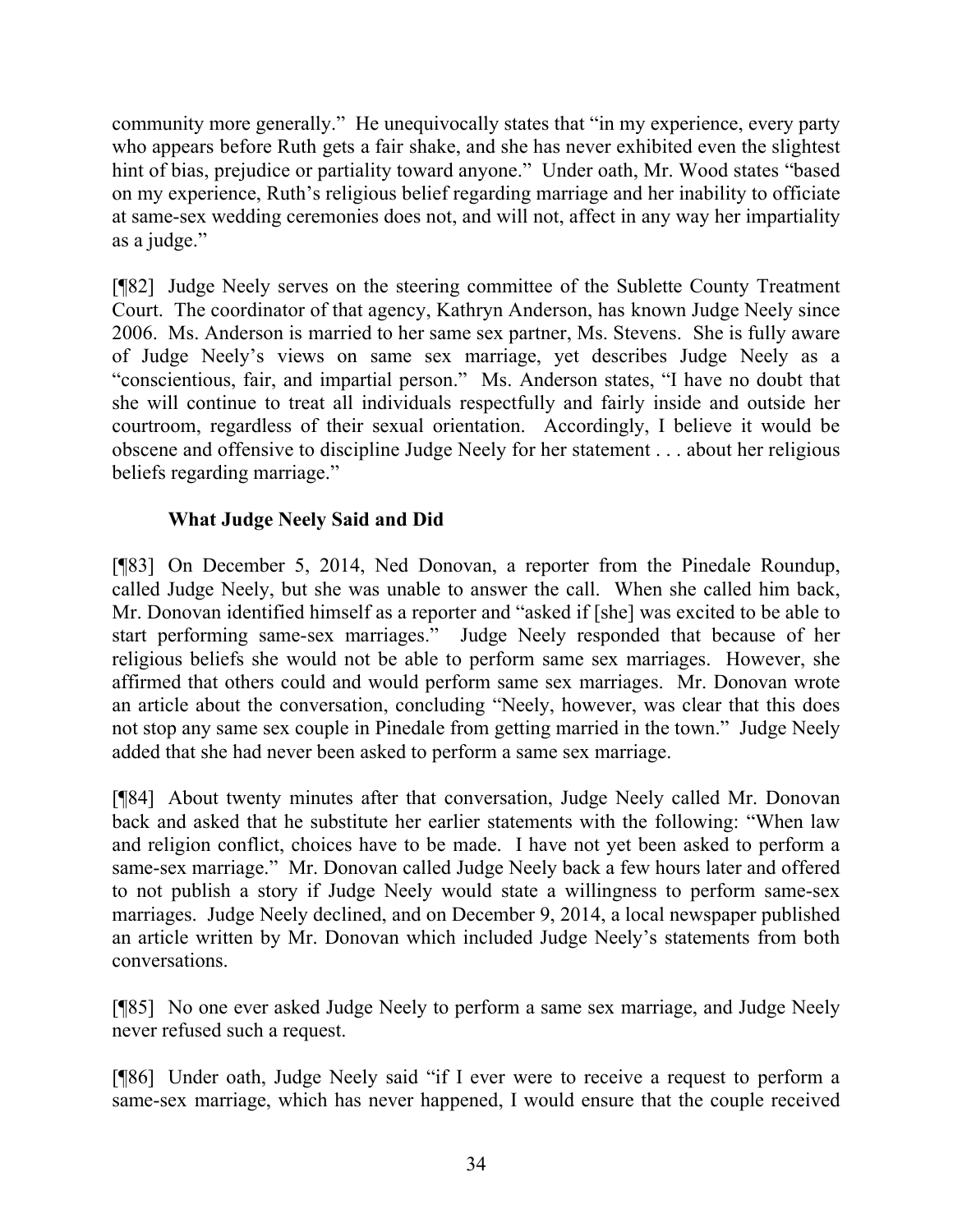community more generally." He unequivocally states that "in my experience, every party who appears before Ruth gets a fair shake, and she has never exhibited even the slightest hint of bias, prejudice or partiality toward anyone." Under oath, Mr. Wood states "based on my experience, Ruth's religious belief regarding marriage and her inability to officiate at same-sex wedding ceremonies does not, and will not, affect in any way her impartiality as a judge."

[¶82] Judge Neely serves on the steering committee of the Sublette County Treatment Court. The coordinator of that agency, Kathryn Anderson, has known Judge Neely since 2006. Ms. Anderson is married to her same sex partner, Ms. Stevens. She is fully aware of Judge Neely's views on same sex marriage, yet describes Judge Neely as a "conscientious, fair, and impartial person." Ms. Anderson states, "I have no doubt that she will continue to treat all individuals respectfully and fairly inside and outside her courtroom, regardless of their sexual orientation. Accordingly, I believe it would be obscene and offensive to discipline Judge Neely for her statement . . . about her religious beliefs regarding marriage."

**What Judge Neely Said and Did**

[¶83] On December 5, 2014, Ned Donovan, a reporter from the Pinedale Roundup, called Judge Neely, but she was unable to answer the call. When she called him back, Mr. Donovan identified himself as a reporter and "asked if [she] was excited to be able to start performing same-sex marriages." Judge Neely responded that because of her religious beliefs she would not be able to perform same sex marriages. However, she affirmed that others could and would perform same sex marriages. Mr. Donovan wrote an article about the conversation, concluding "Neely, however, was clear that this does not stop any same sex couple in Pinedale from getting married in the town." Judge Neely added that she had never been asked to perform a same sex marriage.

[¶84] About twenty minutes after that conversation, Judge Neely called Mr. Donovan back and asked that he substitute her earlier statements with the following: "When law and religion conflict, choices have to be made. I have not yet been asked to perform a same-sex marriage." Mr. Donovan called Judge Neely back a few hours later and offered to not publish a story if Judge Neely would state a willingness to perform same-sex marriages. Judge Neely declined, and on December 9, 2014, a local newspaper published an article written by Mr. Donovan which included Judge Neely's statements from both conversations.

[¶85] No one ever asked Judge Neely to perform a same sex marriage, and Judge Neely never refused such a request.

[¶86] Under oath, Judge Neely said "if I ever were to receive a request to perform a same-sex marriage, which has never happened, I would ensure that the couple received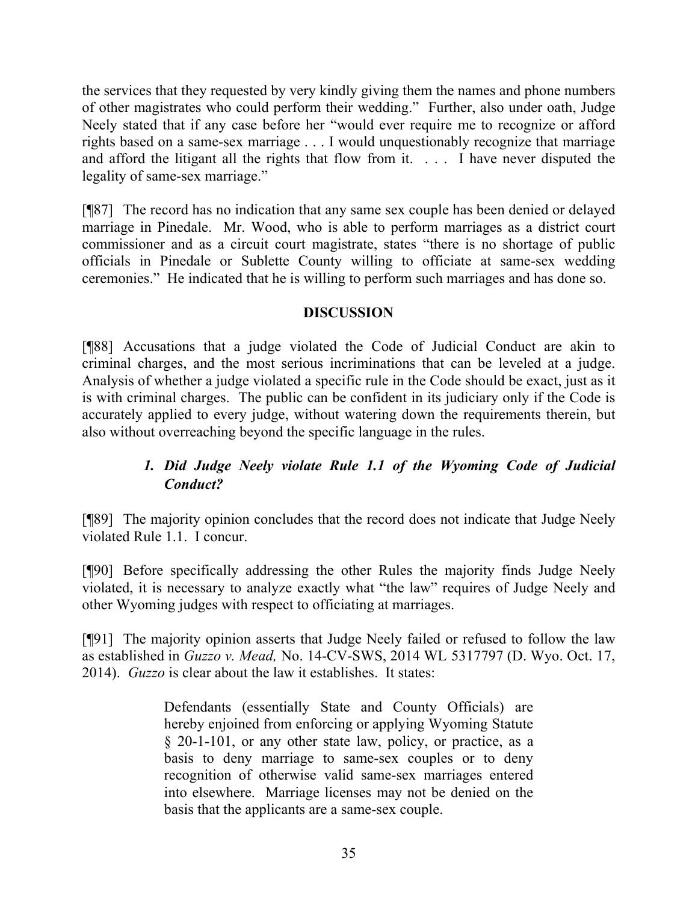the services that they requested by very kindly giving them the names and phone numbers of other magistrates who could perform their wedding." Further, also under oath, Judge Neely stated that if any case before her "would ever require me to recognize or afford rights based on a same-sex marriage . . . I would unquestionably recognize that marriage and afford the litigant all the rights that flow from it. . . . I have never disputed the legality of same-sex marriage."

[¶87] The record has no indication that any same sex couple has been denied or delayed marriage in Pinedale. Mr. Wood, who is able to perform marriages as a district court commissioner and as a circuit court magistrate, states "there is no shortage of public officials in Pinedale or Sublette County willing to officiate at same-sex wedding ceremonies." He indicated that he is willing to perform such marriages and has done so.

## DISCUSSION

[¶88] Accusations that a judge violated the Code of Judicial Conduct are akin to criminal charges, and the most serious incriminations that can be leveled at a judge. Analysis of whether a judge violated a specific rule in the Code should be exact, just as it is with criminal charges. The public can be confident in its judiciary only if the Code is accurately applied to every judge, without watering down the requirements therein, but also without overreaching beyond the specific language in the rules.

### *1. Did Judge Neely violate Rule 1.1 of the Wyoming Code of Judicial Conduct?*

[¶89] The majority opinion concludes that the record does not indicate that Judge Neely violated Rule 1.1. I concur.

[¶90] Before specifically addressing the other Rules the majority finds Judge Neely violated, it is necessary to analyze exactly what "the law" requires of Judge Neely and other Wyoming judges with respect to officiating at marriages.

[¶91] The majority opinion asserts that Judge Neely failed or refused to follow the law as established in *Guzzo v. Mead,* No. 14-CV-SWS, 2014 WL 5317797 (D. Wyo. Oct. 17, 2014). *Guzzo* is clear about the law it establishes. It states:

> Defendants (essentially State and County Officials) are hereby enjoined from enforcing or applying Wyoming Statute § 20-1-101, or any other state law, policy, or practice, as a basis to deny marriage to same-sex couples or to deny recognition of otherwise valid same-sex marriages entered into elsewhere. Marriage licenses may not be denied on the basis that the applicants are a same-sex couple.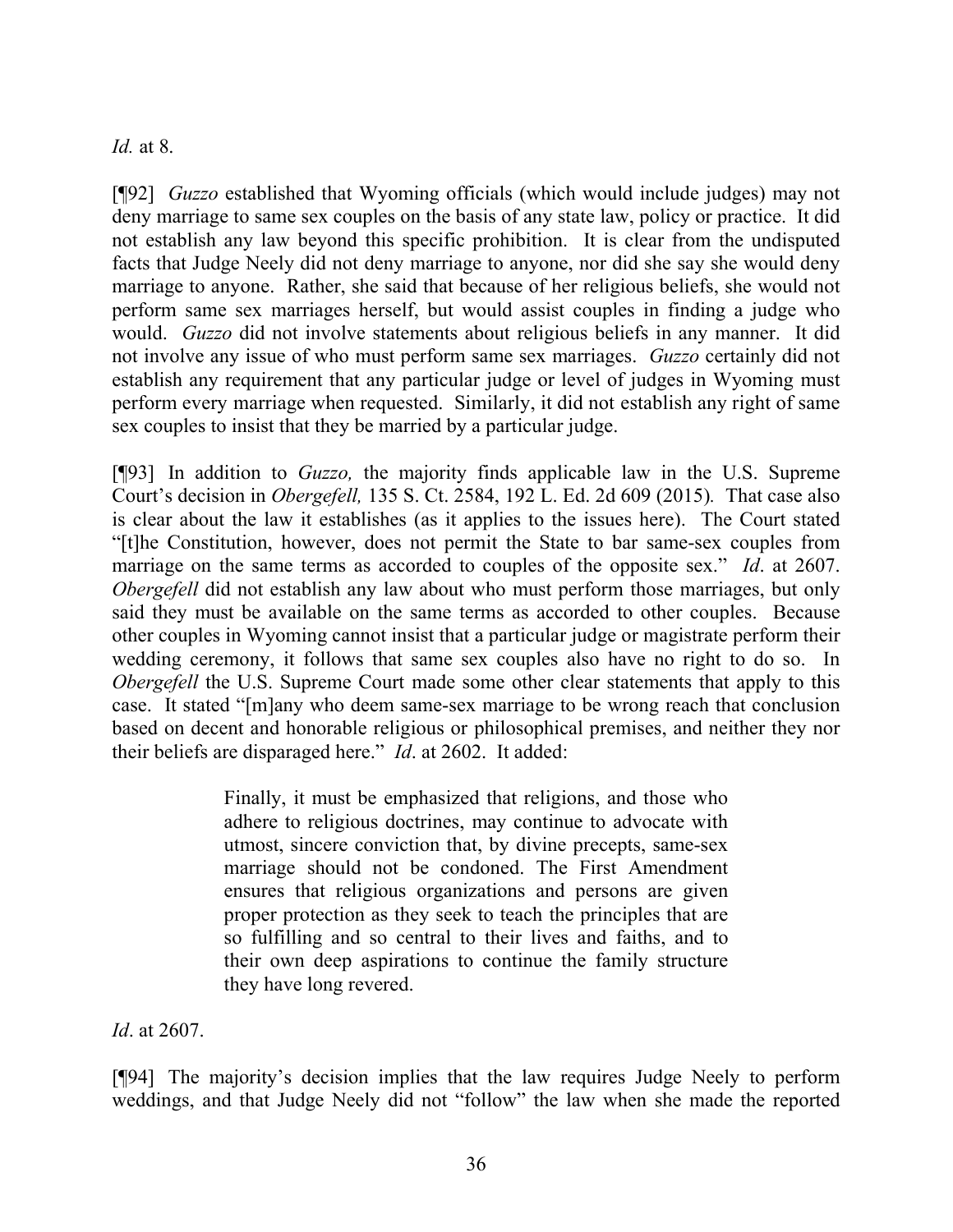*Id.* at 8.

[¶92] *Guzzo* established that Wyoming officials (which would include judges) may not deny marriage to same sex couples on the basis of any state law, policy or practice. It did not establish any law beyond this specific prohibition. It is clear from the undisputed facts that Judge Neely did not deny marriage to anyone, nor did she say she would deny marriage to anyone. Rather, she said that because of her religious beliefs, she would not perform same sex marriages herself, but would assist couples in finding a judge who would. *Guzzo* did not involve statements about religious beliefs in any manner. It did not involve any issue of who must perform same sex marriages. *Guzzo* certainly did not establish any requirement that any particular judge or level of judges in Wyoming must perform every marriage when requested. Similarly, it did not establish any right of same sex couples to insist that they be married by a particular judge.

[¶93] In addition to *Guzzo,* the majority finds applicable law in the U.S. Supreme Court's decision in *Obergefell,* 135 S. Ct. 2584, 192 L. Ed. 2d 609 (2015)*.* That case also is clear about the law it establishes (as it applies to the issues here). The Court stated "[t]he Constitution, however, does not permit the State to bar same-sex couples from marriage on the same terms as accorded to couples of the opposite sex." *Id*. at 2607. *Obergefell* did not establish any law about who must perform those marriages, but only said they must be available on the same terms as accorded to other couples. Because other couples in Wyoming cannot insist that a particular judge or magistrate perform their wedding ceremony, it follows that same sex couples also have no right to do so. In *Obergefell* the U.S. Supreme Court made some other clear statements that apply to this case. It stated "[m]any who deem same-sex marriage to be wrong reach that conclusion based on decent and honorable religious or philosophical premises, and neither they nor their beliefs are disparaged here." *Id*. at 2602. It added:

> Finally, it must be emphasized that religions, and those who adhere to religious doctrines, may continue to advocate with utmost, sincere conviction that, by divine precepts, same-sex marriage should not be condoned. The First Amendment ensures that religious organizations and persons are given proper protection as they seek to teach the principles that are so fulfilling and so central to their lives and faiths, and to their own deep aspirations to continue the family structure they have long revered.

*Id*. at 2607.

[¶94] The majority's decision implies that the law requires Judge Neely to perform weddings, and that Judge Neely did not "follow" the law when she made the reported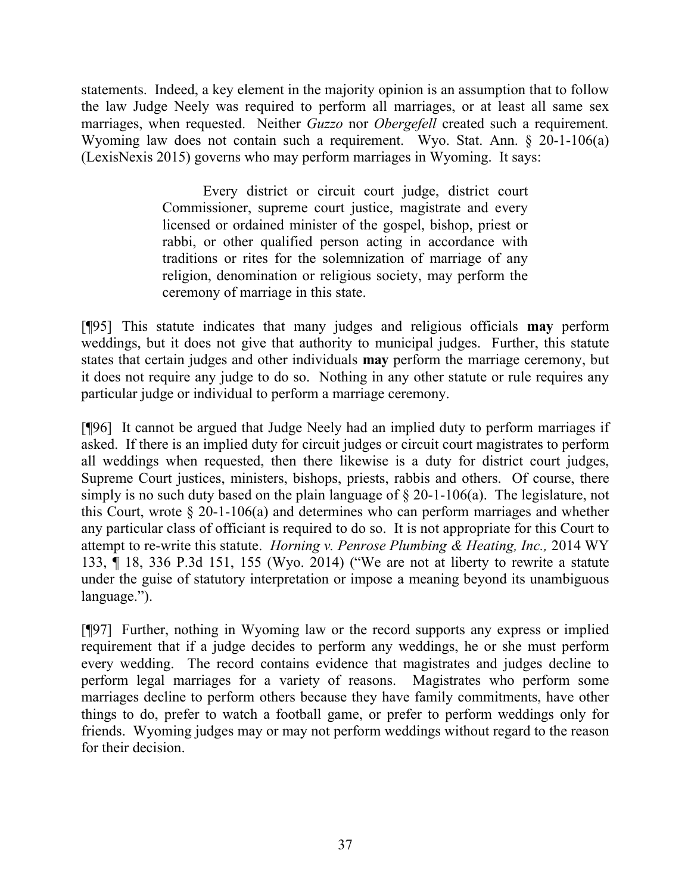statements. Indeed, a key element in the majority opinion is an assumption that to follow the law Judge Neely was required to perform all marriages, or at least all same sex marriages, when requested. Neither *Guzzo* nor *Obergefell* created such a requirement*.* Wyoming law does not contain such a requirement. Wyo. Stat. Ann. § 20-1-106(a) (LexisNexis 2015) governs who may perform marriages in Wyoming. It says:

> Every district or circuit court judge, district court Commissioner, supreme court justice, magistrate and every licensed or ordained minister of the gospel, bishop, priest or rabbi, or other qualified person acting in accordance with traditions or rites for the solemnization of marriage of any religion, denomination or religious society, may perform the ceremony of marriage in this state.

[¶95] This statute indicates that many judges and religious officials **may** perform weddings, but it does not give that authority to municipal judges. Further, this statute states that certain judges and other individuals **may** perform the marriage ceremony, but it does not require any judge to do so. Nothing in any other statute or rule requires any particular judge or individual to perform a marriage ceremony.

[¶96] It cannot be argued that Judge Neely had an implied duty to perform marriages if asked. If there is an implied duty for circuit judges or circuit court magistrates to perform all weddings when requested, then there likewise is a duty for district court judges, Supreme Court justices, ministers, bishops, priests, rabbis and others. Of course, there simply is no such duty based on the plain language of § 20-1-106(a). The legislature, not this Court, wrote § 20-1-106(a) and determines who can perform marriages and whether any particular class of officiant is required to do so. It is not appropriate for this Court to attempt to re-write this statute. *Horning v. Penrose Plumbing & Heating, Inc.,* 2014 WY 133, ¶ 18, 336 P.3d 151, 155 (Wyo. 2014) ("We are not at liberty to rewrite a statute under the guise of statutory interpretation or impose a meaning beyond its unambiguous language.").

[¶97] Further, nothing in Wyoming law or the record supports any express or implied requirement that if a judge decides to perform any weddings, he or she must perform every wedding. The record contains evidence that magistrates and judges decline to perform legal marriages for a variety of reasons. Magistrates who perform some marriages decline to perform others because they have family commitments, have other things to do, prefer to watch a football game, or prefer to perform weddings only for friends. Wyoming judges may or may not perform weddings without regard to the reason for their decision.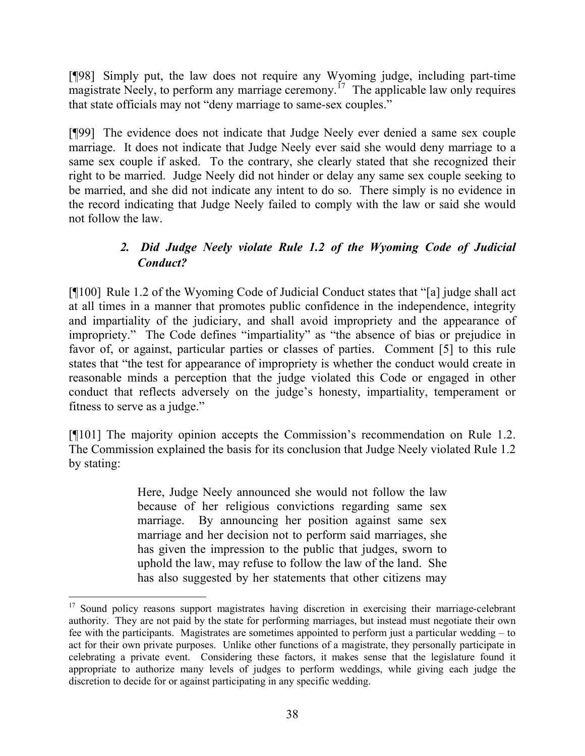[¶98] Simply put, the law does not require any Wyoming judge, including part-time magistrate Neely, to perform any marriage ceremony.[17] The applicable law only requires that state officials may not "deny marriage to same-sex couples."

[¶99] The evidence does not indicate that Judge Neely ever denied a same sex couple marriage. It does not indicate that Judge Neely ever said she would deny marriage to a same sex couple if asked. To the contrary, she clearly stated that she recognized their right to be married. Judge Neely did not hinder or delay any same sex couple seeking to be married, and she did not indicate any intent to do so. There simply is no evidence in the record indicating that Judge Neely failed to comply with the law or said she would not follow the law.

### *2. Did Judge Neely violate Rule 1.2 of the Wyoming Code of Judicial Conduct?*

[¶100] Rule 1.2 of the Wyoming Code of Judicial Conduct states that "[a] judge shall act at all times in a manner that promotes public confidence in the independence, integrity and impartiality of the judiciary, and shall avoid impropriety and the appearance of impropriety." The Code defines "impartiality" as "the absence of bias or prejudice in favor of, or against, particular parties or classes of parties. Comment [5] to this rule states that "the test for appearance of impropriety is whether the conduct would create in reasonable minds a perception that the judge violated this Code or engaged in other conduct that reflects adversely on the judge's honesty, impartiality, temperament or fitness to serve as a judge."

[¶101] The majority opinion accepts the Commission's recommendation on Rule 1.2. The Commission explained the basis for its conclusion that Judge Neely violated Rule 1.2 by stating:

> Here, Judge Neely announced she would not follow the law because of her religious convictions regarding same sex marriage. By announcing her position against same sex marriage and her decision not to perform said marriages, she has given the impression to the public that judges, sworn to uphold the law, may refuse to follow the law of the land. She has also suggested by her statements that other citizens may

---

[17] Sound policy reasons support magistrates having discretion in exercising their marriage-celebrant authority. They are not paid by the state for performing marriages, but instead must negotiate their own fee with the participants. Magistrates are sometimes appointed to perform just a particular wedding – to act for their own private purposes. Unlike other functions of a magistrate, they personally participate in celebrating a private event. Considering these factors, it makes sense that the legislature found it appropriate to authorize many levels of judges to perform weddings, while giving each judge the discretion to decide for or against participating in any specific wedding.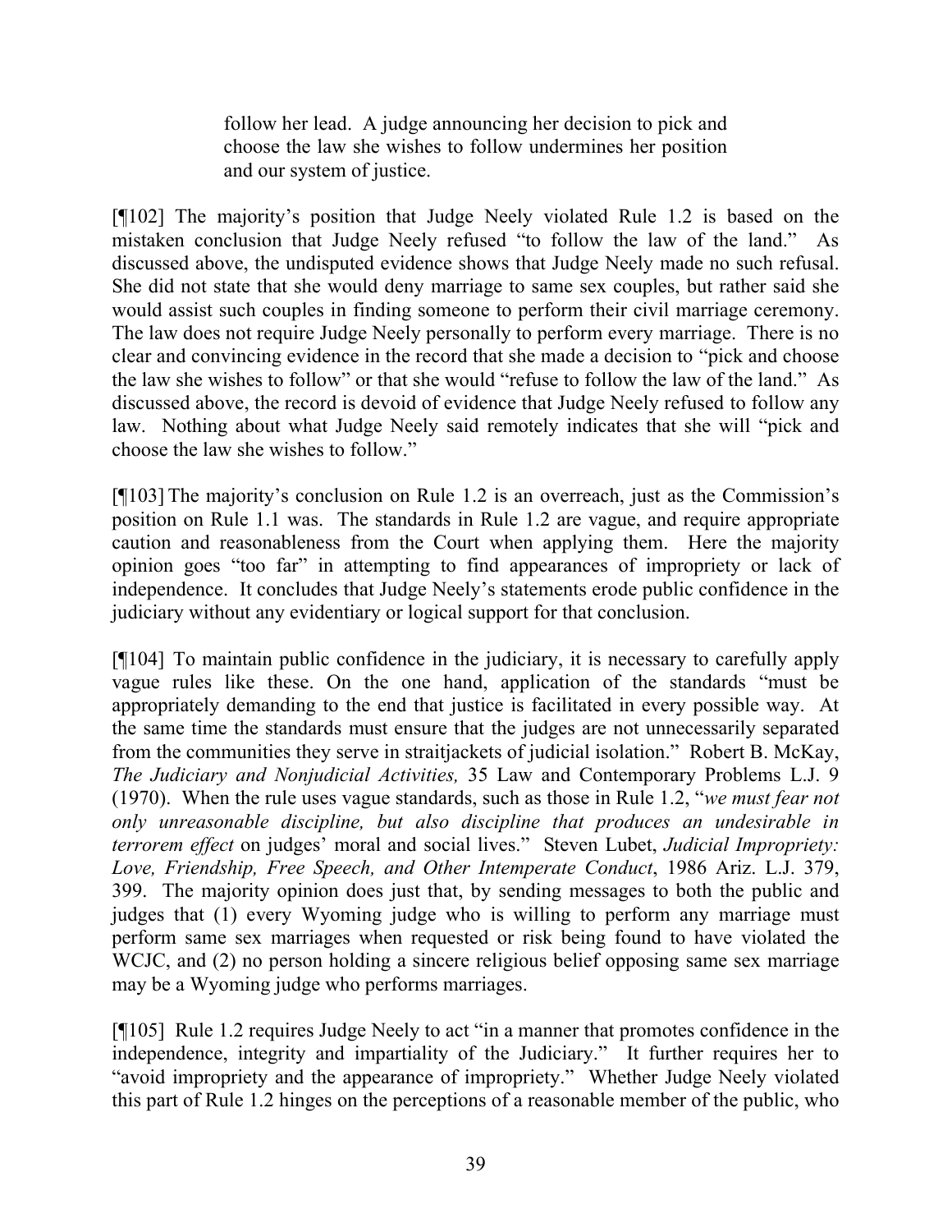> follow her lead. A judge announcing her decision to pick and choose the law she wishes to follow undermines her position and our system of justice.

[¶102] The majority's position that Judge Neely violated Rule 1.2 is based on the mistaken conclusion that Judge Neely refused "to follow the law of the land." As discussed above, the undisputed evidence shows that Judge Neely made no such refusal. She did not state that she would deny marriage to same sex couples, but rather said she would assist such couples in finding someone to perform their civil marriage ceremony. The law does not require Judge Neely personally to perform every marriage. There is no clear and convincing evidence in the record that she made a decision to "pick and choose the law she wishes to follow" or that she would "refuse to follow the law of the land." As discussed above, the record is devoid of evidence that Judge Neely refused to follow any law. Nothing about what Judge Neely said remotely indicates that she will "pick and choose the law she wishes to follow."

[¶103] The majority's conclusion on Rule 1.2 is an overreach, just as the Commission's position on Rule 1.1 was. The standards in Rule 1.2 are vague, and require appropriate caution and reasonableness from the Court when applying them. Here the majority opinion goes "too far" in attempting to find appearances of impropriety or lack of independence. It concludes that Judge Neely's statements erode public confidence in the judiciary without any evidentiary or logical support for that conclusion.

[¶104] To maintain public confidence in the judiciary, it is necessary to carefully apply vague rules like these. On the one hand, application of the standards "must be appropriately demanding to the end that justice is facilitated in every possible way. At the same time the standards must ensure that the judges are not unnecessarily separated from the communities they serve in straitjackets of judicial isolation." Robert B. McKay, *The Judiciary and Nonjudicial Activities,* 35 Law and Contemporary Problems L.J. 9 (1970). When the rule uses vague standards, such as those in Rule 1.2, "*we must fear not only unreasonable discipline, but also discipline that produces an undesirable in terrorem effect* on judges' moral and social lives." Steven Lubet, *Judicial Impropriety: Love, Friendship, Free Speech, and Other Intemperate Conduct*, 1986 Ariz. L.J. 379, 399. The majority opinion does just that, by sending messages to both the public and judges that (1) every Wyoming judge who is willing to perform any marriage must perform same sex marriages when requested or risk being found to have violated the WCJC, and (2) no person holding a sincere religious belief opposing same sex marriage may be a Wyoming judge who performs marriages.

[¶105] Rule 1.2 requires Judge Neely to act "in a manner that promotes confidence in the independence, integrity and impartiality of the Judiciary." It further requires her to "avoid impropriety and the appearance of impropriety." Whether Judge Neely violated this part of Rule 1.2 hinges on the perceptions of a reasonable member of the public, who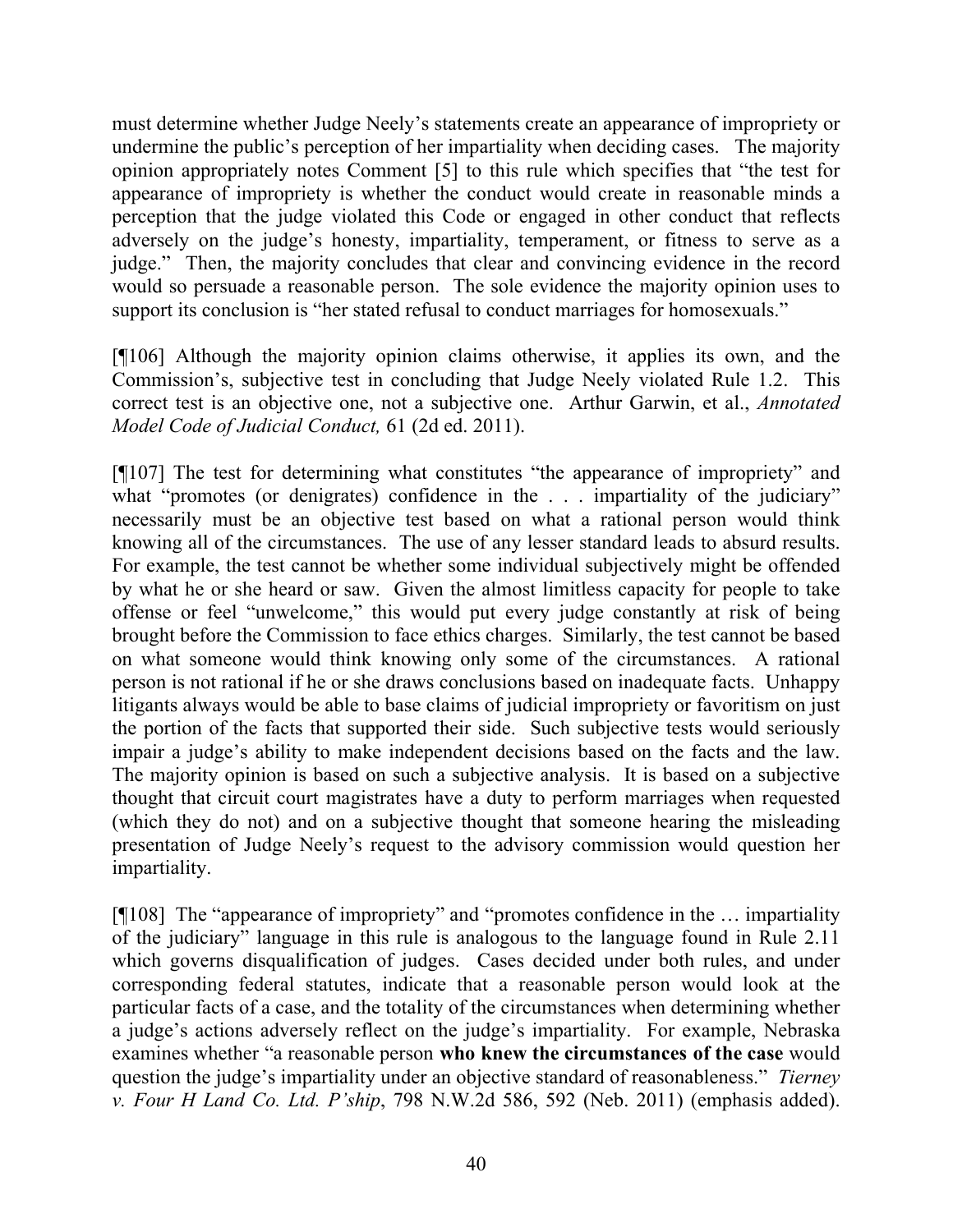must determine whether Judge Neely's statements create an appearance of impropriety or undermine the public's perception of her impartiality when deciding cases. The majority opinion appropriately notes Comment [5] to this rule which specifies that "the test for appearance of impropriety is whether the conduct would create in reasonable minds a perception that the judge violated this Code or engaged in other conduct that reflects adversely on the judge's honesty, impartiality, temperament, or fitness to serve as a judge." Then, the majority concludes that clear and convincing evidence in the record would so persuade a reasonable person. The sole evidence the majority opinion uses to support its conclusion is "her stated refusal to conduct marriages for homosexuals."

[¶106] Although the majority opinion claims otherwise, it applies its own, and the Commission's, subjective test in concluding that Judge Neely violated Rule 1.2. This correct test is an objective one, not a subjective one. Arthur Garwin, et al., *Annotated Model Code of Judicial Conduct,* 61 (2d ed. 2011).

[¶107] The test for determining what constitutes "the appearance of impropriety" and what "promotes (or denigrates) confidence in the . . . impartiality of the judiciary" necessarily must be an objective test based on what a rational person would think knowing all of the circumstances. The use of any lesser standard leads to absurd results. For example, the test cannot be whether some individual subjectively might be offended by what he or she heard or saw. Given the almost limitless capacity for people to take offense or feel "unwelcome," this would put every judge constantly at risk of being brought before the Commission to face ethics charges. Similarly, the test cannot be based on what someone would think knowing only some of the circumstances. A rational person is not rational if he or she draws conclusions based on inadequate facts. Unhappy litigants always would be able to base claims of judicial impropriety or favoritism on just the portion of the facts that supported their side. Such subjective tests would seriously impair a judge's ability to make independent decisions based on the facts and the law. The majority opinion is based on such a subjective analysis. It is based on a subjective thought that circuit court magistrates have a duty to perform marriages when requested (which they do not) and on a subjective thought that someone hearing the misleading presentation of Judge Neely's request to the advisory commission would question her impartiality.

[¶108] The "appearance of impropriety" and "promotes confidence in the … impartiality of the judiciary" language in this rule is analogous to the language found in Rule 2.11 which governs disqualification of judges. Cases decided under both rules, and under corresponding federal statutes, indicate that a reasonable person would look at the particular facts of a case, and the totality of the circumstances when determining whether a judge's actions adversely reflect on the judge's impartiality. For example, Nebraska examines whether "a reasonable person **who knew the circumstances of the case** would question the judge's impartiality under an objective standard of reasonableness." *Tierney v. Four H Land Co. Ltd. P'ship*, 798 N.W.2d 586, 592 (Neb. 2011) (emphasis added).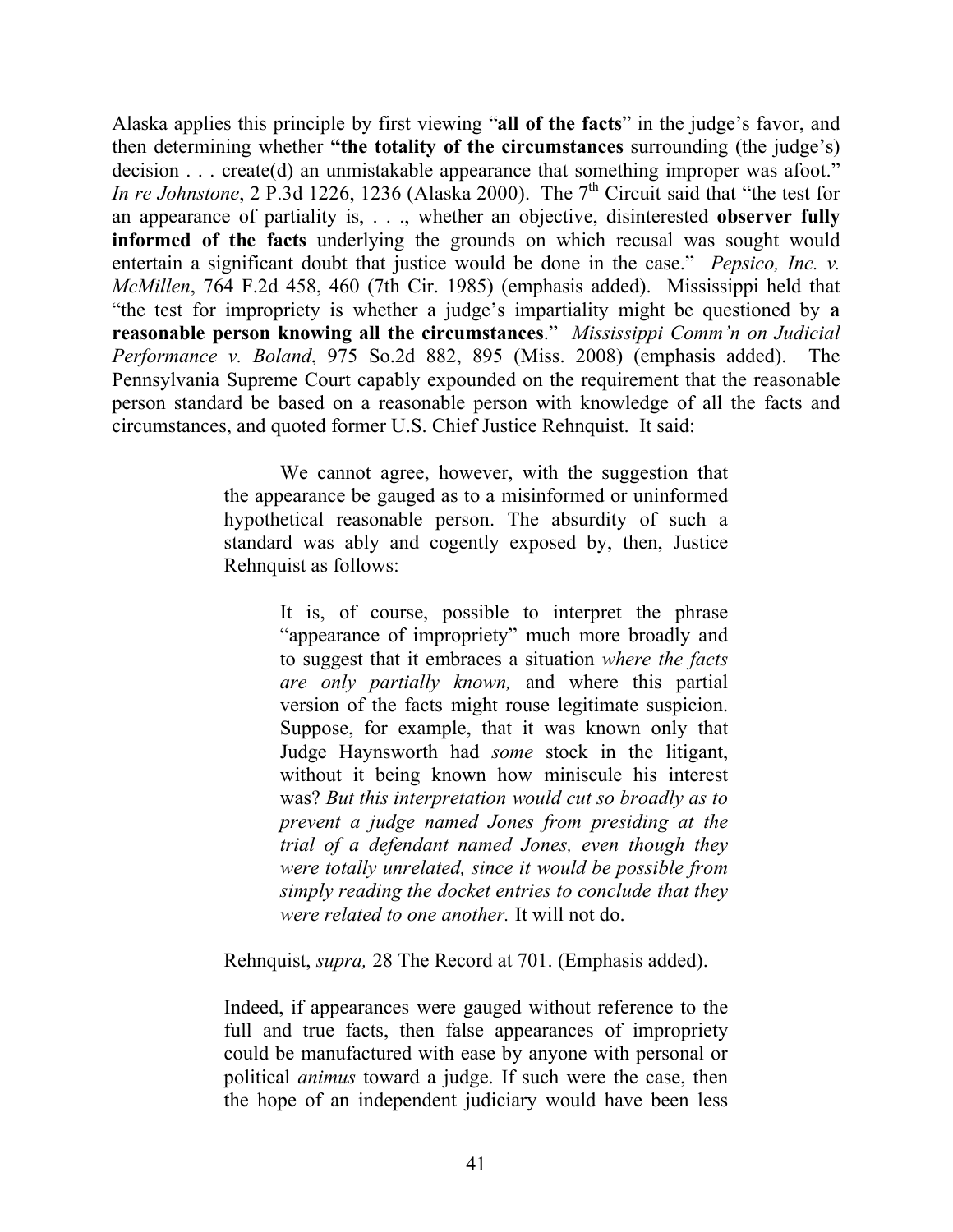Alaska applies this principle by first viewing "**all of the facts**" in the judge's favor, and then determining whether **"the totality of the circumstances** surrounding (the judge's) decision . . . create(d) an unmistakable appearance that something improper was afoot." *In re Johnstone*, 2 P.3d 1226, 1236 (Alaska 2000). The 7th Circuit said that "the test for an appearance of partiality is, . . ., whether an objective, disinterested **observer fully informed of the facts** underlying the grounds on which recusal was sought would entertain a significant doubt that justice would be done in the case." *Pepsico, Inc. v. McMillen*, 764 F.2d 458, 460 (7th Cir. 1985) (emphasis added). Mississippi held that "the test for impropriety is whether a judge's impartiality might be questioned by **a reasonable person knowing all the circumstances**." *Mississippi Comm'n on Judicial Performance v. Boland*, 975 So.2d 882, 895 (Miss. 2008) (emphasis added). The Pennsylvania Supreme Court capably expounded on the requirement that the reasonable person standard be based on a reasonable person with knowledge of all the facts and circumstances, and quoted former U.S. Chief Justice Rehnquist. It said:

> We cannot agree, however, with the suggestion that the appearance be gauged as to a misinformed or uninformed hypothetical reasonable person. The absurdity of such a standard was ably and cogently exposed by, then, Justice Rehnquist as follows:
>
> > It is, of course, possible to interpret the phrase "appearance of impropriety" much more broadly and to suggest that it embraces a situation *where the facts are only partially known,* and where this partial version of the facts might rouse legitimate suspicion. Suppose, for example, that it was known only that Judge Haynsworth had *some* stock in the litigant, without it being known how miniscule his interest was? *But this interpretation would cut so broadly as to prevent a judge named Jones from presiding at the trial of a defendant named Jones, even though they were totally unrelated, since it would be possible from simply reading the docket entries to conclude that they were related to one another.* It will not do.
>
> Rehnquist, *supra,* 28 The Record at 701. (Emphasis added).
>
> Indeed, if appearances were gauged without reference to the full and true facts, then false appearances of impropriety could be manufactured with ease by anyone with personal or political *animus* toward a judge. If such were the case, then the hope of an independent judiciary would have been less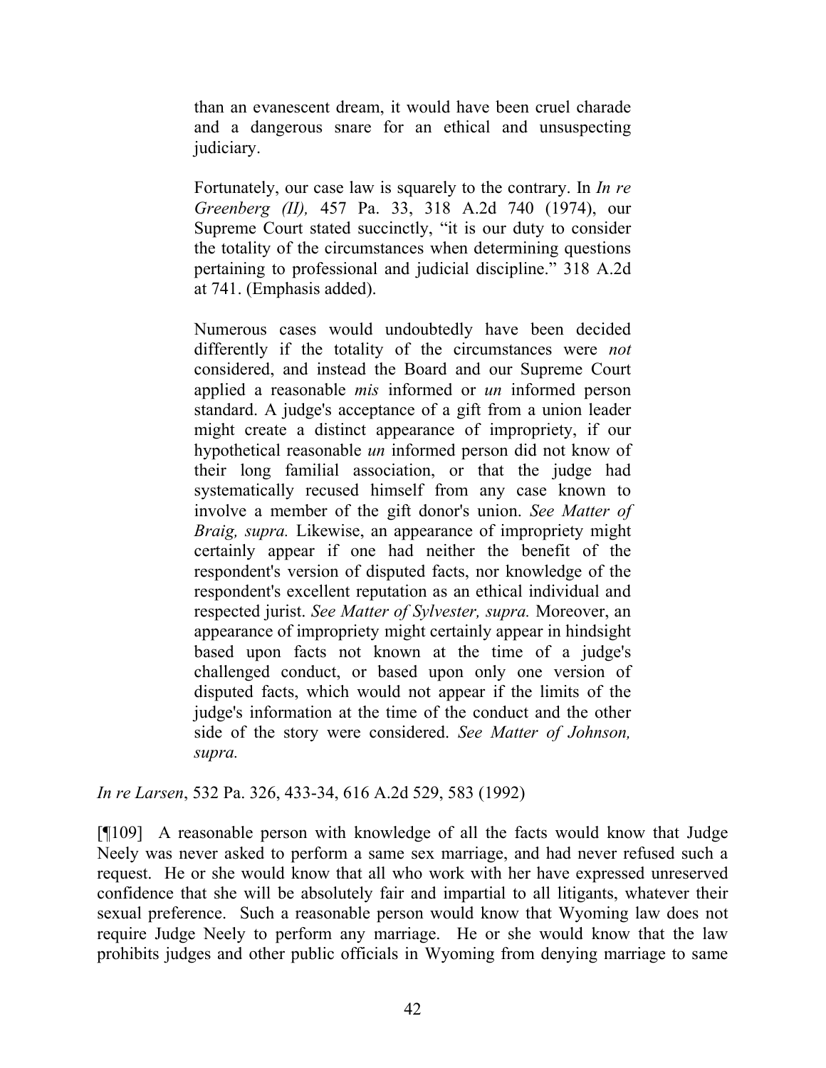> than an evanescent dream, it would have been cruel charade and a dangerous snare for an ethical and unsuspecting judiciary.
>
> Fortunately, our case law is squarely to the contrary. In *In re Greenberg (II),* 457 Pa. 33, 318 A.2d 740 (1974), our Supreme Court stated succinctly, "it is our duty to consider the totality of the circumstances when determining questions pertaining to professional and judicial discipline." 318 A.2d at 741. (Emphasis added).
>
> Numerous cases would undoubtedly have been decided differently if the totality of the circumstances were *not* considered, and instead the Board and our Supreme Court applied a reasonable *mis* informed or *un* informed person standard. A judge's acceptance of a gift from a union leader might create a distinct appearance of impropriety, if our hypothetical reasonable *un* informed person did not know of their long familial association, or that the judge had systematically recused himself from any case known to involve a member of the gift donor's union. *See Matter of Braig, supra.* Likewise, an appearance of impropriety might certainly appear if one had neither the benefit of the respondent's version of disputed facts, nor knowledge of the respondent's excellent reputation as an ethical individual and respected jurist. *See Matter of Sylvester, supra.* Moreover, an appearance of impropriety might certainly appear in hindsight based upon facts not known at the time of a judge's challenged conduct, or based upon only one version of disputed facts, which would not appear if the limits of the judge's information at the time of the conduct and the other side of the story were considered. *See Matter of Johnson, supra.*

*In re Larsen*, 532 Pa. 326, 433-34, 616 A.2d 529, 583 (1992)

[¶109] A reasonable person with knowledge of all the facts would know that Judge Neely was never asked to perform a same sex marriage, and had never refused such a request. He or she would know that all who work with her have expressed unreserved confidence that she will be absolutely fair and impartial to all litigants, whatever their sexual preference. Such a reasonable person would know that Wyoming law does not require Judge Neely to perform any marriage. He or she would know that the law prohibits judges and other public officials in Wyoming from denying marriage to same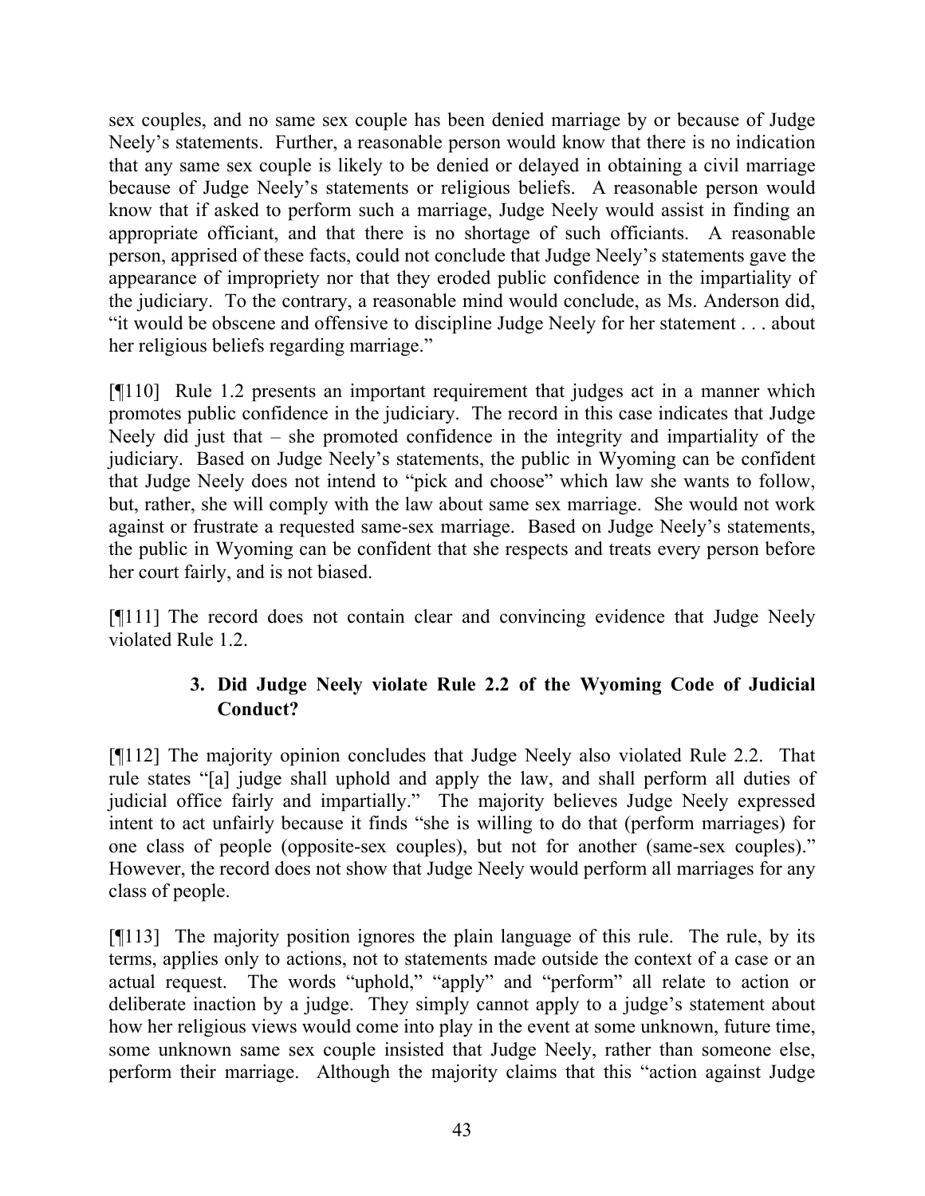sex couples, and no same sex couple has been denied marriage by or because of Judge Neely's statements. Further, a reasonable person would know that there is no indication that any same sex couple is likely to be denied or delayed in obtaining a civil marriage because of Judge Neely's statements or religious beliefs. A reasonable person would know that if asked to perform such a marriage, Judge Neely would assist in finding an appropriate officiant, and that there is no shortage of such officiants. A reasonable person, apprised of these facts, could not conclude that Judge Neely's statements gave the appearance of impropriety nor that they eroded public confidence in the impartiality of the judiciary. To the contrary, a reasonable mind would conclude, as Ms. Anderson did, "it would be obscene and offensive to discipline Judge Neely for her statement . . . about her religious beliefs regarding marriage."

[¶110] Rule 1.2 presents an important requirement that judges act in a manner which promotes public confidence in the judiciary. The record in this case indicates that Judge Neely did just that – she promoted confidence in the integrity and impartiality of the judiciary. Based on Judge Neely's statements, the public in Wyoming can be confident that Judge Neely does not intend to "pick and choose" which law she wants to follow, but, rather, she will comply with the law about same sex marriage. She would not work against or frustrate a requested same-sex marriage. Based on Judge Neely's statements, the public in Wyoming can be confident that she respects and treats every person before her court fairly, and is not biased.

[¶111] The record does not contain clear and convincing evidence that Judge Neely violated Rule 1.2.

### 3. Did Judge Neely violate Rule 2.2 of the Wyoming Code of Judicial Conduct?

[¶112] The majority opinion concludes that Judge Neely also violated Rule 2.2. That rule states "[a] judge shall uphold and apply the law, and shall perform all duties of judicial office fairly and impartially." The majority believes Judge Neely expressed intent to act unfairly because it finds "she is willing to do that (perform marriages) for one class of people (opposite-sex couples), but not for another (same-sex couples)." However, the record does not show that Judge Neely would perform all marriages for any class of people.

[¶113] The majority position ignores the plain language of this rule. The rule, by its terms, applies only to actions, not to statements made outside the context of a case or an actual request. The words "uphold," "apply" and "perform" all relate to action or deliberate inaction by a judge. They simply cannot apply to a judge's statement about how her religious views would come into play in the event at some unknown, future time, some unknown same sex couple insisted that Judge Neely, rather than someone else, perform their marriage. Although the majority claims that this "action against Judge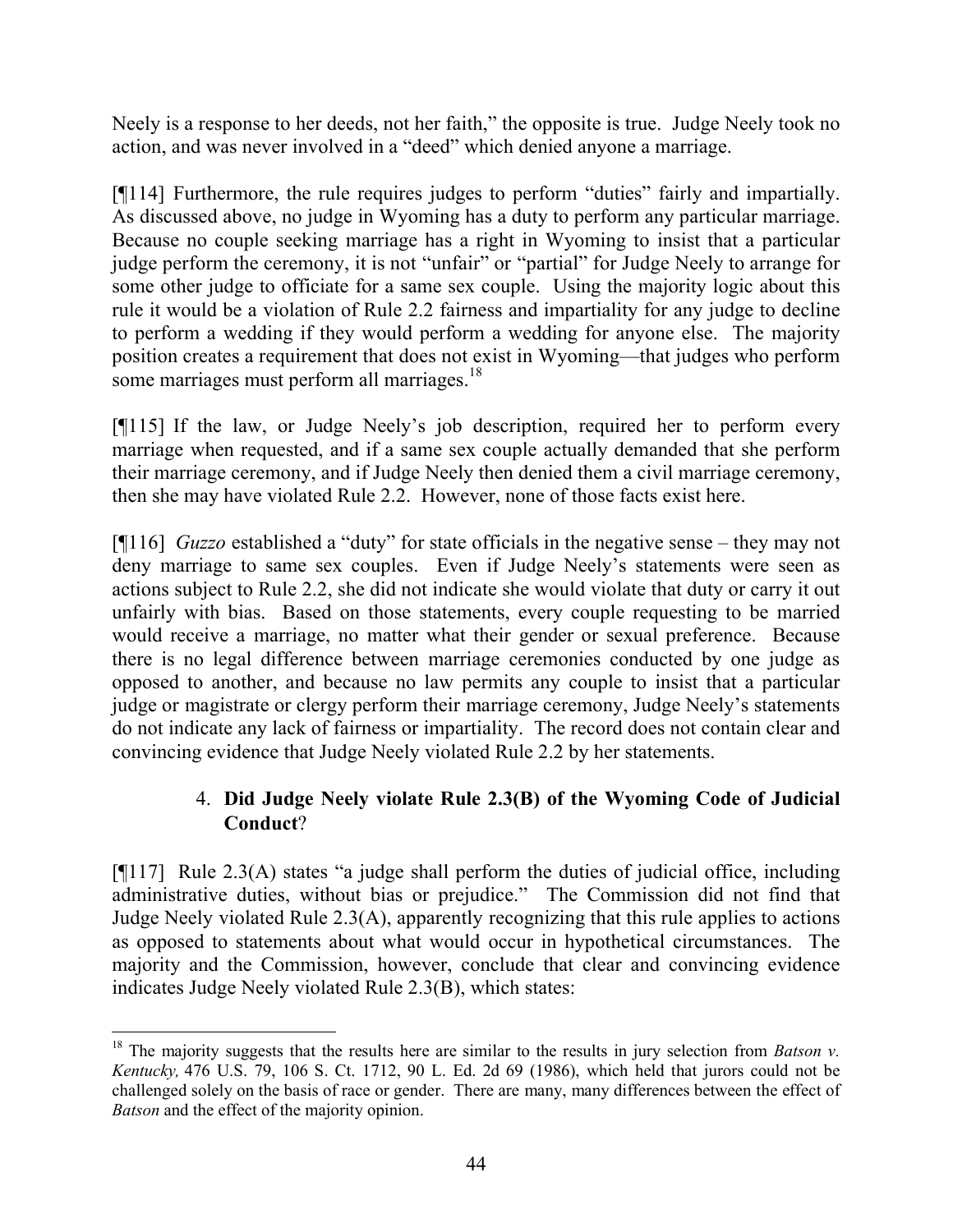Neely is a response to her deeds, not her faith," the opposite is true. Judge Neely took no action, and was never involved in a "deed" which denied anyone a marriage.

[¶114] Furthermore, the rule requires judges to perform "duties" fairly and impartially. As discussed above, no judge in Wyoming has a duty to perform any particular marriage. Because no couple seeking marriage has a right in Wyoming to insist that a particular judge perform the ceremony, it is not "unfair" or "partial" for Judge Neely to arrange for some other judge to officiate for a same sex couple. Using the majority logic about this rule it would be a violation of Rule 2.2 fairness and impartiality for any judge to decline to perform a wedding if they would perform a wedding for anyone else. The majority position creates a requirement that does not exist in Wyoming—that judges who perform some marriages must perform all marriages.[18]

[¶115] If the law, or Judge Neely's job description, required her to perform every marriage when requested, and if a same sex couple actually demanded that she perform their marriage ceremony, and if Judge Neely then denied them a civil marriage ceremony, then she may have violated Rule 2.2. However, none of those facts exist here.

[¶116] *Guzzo* established a "duty" for state officials in the negative sense – they may not deny marriage to same sex couples. Even if Judge Neely's statements were seen as actions subject to Rule 2.2, she did not indicate she would violate that duty or carry it out unfairly with bias. Based on those statements, every couple requesting to be married would receive a marriage, no matter what their gender or sexual preference. Because there is no legal difference between marriage ceremonies conducted by one judge as opposed to another, and because no law permits any couple to insist that a particular judge or magistrate or clergy perform their marriage ceremony, Judge Neely's statements do not indicate any lack of fairness or impartiality. The record does not contain clear and convincing evidence that Judge Neely violated Rule 2.2 by her statements.

4. **Did Judge Neely violate Rule 2.3(B) of the Wyoming Code of Judicial Conduct**?

[¶117] Rule 2.3(A) states "a judge shall perform the duties of judicial office, including administrative duties, without bias or prejudice." The Commission did not find that Judge Neely violated Rule 2.3(A), apparently recognizing that this rule applies to actions as opposed to statements about what would occur in hypothetical circumstances. The majority and the Commission, however, conclude that clear and convincing evidence indicates Judge Neely violated Rule 2.3(B), which states:

---

[18] The majority suggests that the results here are similar to the results in jury selection from *Batson v. Kentucky,* 476 U.S. 79, 106 S. Ct. 1712, 90 L. Ed. 2d 69 (1986), which held that jurors could not be challenged solely on the basis of race or gender. There are many, many differences between the effect of *Batson* and the effect of the majority opinion.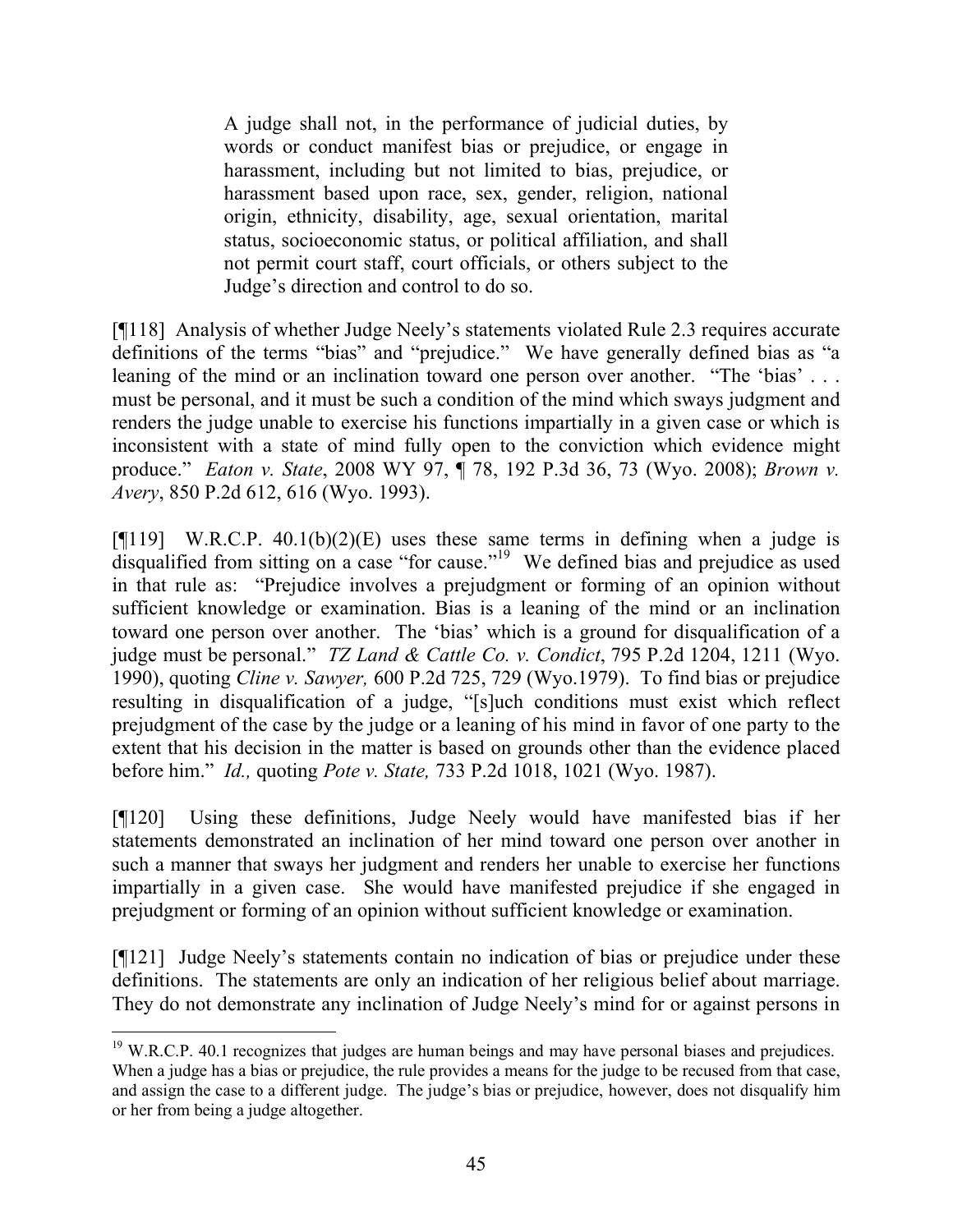> A judge shall not, in the performance of judicial duties, by words or conduct manifest bias or prejudice, or engage in harassment, including but not limited to bias, prejudice, or harassment based upon race, sex, gender, religion, national origin, ethnicity, disability, age, sexual orientation, marital status, socioeconomic status, or political affiliation, and shall not permit court staff, court officials, or others subject to the Judge's direction and control to do so.

[¶118] Analysis of whether Judge Neely's statements violated Rule 2.3 requires accurate definitions of the terms "bias" and "prejudice." We have generally defined bias as "a leaning of the mind or an inclination toward one person over another. "The 'bias' . . . must be personal, and it must be such a condition of the mind which sways judgment and renders the judge unable to exercise his functions impartially in a given case or which is inconsistent with a state of mind fully open to the conviction which evidence might produce." *Eaton v. State*, 2008 WY 97, ¶ 78, 192 P.3d 36, 73 (Wyo. 2008); *Brown v. Avery*, 850 P.2d 612, 616 (Wyo. 1993).

[¶119] W.R.C.P. 40.1(b)(2)(E) uses these same terms in defining when a judge is disqualified from sitting on a case "for cause."[19] We defined bias and prejudice as used in that rule as: "Prejudice involves a prejudgment or forming of an opinion without sufficient knowledge or examination. Bias is a leaning of the mind or an inclination toward one person over another. The 'bias' which is a ground for disqualification of a judge must be personal." *TZ Land & Cattle Co. v. Condict*, 795 P.2d 1204, 1211 (Wyo. 1990), quoting *Cline v. Sawyer,* 600 P.2d 725, 729 (Wyo.1979). To find bias or prejudice resulting in disqualification of a judge, "[s]uch conditions must exist which reflect prejudgment of the case by the judge or a leaning of his mind in favor of one party to the extent that his decision in the matter is based on grounds other than the evidence placed before him." *Id.,* quoting *Pote v. State,* 733 P.2d 1018, 1021 (Wyo. 1987).

[¶120] Using these definitions, Judge Neely would have manifested bias if her statements demonstrated an inclination of her mind toward one person over another in such a manner that sways her judgment and renders her unable to exercise her functions impartially in a given case. She would have manifested prejudice if she engaged in prejudgment or forming of an opinion without sufficient knowledge or examination.

[¶121] Judge Neely's statements contain no indication of bias or prejudice under these definitions. The statements are only an indication of her religious belief about marriage. They do not demonstrate any inclination of Judge Neely's mind for or against persons in

---

[19] W.R.C.P. 40.1 recognizes that judges are human beings and may have personal biases and prejudices. When a judge has a bias or prejudice, the rule provides a means for the judge to be recused from that case, and assign the case to a different judge. The judge's bias or prejudice, however, does not disqualify him or her from being a judge altogether.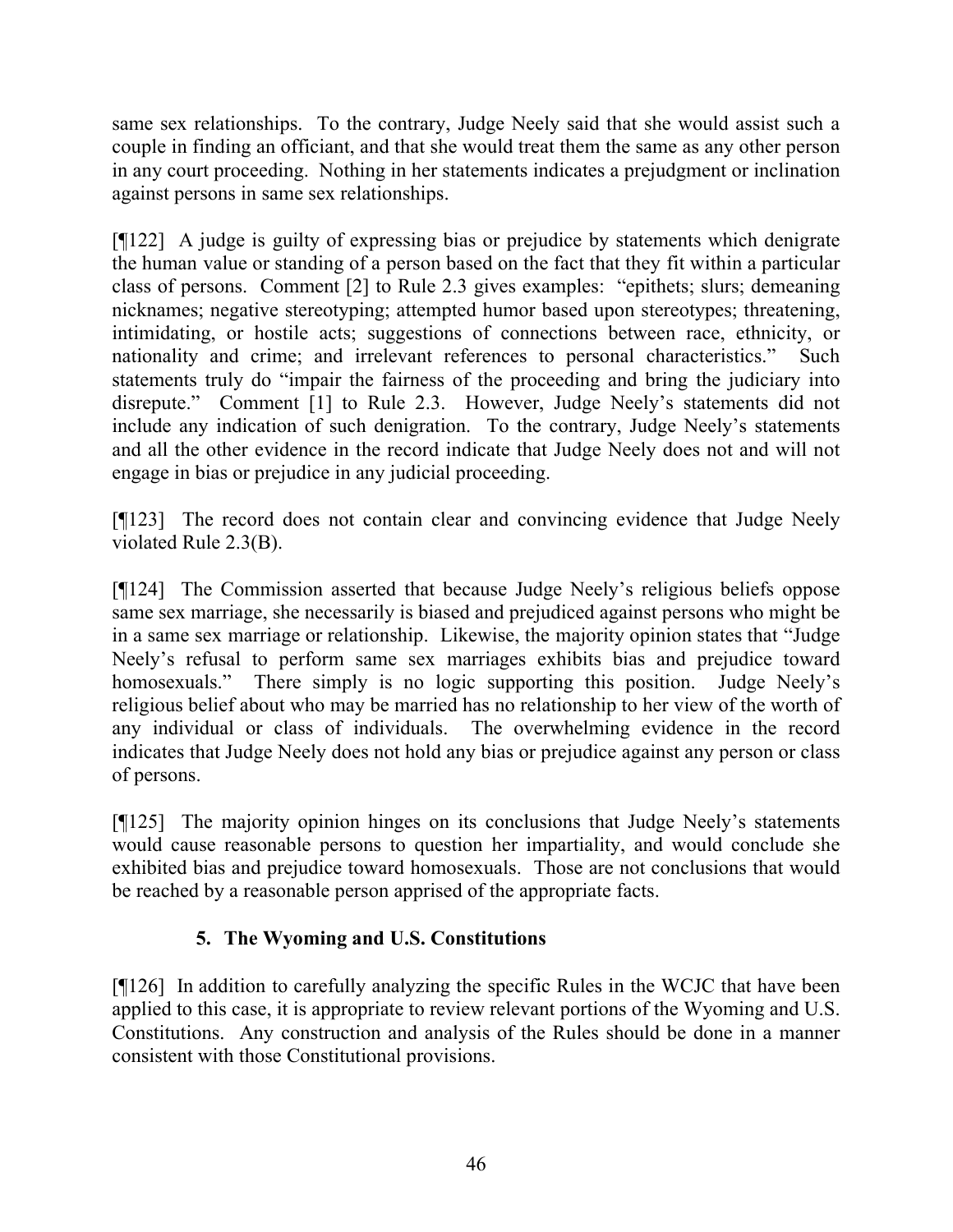same sex relationships. To the contrary, Judge Neely said that she would assist such a couple in finding an officiant, and that she would treat them the same as any other person in any court proceeding. Nothing in her statements indicates a prejudgment or inclination against persons in same sex relationships.

[¶122] A judge is guilty of expressing bias or prejudice by statements which denigrate the human value or standing of a person based on the fact that they fit within a particular class of persons. Comment [2] to Rule 2.3 gives examples: "epithets; slurs; demeaning nicknames; negative stereotyping; attempted humor based upon stereotypes; threatening, intimidating, or hostile acts; suggestions of connections between race, ethnicity, or nationality and crime; and irrelevant references to personal characteristics." Such statements truly do "impair the fairness of the proceeding and bring the judiciary into disrepute." Comment [1] to Rule 2.3. However, Judge Neely's statements did not include any indication of such denigration. To the contrary, Judge Neely's statements and all the other evidence in the record indicate that Judge Neely does not and will not engage in bias or prejudice in any judicial proceeding.

[¶123] The record does not contain clear and convincing evidence that Judge Neely violated Rule 2.3(B).

[¶124] The Commission asserted that because Judge Neely's religious beliefs oppose same sex marriage, she necessarily is biased and prejudiced against persons who might be in a same sex marriage or relationship. Likewise, the majority opinion states that "Judge Neely's refusal to perform same sex marriages exhibits bias and prejudice toward homosexuals." There simply is no logic supporting this position. Judge Neely's religious belief about who may be married has no relationship to her view of the worth of any individual or class of individuals. The overwhelming evidence in the record indicates that Judge Neely does not hold any bias or prejudice against any person or class of persons.

[¶125] The majority opinion hinges on its conclusions that Judge Neely's statements would cause reasonable persons to question her impartiality, and would conclude she exhibited bias and prejudice toward homosexuals. Those are not conclusions that would be reached by a reasonable person apprised of the appropriate facts.

### 5. The Wyoming and U.S. Constitutions

[¶126] In addition to carefully analyzing the specific Rules in the WCJC that have been applied to this case, it is appropriate to review relevant portions of the Wyoming and U.S. Constitutions. Any construction and analysis of the Rules should be done in a manner consistent with those Constitutional provisions.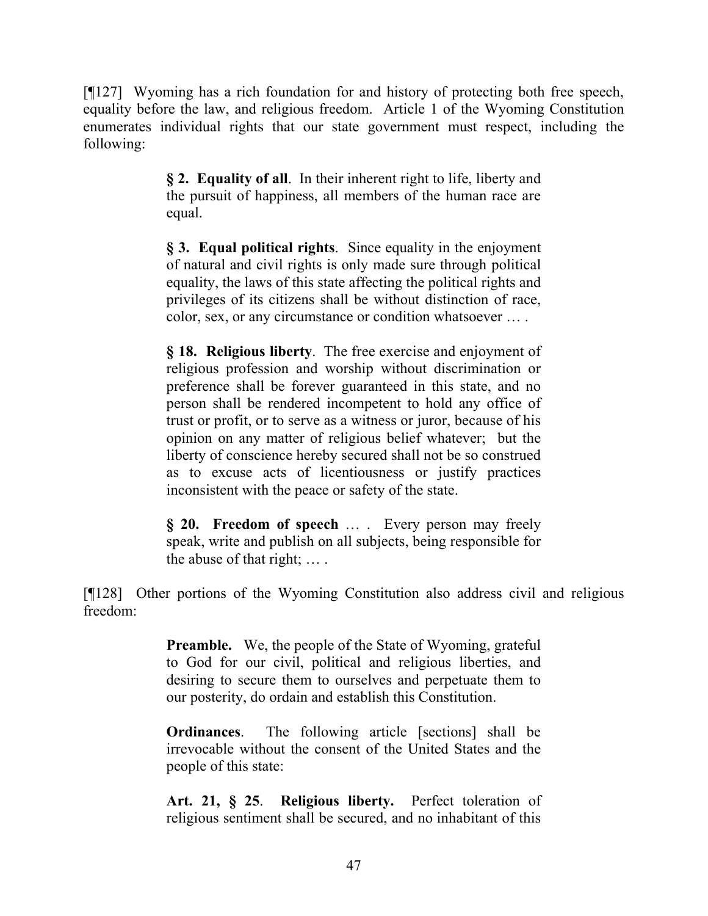[¶127] Wyoming has a rich foundation for and history of protecting both free speech, equality before the law, and religious freedom. Article 1 of the Wyoming Constitution enumerates individual rights that our state government must respect, including the following:

> **§ 2. Equality of all**. In their inherent right to life, liberty and the pursuit of happiness, all members of the human race are equal.
>
> **§ 3. Equal political rights**. Since equality in the enjoyment of natural and civil rights is only made sure through political equality, the laws of this state affecting the political rights and privileges of its citizens shall be without distinction of race, color, sex, or any circumstance or condition whatsoever … .
>
> **§ 18. Religious liberty**. The free exercise and enjoyment of religious profession and worship without discrimination or preference shall be forever guaranteed in this state, and no person shall be rendered incompetent to hold any office of trust or profit, or to serve as a witness or juror, because of his opinion on any matter of religious belief whatever; but the liberty of conscience hereby secured shall not be so construed as to excuse acts of licentiousness or justify practices inconsistent with the peace or safety of the state.
>
> **§ 20. Freedom of speech** … . Every person may freely speak, write and publish on all subjects, being responsible for the abuse of that right; … .

[¶128] Other portions of the Wyoming Constitution also address civil and religious freedom:

> **Preamble.** We, the people of the State of Wyoming, grateful to God for our civil, political and religious liberties, and desiring to secure them to ourselves and perpetuate them to our posterity, do ordain and establish this Constitution.
>
> **Ordinances**. The following article [sections] shall be irrevocable without the consent of the United States and the people of this state:
>
> **Art. 21, § 25**. **Religious liberty.** Perfect toleration of religious sentiment shall be secured, and no inhabitant of this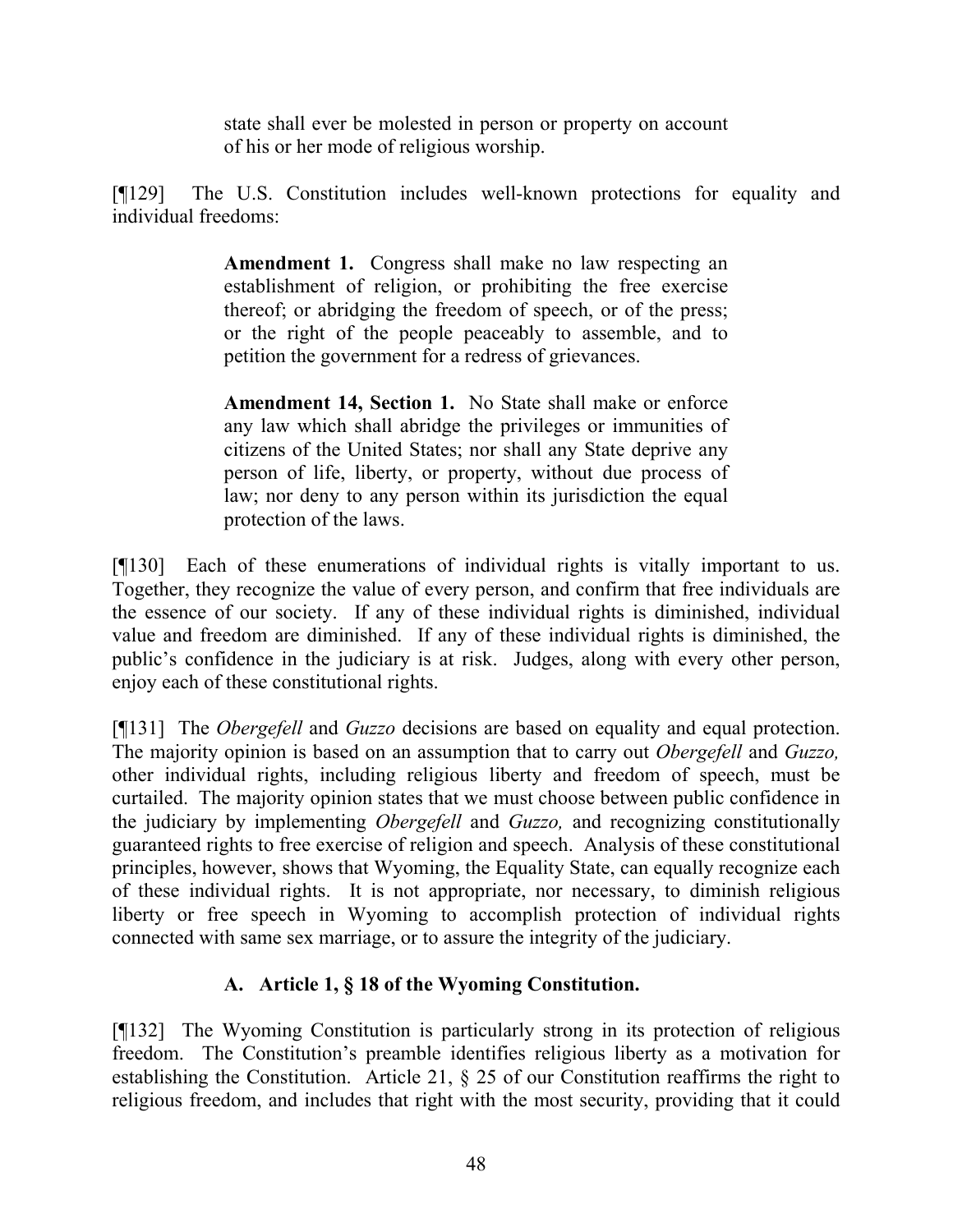> state shall ever be molested in person or property on account of his or her mode of religious worship.

[¶129] The U.S. Constitution includes well-known protections for equality and individual freedoms:

> **Amendment 1.** Congress shall make no law respecting an establishment of religion, or prohibiting the free exercise thereof; or abridging the freedom of speech, or of the press; or the right of the people peaceably to assemble, and to petition the government for a redress of grievances.
>
> **Amendment 14, Section 1.** No State shall make or enforce any law which shall abridge the privileges or immunities of citizens of the United States; nor shall any State deprive any person of life, liberty, or property, without due process of law; nor deny to any person within its jurisdiction the equal protection of the laws.

[¶130] Each of these enumerations of individual rights is vitally important to us. Together, they recognize the value of every person, and confirm that free individuals are the essence of our society. If any of these individual rights is diminished, individual value and freedom are diminished. If any of these individual rights is diminished, the public's confidence in the judiciary is at risk. Judges, along with every other person, enjoy each of these constitutional rights.

[¶131] The *Obergefell* and *Guzzo* decisions are based on equality and equal protection. The majority opinion is based on an assumption that to carry out *Obergefell* and *Guzzo,* other individual rights, including religious liberty and freedom of speech, must be curtailed. The majority opinion states that we must choose between public confidence in the judiciary by implementing *Obergefell* and *Guzzo,* and recognizing constitutionally guaranteed rights to free exercise of religion and speech. Analysis of these constitutional principles, however, shows that Wyoming, the Equality State, can equally recognize each of these individual rights. It is not appropriate, nor necessary, to diminish religious liberty or free speech in Wyoming to accomplish protection of individual rights connected with same sex marriage, or to assure the integrity of the judiciary.

### A. Article 1, § 18 of the Wyoming Constitution.

[¶132] The Wyoming Constitution is particularly strong in its protection of religious freedom. The Constitution's preamble identifies religious liberty as a motivation for establishing the Constitution. Article 21, § 25 of our Constitution reaffirms the right to religious freedom, and includes that right with the most security, providing that it could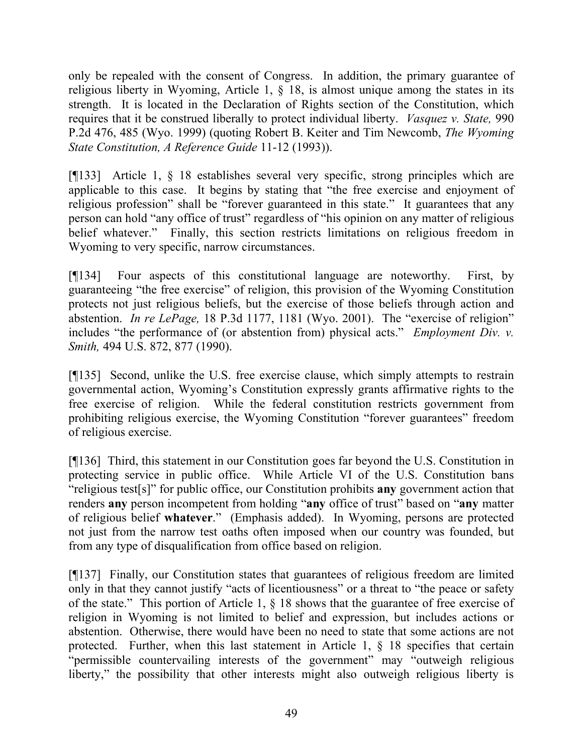only be repealed with the consent of Congress. In addition, the primary guarantee of religious liberty in Wyoming, Article 1, § 18, is almost unique among the states in its strength. It is located in the Declaration of Rights section of the Constitution, which requires that it be construed liberally to protect individual liberty. *Vasquez v. State,* 990 P.2d 476, 485 (Wyo. 1999) (quoting Robert B. Keiter and Tim Newcomb, *The Wyoming State Constitution, A Reference Guide* 11-12 (1993)).

[¶133] Article 1, § 18 establishes several very specific, strong principles which are applicable to this case. It begins by stating that "the free exercise and enjoyment of religious profession" shall be "forever guaranteed in this state." It guarantees that any person can hold "any office of trust" regardless of "his opinion on any matter of religious belief whatever." Finally, this section restricts limitations on religious freedom in Wyoming to very specific, narrow circumstances.

[¶134] Four aspects of this constitutional language are noteworthy. First, by guaranteeing "the free exercise" of religion, this provision of the Wyoming Constitution protects not just religious beliefs, but the exercise of those beliefs through action and abstention. *In re LePage,* 18 P.3d 1177, 1181 (Wyo. 2001). The "exercise of religion" includes "the performance of (or abstention from) physical acts." *Employment Div. v. Smith,* 494 U.S. 872, 877 (1990).

[¶135] Second, unlike the U.S. free exercise clause, which simply attempts to restrain governmental action, Wyoming's Constitution expressly grants affirmative rights to the free exercise of religion. While the federal constitution restricts government from prohibiting religious exercise, the Wyoming Constitution "forever guarantees" freedom of religious exercise.

[¶136] Third, this statement in our Constitution goes far beyond the U.S. Constitution in protecting service in public office. While Article VI of the U.S. Constitution bans "religious test[s]" for public office, our Constitution prohibits **any** government action that renders **any** person incompetent from holding "**any** office of trust" based on "**any** matter of religious belief **whatever**." (Emphasis added). In Wyoming, persons are protected not just from the narrow test oaths often imposed when our country was founded, but from any type of disqualification from office based on religion.

[¶137] Finally, our Constitution states that guarantees of religious freedom are limited only in that they cannot justify "acts of licentiousness" or a threat to "the peace or safety of the state." This portion of Article 1, § 18 shows that the guarantee of free exercise of religion in Wyoming is not limited to belief and expression, but includes actions or abstention. Otherwise, there would have been no need to state that some actions are not protected. Further, when this last statement in Article 1, § 18 specifies that certain "permissible countervailing interests of the government" may "outweigh religious liberty," the possibility that other interests might also outweigh religious liberty is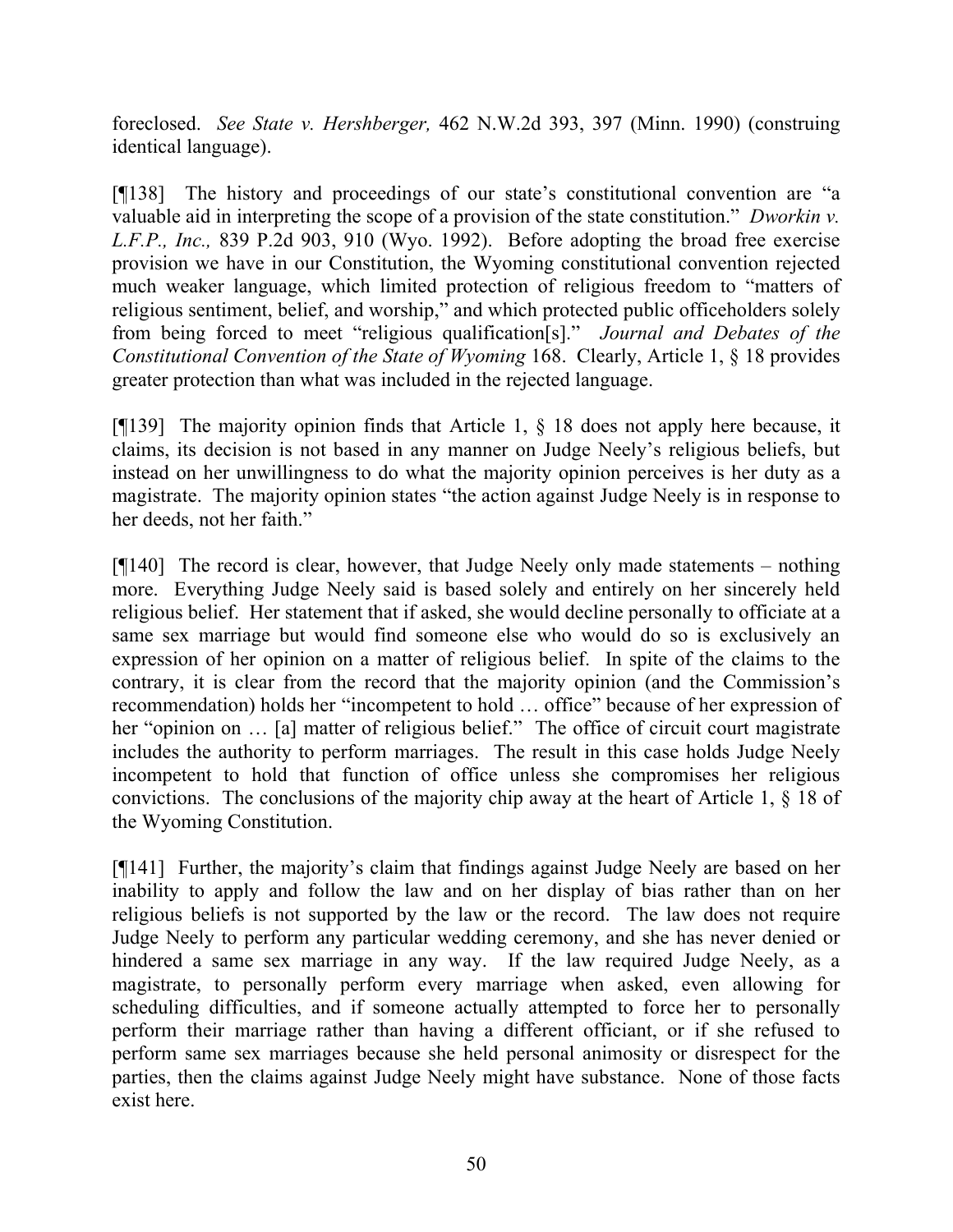foreclosed. *See State v. Hershberger,* 462 N.W.2d 393, 397 (Minn. 1990) (construing identical language).

[¶138] The history and proceedings of our state's constitutional convention are "a valuable aid in interpreting the scope of a provision of the state constitution." *Dworkin v. L.F.P., Inc.,* 839 P.2d 903, 910 (Wyo. 1992). Before adopting the broad free exercise provision we have in our Constitution, the Wyoming constitutional convention rejected much weaker language, which limited protection of religious freedom to "matters of religious sentiment, belief, and worship," and which protected public officeholders solely from being forced to meet "religious qualification[s]." *Journal and Debates of the Constitutional Convention of the State of Wyoming* 168. Clearly, Article 1, § 18 provides greater protection than what was included in the rejected language.

[¶139] The majority opinion finds that Article 1, § 18 does not apply here because, it claims, its decision is not based in any manner on Judge Neely's religious beliefs, but instead on her unwillingness to do what the majority opinion perceives is her duty as a magistrate. The majority opinion states "the action against Judge Neely is in response to her deeds, not her faith."

[¶140] The record is clear, however, that Judge Neely only made statements – nothing more. Everything Judge Neely said is based solely and entirely on her sincerely held religious belief. Her statement that if asked, she would decline personally to officiate at a same sex marriage but would find someone else who would do so is exclusively an expression of her opinion on a matter of religious belief. In spite of the claims to the contrary, it is clear from the record that the majority opinion (and the Commission's recommendation) holds her "incompetent to hold … office" because of her expression of her "opinion on … [a] matter of religious belief." The office of circuit court magistrate includes the authority to perform marriages. The result in this case holds Judge Neely incompetent to hold that function of office unless she compromises her religious convictions. The conclusions of the majority chip away at the heart of Article 1, § 18 of the Wyoming Constitution.

[¶141] Further, the majority's claim that findings against Judge Neely are based on her inability to apply and follow the law and on her display of bias rather than on her religious beliefs is not supported by the law or the record. The law does not require Judge Neely to perform any particular wedding ceremony, and she has never denied or hindered a same sex marriage in any way. If the law required Judge Neely, as a magistrate, to personally perform every marriage when asked, even allowing for scheduling difficulties, and if someone actually attempted to force her to personally perform their marriage rather than having a different officiant, or if she refused to perform same sex marriages because she held personal animosity or disrespect for the parties, then the claims against Judge Neely might have substance. None of those facts exist here.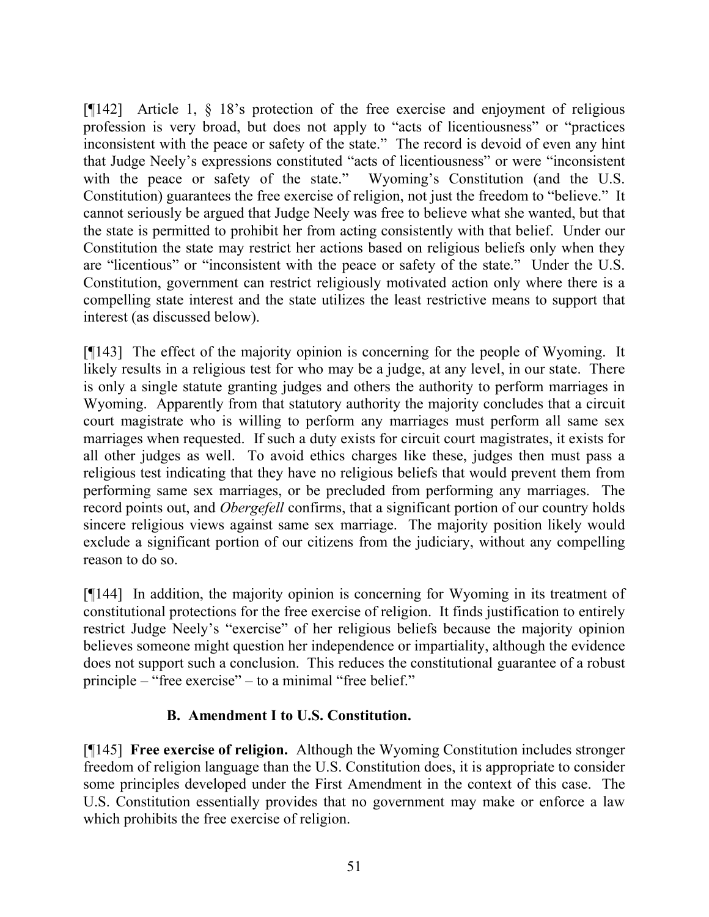[¶142] Article 1, § 18's protection of the free exercise and enjoyment of religious profession is very broad, but does not apply to "acts of licentiousness" or "practices inconsistent with the peace or safety of the state." The record is devoid of even any hint that Judge Neely's expressions constituted "acts of licentiousness" or were "inconsistent with the peace or safety of the state." Wyoming's Constitution (and the U.S. Constitution) guarantees the free exercise of religion, not just the freedom to "believe." It cannot seriously be argued that Judge Neely was free to believe what she wanted, but that the state is permitted to prohibit her from acting consistently with that belief. Under our Constitution the state may restrict her actions based on religious beliefs only when they are "licentious" or "inconsistent with the peace or safety of the state." Under the U.S. Constitution, government can restrict religiously motivated action only where there is a compelling state interest and the state utilizes the least restrictive means to support that interest (as discussed below).

[¶143] The effect of the majority opinion is concerning for the people of Wyoming. It likely results in a religious test for who may be a judge, at any level, in our state. There is only a single statute granting judges and others the authority to perform marriages in Wyoming. Apparently from that statutory authority the majority concludes that a circuit court magistrate who is willing to perform any marriages must perform all same sex marriages when requested. If such a duty exists for circuit court magistrates, it exists for all other judges as well. To avoid ethics charges like these, judges then must pass a religious test indicating that they have no religious beliefs that would prevent them from performing same sex marriages, or be precluded from performing any marriages. The record points out, and *Obergefell* confirms, that a significant portion of our country holds sincere religious views against same sex marriage. The majority position likely would exclude a significant portion of our citizens from the judiciary, without any compelling reason to do so.

[¶144] In addition, the majority opinion is concerning for Wyoming in its treatment of constitutional protections for the free exercise of religion. It finds justification to entirely restrict Judge Neely's "exercise" of her religious beliefs because the majority opinion believes someone might question her independence or impartiality, although the evidence does not support such a conclusion. This reduces the constitutional guarantee of a robust principle – "free exercise" – to a minimal "free belief."

### B. Amendment I to U.S. Constitution.

[¶145] **Free exercise of religion.** Although the Wyoming Constitution includes stronger freedom of religion language than the U.S. Constitution does, it is appropriate to consider some principles developed under the First Amendment in the context of this case. The U.S. Constitution essentially provides that no government may make or enforce a law which prohibits the free exercise of religion.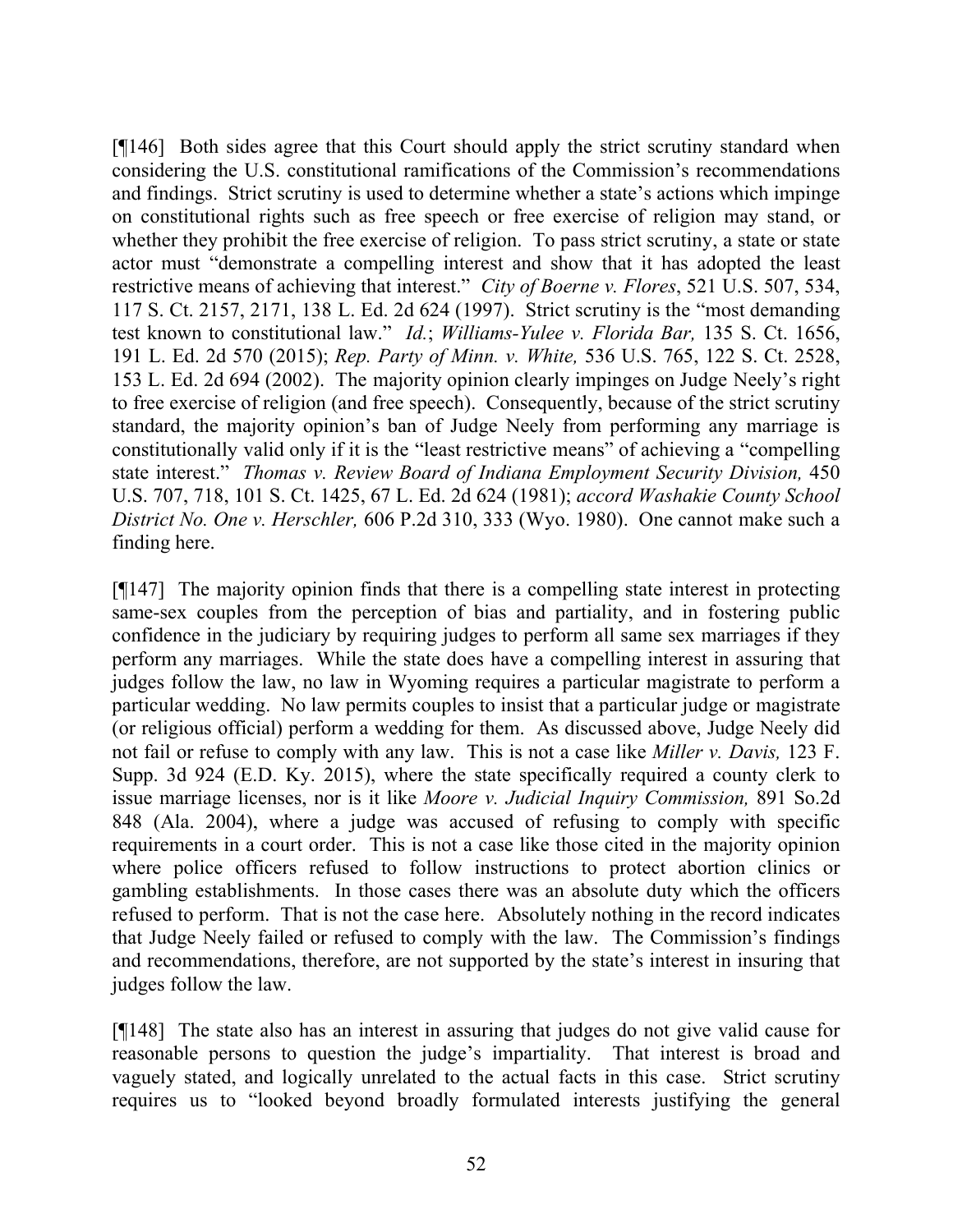[¶146] Both sides agree that this Court should apply the strict scrutiny standard when considering the U.S. constitutional ramifications of the Commission's recommendations and findings. Strict scrutiny is used to determine whether a state's actions which impinge on constitutional rights such as free speech or free exercise of religion may stand, or whether they prohibit the free exercise of religion. To pass strict scrutiny, a state or state actor must "demonstrate a compelling interest and show that it has adopted the least restrictive means of achieving that interest." *City of Boerne v. Flores*, 521 U.S. 507, 534, 117 S. Ct. 2157, 2171, 138 L. Ed. 2d 624 (1997). Strict scrutiny is the "most demanding test known to constitutional law." *Id.*; *Williams-Yulee v. Florida Bar,* 135 S. Ct. 1656, 191 L. Ed. 2d 570 (2015); *Rep. Party of Minn. v. White,* 536 U.S. 765, 122 S. Ct. 2528, 153 L. Ed. 2d 694 (2002). The majority opinion clearly impinges on Judge Neely's right to free exercise of religion (and free speech). Consequently, because of the strict scrutiny standard, the majority opinion's ban of Judge Neely from performing any marriage is constitutionally valid only if it is the "least restrictive means" of achieving a "compelling state interest." *Thomas v. Review Board of Indiana Employment Security Division,* 450 U.S. 707, 718, 101 S. Ct. 1425, 67 L. Ed. 2d 624 (1981); *accord Washakie County School District No. One v. Herschler,* 606 P.2d 310, 333 (Wyo. 1980). One cannot make such a finding here.

[¶147] The majority opinion finds that there is a compelling state interest in protecting same-sex couples from the perception of bias and partiality, and in fostering public confidence in the judiciary by requiring judges to perform all same sex marriages if they perform any marriages. While the state does have a compelling interest in assuring that judges follow the law, no law in Wyoming requires a particular magistrate to perform a particular wedding. No law permits couples to insist that a particular judge or magistrate (or religious official) perform a wedding for them. As discussed above, Judge Neely did not fail or refuse to comply with any law. This is not a case like *Miller v. Davis,* 123 F. Supp. 3d 924 (E.D. Ky. 2015), where the state specifically required a county clerk to issue marriage licenses, nor is it like *Moore v. Judicial Inquiry Commission,* 891 So.2d 848 (Ala. 2004), where a judge was accused of refusing to comply with specific requirements in a court order. This is not a case like those cited in the majority opinion where police officers refused to follow instructions to protect abortion clinics or gambling establishments. In those cases there was an absolute duty which the officers refused to perform. That is not the case here. Absolutely nothing in the record indicates that Judge Neely failed or refused to comply with the law. The Commission's findings and recommendations, therefore, are not supported by the state's interest in insuring that judges follow the law.

[¶148] The state also has an interest in assuring that judges do not give valid cause for reasonable persons to question the judge's impartiality. That interest is broad and vaguely stated, and logically unrelated to the actual facts in this case. Strict scrutiny requires us to "looked beyond broadly formulated interests justifying the general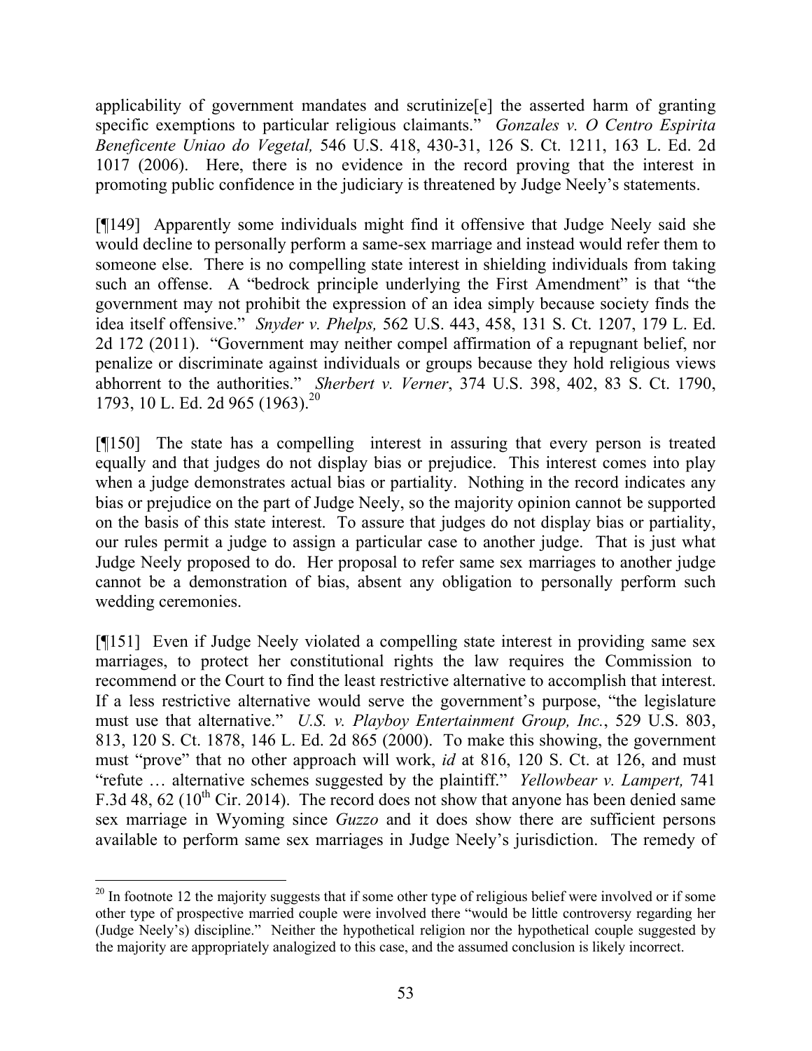applicability of government mandates and scrutinize[e] the asserted harm of granting specific exemptions to particular religious claimants." *Gonzales v. O Centro Espirita Beneficente Uniao do Vegetal,* 546 U.S. 418, 430-31, 126 S. Ct. 1211, 163 L. Ed. 2d 1017 (2006). Here, there is no evidence in the record proving that the interest in promoting public confidence in the judiciary is threatened by Judge Neely's statements.

[¶149] Apparently some individuals might find it offensive that Judge Neely said she would decline to personally perform a same-sex marriage and instead would refer them to someone else. There is no compelling state interest in shielding individuals from taking such an offense. A "bedrock principle underlying the First Amendment" is that "the government may not prohibit the expression of an idea simply because society finds the idea itself offensive." *Snyder v. Phelps,* 562 U.S. 443, 458, 131 S. Ct. 1207, 179 L. Ed. 2d 172 (2011). "Government may neither compel affirmation of a repugnant belief, nor penalize or discriminate against individuals or groups because they hold religious views abhorrent to the authorities." *Sherbert v. Verner*, 374 U.S. 398, 402, 83 S. Ct. 1790, 1793, 10 L. Ed. 2d 965 (1963).[20]

[¶150] The state has a compelling interest in assuring that every person is treated equally and that judges do not display bias or prejudice. This interest comes into play when a judge demonstrates actual bias or partiality. Nothing in the record indicates any bias or prejudice on the part of Judge Neely, so the majority opinion cannot be supported on the basis of this state interest. To assure that judges do not display bias or partiality, our rules permit a judge to assign a particular case to another judge. That is just what Judge Neely proposed to do. Her proposal to refer same sex marriages to another judge cannot be a demonstration of bias, absent any obligation to personally perform such wedding ceremonies.

[¶151] Even if Judge Neely violated a compelling state interest in providing same sex marriages, to protect her constitutional rights the law requires the Commission to recommend or the Court to find the least restrictive alternative to accomplish that interest. If a less restrictive alternative would serve the government's purpose, "the legislature must use that alternative." *U.S. v. Playboy Entertainment Group, Inc.*, 529 U.S. 803, 813, 120 S. Ct. 1878, 146 L. Ed. 2d 865 (2000). To make this showing, the government must "prove" that no other approach will work, *id* at 816, 120 S. Ct. at 126, and must "refute … alternative schemes suggested by the plaintiff." *Yellowbear v. Lampert,* 741 F.3d 48, 62 (10th Cir. 2014). The record does not show that anyone has been denied same sex marriage in Wyoming since *Guzzo* and it does show there are sufficient persons available to perform same sex marriages in Judge Neely's jurisdiction. The remedy of

[20] In footnote 12 the majority suggests that if some other type of religious belief were involved or if some other type of prospective married couple were involved there "would be little controversy regarding her (Judge Neely's) discipline." Neither the hypothetical religion nor the hypothetical couple suggested by the majority are appropriately analogized to this case, and the assumed conclusion is likely incorrect.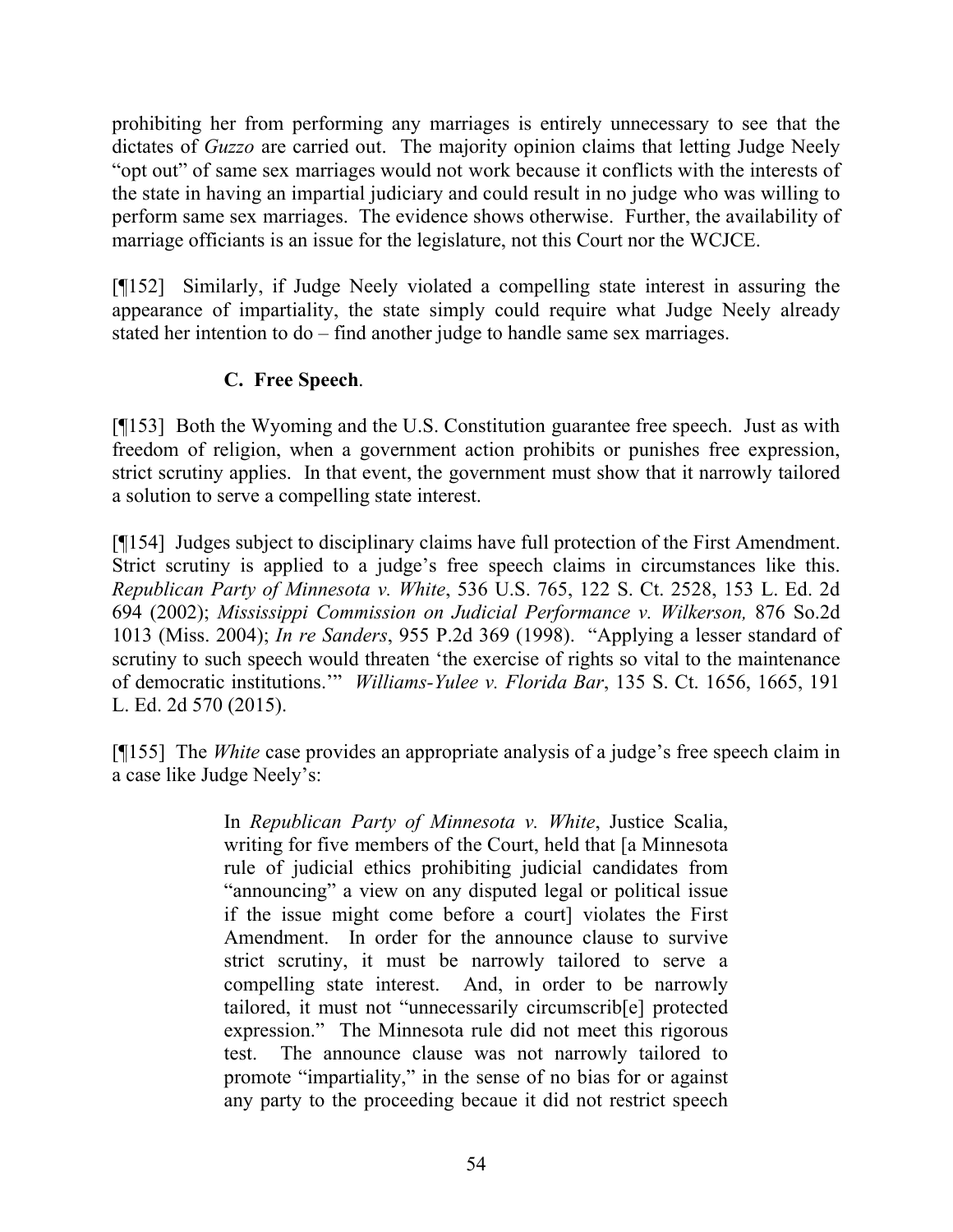prohibiting her from performing any marriages is entirely unnecessary to see that the dictates of *Guzzo* are carried out. The majority opinion claims that letting Judge Neely "opt out" of same sex marriages would not work because it conflicts with the interests of the state in having an impartial judiciary and could result in no judge who was willing to perform same sex marriages. The evidence shows otherwise. Further, the availability of marriage officiants is an issue for the legislature, not this Court nor the WCJCE.

[¶152] Similarly, if Judge Neely violated a compelling state interest in assuring the appearance of impartiality, the state simply could require what Judge Neely already stated her intention to do – find another judge to handle same sex marriages.

### C. Free Speech.

[¶153] Both the Wyoming and the U.S. Constitution guarantee free speech. Just as with freedom of religion, when a government action prohibits or punishes free expression, strict scrutiny applies. In that event, the government must show that it narrowly tailored a solution to serve a compelling state interest.

[¶154] Judges subject to disciplinary claims have full protection of the First Amendment. Strict scrutiny is applied to a judge's free speech claims in circumstances like this. *Republican Party of Minnesota v. White*, 536 U.S. 765, 122 S. Ct. 2528, 153 L. Ed. 2d 694 (2002); *Mississippi Commission on Judicial Performance v. Wilkerson,* 876 So.2d 1013 (Miss. 2004); *In re Sanders*, 955 P.2d 369 (1998). "Applying a lesser standard of scrutiny to such speech would threaten 'the exercise of rights so vital to the maintenance of democratic institutions.'" *Williams-Yulee v. Florida Bar*, 135 S. Ct. 1656, 1665, 191 L. Ed. 2d 570 (2015).

[¶155] The *White* case provides an appropriate analysis of a judge's free speech claim in a case like Judge Neely's:

> In *Republican Party of Minnesota v. White*, Justice Scalia, writing for five members of the Court, held that [a Minnesota rule of judicial ethics prohibiting judicial candidates from "announcing" a view on any disputed legal or political issue if the issue might come before a court] violates the First Amendment. In order for the announce clause to survive strict scrutiny, it must be narrowly tailored to serve a compelling state interest. And, in order to be narrowly tailored, it must not "unnecessarily circumscrib[e] protected expression." The Minnesota rule did not meet this rigorous test. The announce clause was not narrowly tailored to promote "impartiality," in the sense of no bias for or against any party to the proceeding becaue it did not restrict speech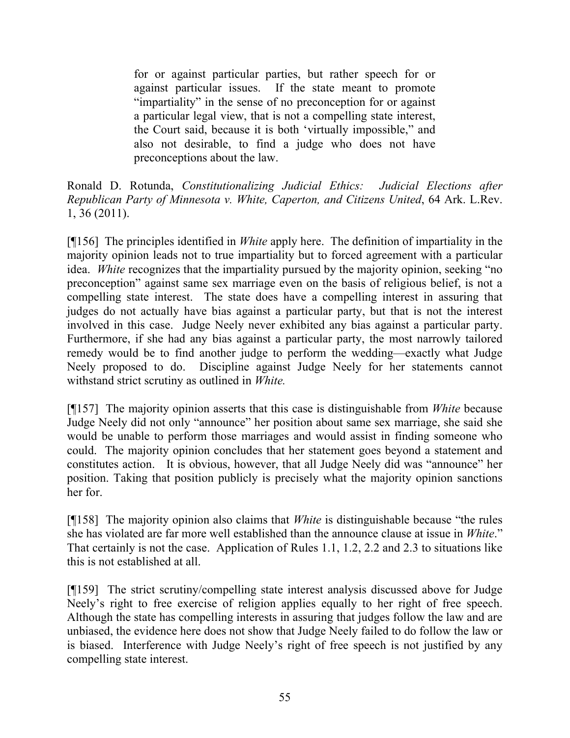> for or against particular parties, but rather speech for or against particular issues. If the state meant to promote "impartiality" in the sense of no preconception for or against a particular legal view, that is not a compelling state interest, the Court said, because it is both 'virtually impossible," and also not desirable, to find a judge who does not have preconceptions about the law.

Ronald D. Rotunda, *Constitutionalizing Judicial Ethics: Judicial Elections after Republican Party of Minnesota v. White, Caperton, and Citizens United*, 64 Ark. L.Rev. 1, 36 (2011).

[¶156] The principles identified in *White* apply here. The definition of impartiality in the majority opinion leads not to true impartiality but to forced agreement with a particular idea. *White* recognizes that the impartiality pursued by the majority opinion, seeking "no preconception" against same sex marriage even on the basis of religious belief, is not a compelling state interest. The state does have a compelling interest in assuring that judges do not actually have bias against a particular party, but that is not the interest involved in this case. Judge Neely never exhibited any bias against a particular party. Furthermore, if she had any bias against a particular party, the most narrowly tailored remedy would be to find another judge to perform the wedding—exactly what Judge Neely proposed to do. Discipline against Judge Neely for her statements cannot withstand strict scrutiny as outlined in *White.*

[¶157] The majority opinion asserts that this case is distinguishable from *White* because Judge Neely did not only "announce" her position about same sex marriage, she said she would be unable to perform those marriages and would assist in finding someone who could. The majority opinion concludes that her statement goes beyond a statement and constitutes action. It is obvious, however, that all Judge Neely did was "announce" her position. Taking that position publicly is precisely what the majority opinion sanctions her for.

[¶158] The majority opinion also claims that *White* is distinguishable because "the rules she has violated are far more well established than the announce clause at issue in *White*." That certainly is not the case. Application of Rules 1.1, 1.2, 2.2 and 2.3 to situations like this is not established at all.

[¶159] The strict scrutiny/compelling state interest analysis discussed above for Judge Neely's right to free exercise of religion applies equally to her right of free speech. Although the state has compelling interests in assuring that judges follow the law and are unbiased, the evidence here does not show that Judge Neely failed to do follow the law or is biased. Interference with Judge Neely's right of free speech is not justified by any compelling state interest.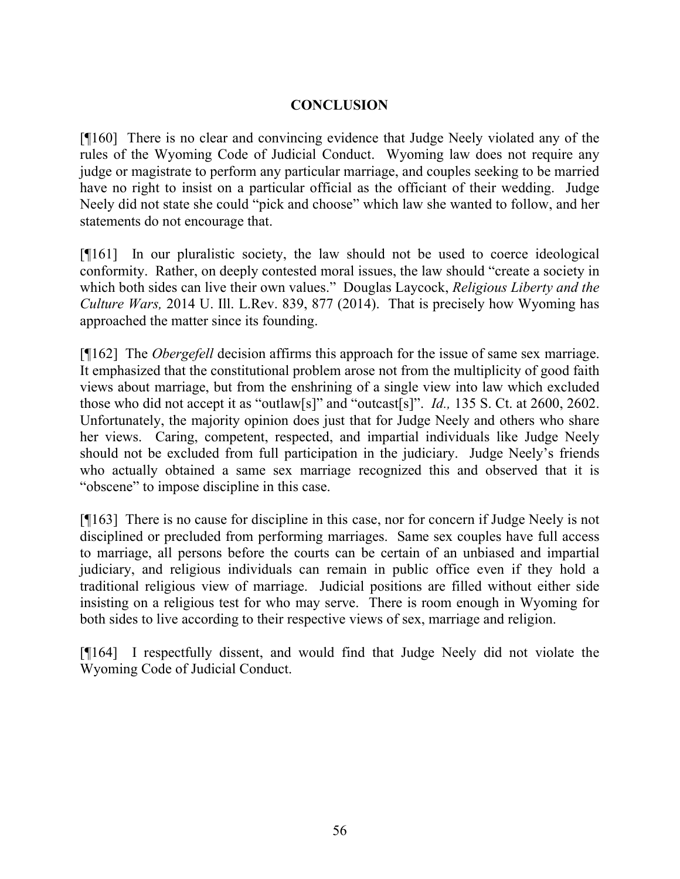## CONCLUSION

[¶160] There is no clear and convincing evidence that Judge Neely violated any of the rules of the Wyoming Code of Judicial Conduct. Wyoming law does not require any judge or magistrate to perform any particular marriage, and couples seeking to be married have no right to insist on a particular official as the officiant of their wedding. Judge Neely did not state she could "pick and choose" which law she wanted to follow, and her statements do not encourage that.

[¶161] In our pluralistic society, the law should not be used to coerce ideological conformity. Rather, on deeply contested moral issues, the law should "create a society in which both sides can live their own values." Douglas Laycock, *Religious Liberty and the Culture Wars,* 2014 U. Ill. L.Rev. 839, 877 (2014). That is precisely how Wyoming has approached the matter since its founding.

[¶162] The *Obergefell* decision affirms this approach for the issue of same sex marriage. It emphasized that the constitutional problem arose not from the multiplicity of good faith views about marriage, but from the enshrining of a single view into law which excluded those who did not accept it as "outlaw[s]" and "outcast[s]". *Id.,* 135 S. Ct. at 2600, 2602. Unfortunately, the majority opinion does just that for Judge Neely and others who share her views. Caring, competent, respected, and impartial individuals like Judge Neely should not be excluded from full participation in the judiciary. Judge Neely's friends who actually obtained a same sex marriage recognized this and observed that it is "obscene" to impose discipline in this case.

[¶163] There is no cause for discipline in this case, nor for concern if Judge Neely is not disciplined or precluded from performing marriages. Same sex couples have full access to marriage, all persons before the courts can be certain of an unbiased and impartial judiciary, and religious individuals can remain in public office even if they hold a traditional religious view of marriage. Judicial positions are filled without either side insisting on a religious test for who may serve. There is room enough in Wyoming for both sides to live according to their respective views of sex, marriage and religion.

[¶164] I respectfully dissent, and would find that Judge Neely did not violate the Wyoming Code of Judicial Conduct.